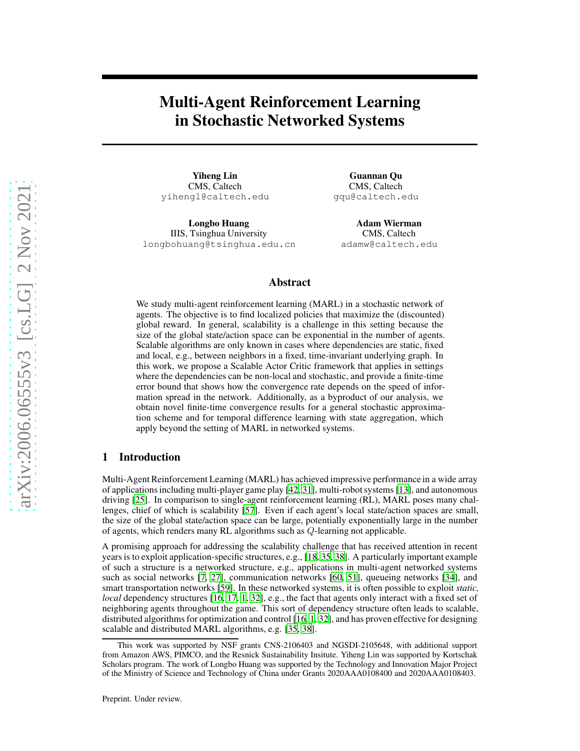# Multi-Agent Reinforcement Learning in Stochastic Networked Systems

**Yiheng Lin**
CMS, Caltech
yihengl@caltech.edu

**Guannan Qu**
CMS, Caltech
gqu@caltech.edu

**Longbo Huang**
IIIS, Tsinghua University
longbohuang@tsinghua.edu.cn

**Adam Wierman**
CMS, Caltech
adamw@caltech.edu

## Abstract

We study multi-agent reinforcement learning (MARL) in a stochastic network of agents. The objective is to find localized policies that maximize the (discounted) global reward. In general, scalability is a challenge in this setting because the size of the global state/action space can be exponential in the number of agents. Scalable algorithms are only known in cases where dependencies are static, fixed and local, e.g., between neighbors in a fixed, time-invariant underlying graph. In this work, we propose a Scalable Actor Critic framework that applies in settings where the dependencies can be non-local and stochastic, and provide a finite-time error bound that shows how the convergence rate depends on the speed of information spread in the network. Additionally, as a byproduct of our analysis, we obtain novel finite-time convergence results for a general stochastic approximation scheme and for temporal difference learning with state aggregation, which apply beyond the setting of MARL in networked systems.

## 1 Introduction

Multi-Agent Reinforcement Learning (MARL) has achieved impressive performance in a wide array of applications including multi-player game play [42, 31], multi-robot systems [13], and autonomous driving [25]. In comparison to single-agent reinforcement learning (RL), MARL poses many challenges, chief of which is scalability [57]. Even if each agent's local state/action spaces are small, the size of the global state/action space can be large, potentially exponentially large in the number of agents, which renders many RL algorithms such as $Q$-learning not applicable.

A promising approach for addressing the scalability challenge that has received attention in recent years is to exploit application-specific structures, e.g., [18, 35, 38]. A particularly important example of such a structure is a networked structure, e.g., applications in multi-agent networked systems such as social networks [7, 27], communication networks [60, 51], queueing networks [34], and smart transportation networks [59]. In these networked systems, it is often possible to exploit *static, local* dependency structures [16, 17, 1, 32], e.g., the fact that agents only interact with a fixed set of neighboring agents throughout the game. This sort of dependency structure often leads to scalable, distributed algorithms for optimization and control [16, 1, 32], and has proven effective for designing scalable and distributed MARL algorithms, e.g. [35, 38].

This work was supported by NSF grants CNS-2106403 and NGSDI-2105648, with additional support from Amazon AWS, PIMCO, and the Resnick Sustainability Insitute. Yiheng Lin was supported by Kortschak Scholars program. The work of Longbo Huang was supported by the Technology and Innovation Major Project of the Ministry of Science and Technology of China under Grants 2020AAA0108400 and 2020AAA0108403.

Preprint. Under review.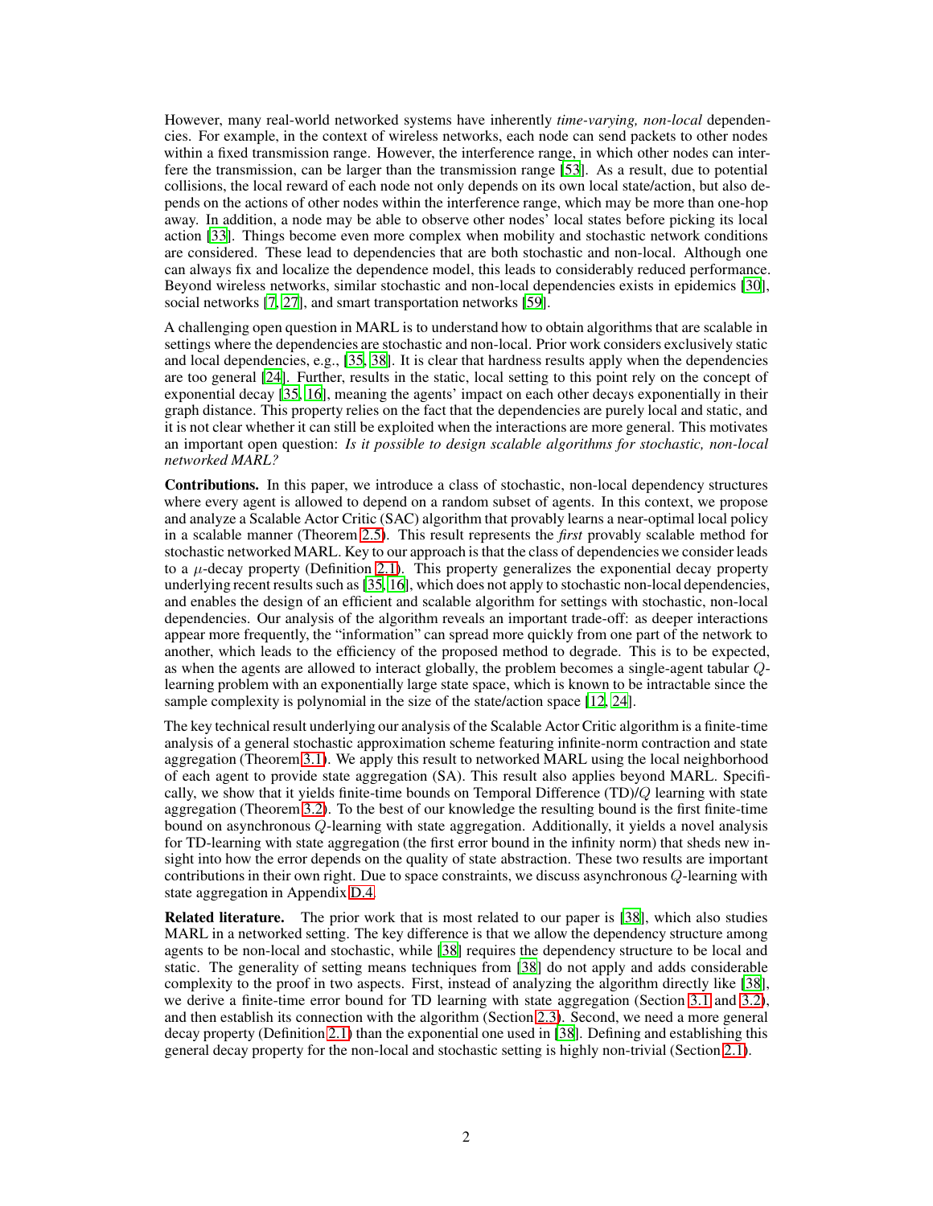However, many real-world networked systems have inherently *time-varying, non-local* dependencies. For example, in the context of wireless networks, each node can send packets to other nodes within a fixed transmission range. However, the interference range, in which other nodes can interfere the transmission, can be larger than the transmission range [53]. As a result, due to potential collisions, the local reward of each node not only depends on its own local state/action, but also depends on the actions of other nodes within the interference range, which may be more than one-hop away. In addition, a node may be able to observe other nodes' local states before picking its local action [33]. Things become even more complex when mobility and stochastic network conditions are considered. These lead to dependencies that are both stochastic and non-local. Although one can always fix and localize the dependence model, this leads to considerably reduced performance. Beyond wireless networks, similar stochastic and non-local dependencies exists in epidemics [30], social networks [7, 27], and smart transportation networks [59].

A challenging open question in MARL is to understand how to obtain algorithms that are scalable in settings where the dependencies are stochastic and non-local. Prior work considers exclusively static and local dependencies, e.g., [35, 38]. It is clear that hardness results apply when the dependencies are too general [24]. Further, results in the static, local setting to this point rely on the concept of exponential decay [35, 16], meaning the agents' impact on each other decays exponentially in their graph distance. This property relies on the fact that the dependencies are purely local and static, and it is not clear whether it can still be exploited when the interactions are more general. This motivates an important open question: *Is it possible to design scalable algorithms for stochastic, non-local networked MARL?*

**Contributions.** In this paper, we introduce a class of stochastic, non-local dependency structures where every agent is allowed to depend on a random subset of agents. In this context, we propose and analyze a Scalable Actor Critic (SAC) algorithm that provably learns a near-optimal local policy in a scalable manner (Theorem 2.5). This result represents the *first* provably scalable method for stochastic networked MARL. Key to our approach is that the class of dependencies we consider leads to a $\mu$-decay property (Definition 2.1). This property generalizes the exponential decay property underlying recent results such as [35, 16], which does not apply to stochastic non-local dependencies, and enables the design of an efficient and scalable algorithm for settings with stochastic, non-local dependencies. Our analysis of the algorithm reveals an important trade-off: as deeper interactions appear more frequently, the "information" can spread more quickly from one part of the network to another, which leads to the efficiency of the proposed method to degrade. This is to be expected, as when the agents are allowed to interact globally, the problem becomes a single-agent tabular $Q$-learning problem with an exponentially large state space, which is known to be intractable since the sample complexity is polynomial in the size of the state/action space [12, 24].

The key technical result underlying our analysis of the Scalable Actor Critic algorithm is a finite-time analysis of a general stochastic approximation scheme featuring infinite-norm contraction and state aggregation (Theorem 3.1). We apply this result to networked MARL using the local neighborhood of each agent to provide state aggregation (SA). This result also applies beyond MARL. Specifically, we show that it yields finite-time bounds on Temporal Difference (TD)/$Q$ learning with state aggregation (Theorem 3.2). To the best of our knowledge the resulting bound is the first finite-time bound on asynchronous $Q$-learning with state aggregation. Additionally, it yields a novel analysis for TD-learning with state aggregation (the first error bound in the infinity norm) that sheds new insight into how the error depends on the quality of state abstraction. These two results are important contributions in their own right. Due to space constraints, we discuss asynchronous $Q$-learning with state aggregation in Appendix D.4.

**Related literature.** The prior work that is most related to our paper is [38], which also studies MARL in a networked setting. The key difference is that we allow the dependency structure among agents to be non-local and stochastic, while [38] requires the dependency structure to be local and static. The generality of setting means techniques from [38] do not apply and adds considerable complexity to the proof in two aspects. First, instead of analyzing the algorithm directly like [38], we derive a finite-time error bound for TD learning with state aggregation (Section 3.1 and 3.2), and then establish its connection with the algorithm (Section 2.3). Second, we need a more general decay property (Definition 2.1) than the exponential one used in [38]. Defining and establishing this general decay property for the non-local and stochastic setting is highly non-trivial (Section 2.1).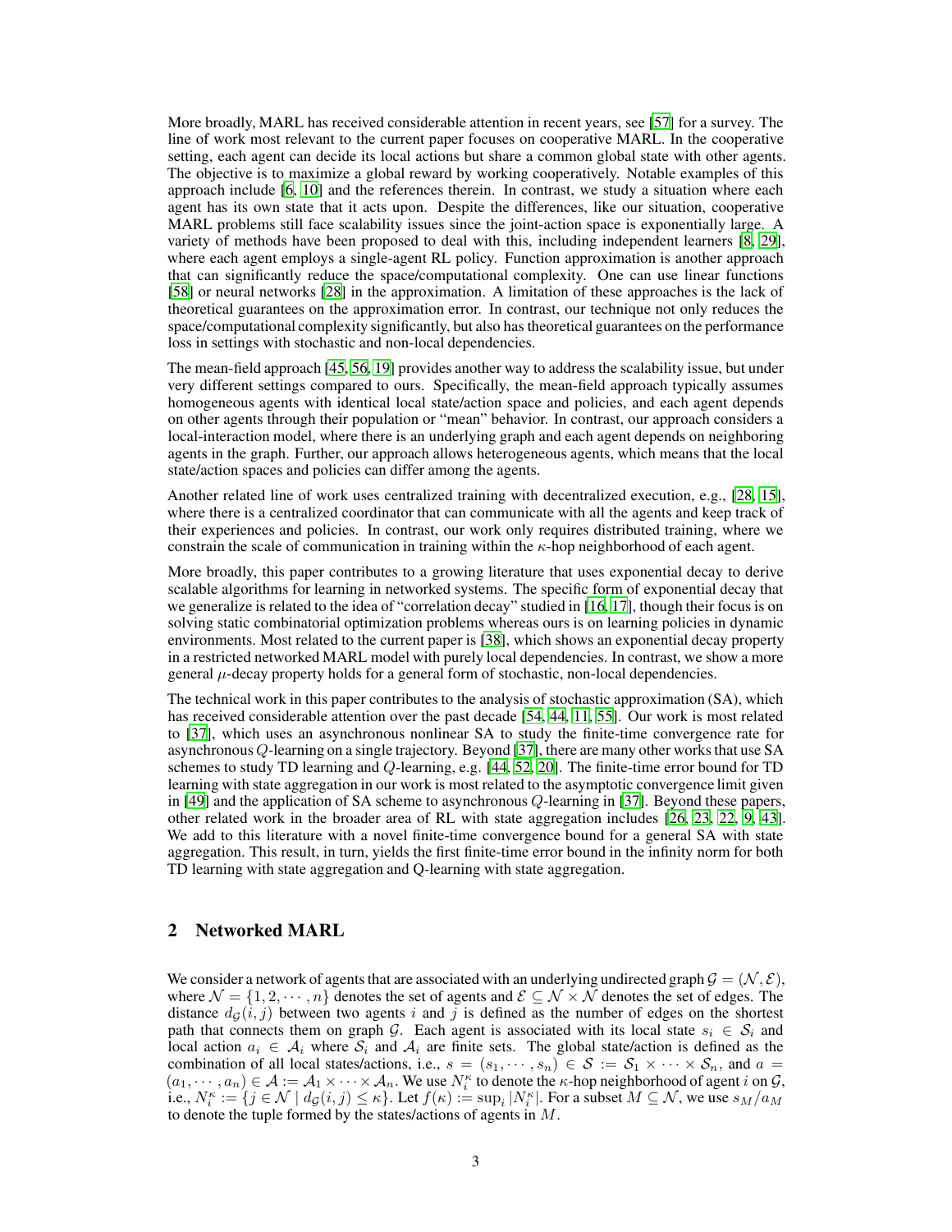More broadly, MARL has received considerable attention in recent years, see [57] for a survey. The line of work most relevant to the current paper focuses on cooperative MARL. In the cooperative setting, each agent can decide its local actions but share a common global state with other agents. The objective is to maximize a global reward by working cooperatively. Notable examples of this approach include [6, 10] and the references therein. In contrast, we study a situation where each agent has its own state that it acts upon. Despite the differences, like our situation, cooperative MARL problems still face scalability issues since the joint-action space is exponentially large. A variety of methods have been proposed to deal with this, including independent learners [8, 29], where each agent employs a single-agent RL policy. Function approximation is another approach that can significantly reduce the space/computational complexity. One can use linear functions [58] or neural networks [28] in the approximation. A limitation of these approaches is the lack of theoretical guarantees on the approximation error. In contrast, our technique not only reduces the space/computational complexity significantly, but also has theoretical guarantees on the performance loss in settings with stochastic and non-local dependencies.

The mean-field approach [45, 56, 19] provides another way to address the scalability issue, but under very different settings compared to ours. Specifically, the mean-field approach typically assumes homogeneous agents with identical local state/action space and policies, and each agent depends on other agents through their population or "mean" behavior. In contrast, our approach considers a local-interaction model, where there is an underlying graph and each agent depends on neighboring agents in the graph. Further, our approach allows heterogeneous agents, which means that the local state/action spaces and policies can differ among the agents.

Another related line of work uses centralized training with decentralized execution, e.g., [28, 15], where there is a centralized coordinator that can communicate with all the agents and keep track of their experiences and policies. In contrast, our work only requires distributed training, where we constrain the scale of communication in training within the $\kappa$-hop neighborhood of each agent.

More broadly, this paper contributes to a growing literature that uses exponential decay to derive scalable algorithms for learning in networked systems. The specific form of exponential decay that we generalize is related to the idea of "correlation decay" studied in [16, 17], though their focus is on solving static combinatorial optimization problems whereas ours is on learning policies in dynamic environments. Most related to the current paper is [38], which shows an exponential decay property in a restricted networked MARL model with purely local dependencies. In contrast, we show a more general $\mu$-decay property holds for a general form of stochastic, non-local dependencies.

The technical work in this paper contributes to the analysis of stochastic approximation (SA), which has received considerable attention over the past decade [54, 44, 11, 55]. Our work is most related to [37], which uses an asynchronous nonlinear SA to study the finite-time convergence rate for asynchronous $Q$-learning on a single trajectory. Beyond [37], there are many other works that use SA schemes to study TD learning and $Q$-learning, e.g. [44, 52, 20]. The finite-time error bound for TD learning with state aggregation in our work is most related to the asymptotic convergence limit given in [49] and the application of SA scheme to asynchronous $Q$-learning in [37]. Beyond these papers, other related work in the broader area of RL with state aggregation includes [26, 23, 22, 9, 43]. We add to this literature with a novel finite-time convergence bound for a general SA with state aggregation. This result, in turn, yields the first finite-time error bound in the infinity norm for both TD learning with state aggregation and Q-learning with state aggregation.

## 2 Networked MARL

We consider a network of agents that are associated with an underlying undirected graph $\mathcal{G} = (\mathcal{N}, \mathcal{E})$, where $\mathcal{N} = \{1, 2, \cdots, n\}$ denotes the set of agents and $\mathcal{E} \subseteq \mathcal{N} \times \mathcal{N}$ denotes the set of edges. The distance $d_{\mathcal{G}}(i, j)$ between two agents $i$ and $j$ is defined as the number of edges on the shortest path that connects them on graph $\mathcal{G}$. Each agent is associated with its local state $s_i \in \mathcal{S}_i$ and local action $a_i \in \mathcal{A}_i$ where $\mathcal{S}_i$ and $\mathcal{A}_i$ are finite sets. The global state/action is defined as the combination of all local states/actions, i.e., $s = (s_1, \cdots, s_n) \in \mathcal{S} := \mathcal{S}_1 \times \cdots \times \mathcal{S}_n$, and $a = (a_1, \cdots, a_n) \in \mathcal{A} := \mathcal{A}_1 \times \cdots \times \mathcal{A}_n$. We use $N_i^\kappa$ to denote the $\kappa$-hop neighborhood of agent $i$ on $\mathcal{G}$, i.e., $N_i^\kappa := \{j \in \mathcal{N} \mid d_{\mathcal{G}}(i, j) \leq \kappa\}$. Let $f(\kappa) := \sup_i |N_i^\kappa|$. For a subset $M \subseteq \mathcal{N}$, we use $s_M/a_M$ to denote the tuple formed by the states/actions of agents in $M$.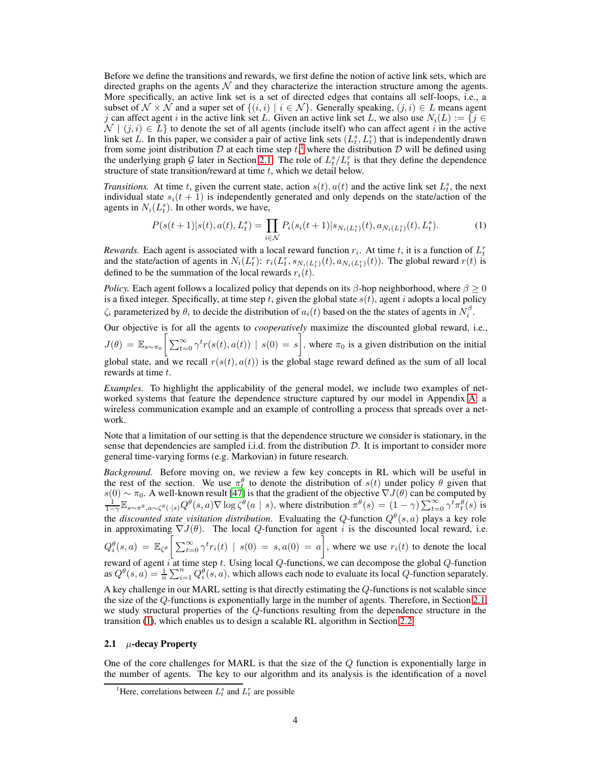Before we define the transitions and rewards, we first define the notion of active link sets, which are directed graphs on the agents $\mathcal{N}$ and they characterize the interaction structure among the agents. More specifically, an active link set is a set of directed edges that contains all self-loops, i.e., a subset of $\mathcal{N} \times \mathcal{N}$ and a super set of $\{(i, i) \mid i \in \mathcal{N}\}$. Generally speaking, $(j, i) \in L$ means agent $j$ can affect agent $i$ in the active link set $L$. Given an active link set $L$, we also use $N_i(L) := \{j \in \mathcal{N} \mid (j, i) \in L\}$ to denote the set of all agents (include itself) who can affect agent $i$ in the active link set $L$. In this paper, we consider a pair of active link sets $(L_t^s, L_t^r)$ that is independently drawn from some joint distribution $\mathcal{D}$ at each time step $t$,[1] where the distribution $\mathcal{D}$ will be defined using the underlying graph $\mathcal{G}$ later in Section 2.1. The role of $L_t^s/L_t^r$ is that they define the dependence structure of state transition/reward at time $t$, which we detail below.

*Transitions.* At time $t$, given the current state, action $s(t), a(t)$ and the active link set $L_t^s$, the next individual state $s_i(t+1)$ is independently generated and only depends on the state/action of the agents in $N_i(L_t^s)$. In other words, we have,

$$P(s(t+1)|s(t), a(t), L_t^s) = \prod_{i \in \mathcal{N}} P_i(s_i(t+1)|s_{N_i(L_t^s)}(t), a_{N_i(L_t^s)}(t), L_t^s). \tag{1}$$

*Rewards.* Each agent is associated with a local reward function $r_i$. At time $t$, it is a function of $L_t^r$ and the state/action of agents in $N_i(L_t^r)$: $r_i(L_t^r, s_{N_i(L_t^r)}(t), a_{N_i(L_t^r)}(t))$. The global reward $r(t)$ is defined to be the summation of the local rewards $r_i(t)$.

*Policy.* Each agent follows a localized policy that depends on its $\beta$-hop neighborhood, where $\beta \geq 0$ is a fixed integer. Specifically, at time step $t$, given the global state $s(t)$, agent $i$ adopts a local policy $\zeta_i$ parameterized by $\theta_i$ to decide the distribution of $a_i(t)$ based on the the states of agents in $N_i^\beta$.

Our objective is for all the agents to *cooperatively* maximize the discounted global reward, i.e., $J(\theta) = \mathbb{E}_{s \sim \pi_0}\left[\sum_{t=0}^{\infty} \gamma^t r(s(t), a(t)) \mid s(0) = s\right]$, where $\pi_0$ is a given distribution on the initial global state, and we recall $r(s(t), a(t))$ is the global stage reward defined as the sum of all local rewards at time $t$.

*Examples.* To highlight the applicability of the general model, we include two examples of networked systems that feature the dependence structure captured by our model in Appendix A: a wireless communication example and an example of controlling a process that spreads over a network.

Note that a limitation of our setting is that the dependence structure we consider is stationary, in the sense that dependencies are sampled i.i.d. from the distribution $\mathcal{D}$. It is important to consider more general time-varying forms (e.g. Markovian) in future research.

*Background.* Before moving on, we review a few key concepts in RL which will be useful in the rest of the section. We use $\pi_t^\theta$ to denote the distribution of $s(t)$ under policy $\theta$ given that $s(0) \sim \pi_0$. A well-known result [47] is that the gradient of the objective $\nabla J(\theta)$ can be computed by $\frac{1}{1-\gamma}\mathbb{E}_{s \sim \pi^\theta, a \sim \zeta^\theta(\cdot|s)} Q^\theta(s, a) \nabla \log \zeta^\theta(a \mid s)$, where distribution $\pi^\theta(s) = (1-\gamma)\sum_{t=0}^{\infty} \gamma^t \pi_t^\theta(s)$ is the *discounted state visitation distribution*. Evaluating the $Q$-function $Q^\theta(s, a)$ plays a key role in approximating $\nabla J(\theta)$. The local $Q$-function for agent $i$ is the discounted local reward, i.e. $Q_i^\theta(s, a) = \mathbb{E}_{\zeta^\theta}\left[\sum_{t=0}^{\infty} \gamma^t r_i(t) \mid s(0) = s, a(0) = a\right]$, where we use $r_i(t)$ to denote the local reward of agent $i$ at time step $t$. Using local $Q$-functions, we can decompose the global $Q$-function as $Q^\theta(s, a) = \frac{1}{n}\sum_{i=1}^{n} Q_i^\theta(s, a)$, which allows each node to evaluate its local $Q$-function separately.

A key challenge in our MARL setting is that directly estimating the $Q$-functions is not scalable since the size of the $Q$-functions is exponentially large in the number of agents. Therefore, in Section 2.1, we study structural properties of the $Q$-functions resulting from the dependence structure in the transition (1), which enables us to design a scalable RL algorithm in Section 2.2.

### 2.1 $\mu$-decay Property

One of the core challenges for MARL is that the size of the $Q$ function is exponentially large in the number of agents. The key to our algorithm and its analysis is the identification of a novel

[1] Here, correlations between $L_t^s$ and $L_t^r$ are possible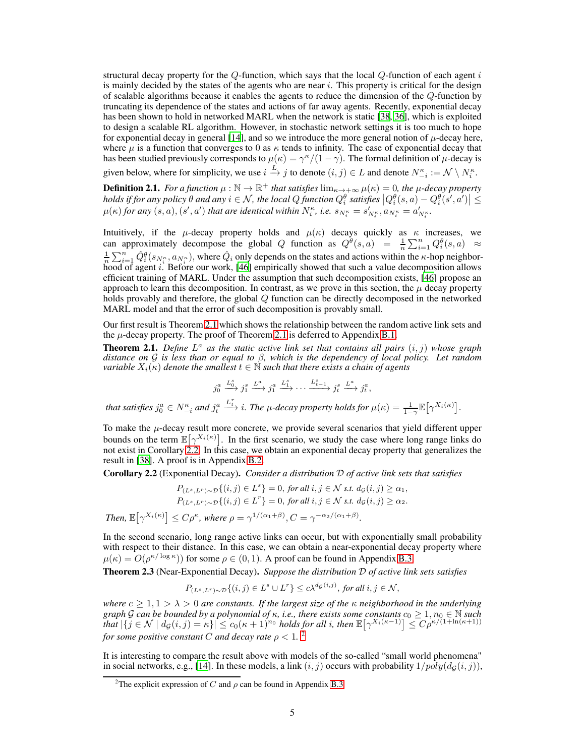structural decay property for the $Q$-function, which says that the local $Q$-function of each agent $i$ is mainly decided by the states of the agents who are near $i$. This property is critical for the design of scalable algorithms because it enables the agents to reduce the dimension of the $Q$-function by truncating its dependence of the states and actions of far away agents. Recently, exponential decay has been shown to hold in networked MARL when the network is static [38, 36], which is exploited to design a scalable RL algorithm. However, in stochastic network settings it is too much to hope for exponential decay in general [14], and so we introduce the more general notion of $\mu$-decay here, where $\mu$ is a function that converges to 0 as $\kappa$ tends to infinity. The case of exponential decay that has been studied previously corresponds to $\mu(\kappa) = \gamma^\kappa/(1-\gamma)$. The formal definition of $\mu$-decay is given below, where for simplicity, we use $i \xrightarrow{L} j$ to denote $(i, j) \in L$ and denote $N_{-i}^\kappa := \mathcal{N} \setminus N_i^\kappa$.

**Definition 2.1.** *For a function $\mu : \mathbb{N} \to \mathbb{R}^+$ that satisfies $\lim_{\kappa \to +\infty} \mu(\kappa) = 0$, the $\mu$-decay property holds if for any policy $\theta$ and any $i \in \mathcal{N}$, the local $Q$ function $Q_i^\theta$ satisfies $\left|Q_i^\theta(s, a) - Q_i^\theta(s', a')\right| \leq \mu(\kappa)$ for any $(s, a), (s', a')$ that are identical within $N_i^\kappa$, i.e. $s_{N_i^\kappa} = s'_{N_i^\kappa}, a_{N_i^\kappa} = a'_{N_i^\kappa}$.*

Intuitively, if the $\mu$-decay property holds and $\mu(\kappa)$ decays quickly as $\kappa$ increases, we can approximately decompose the global $Q$ function as $Q^\theta(s, a) = \frac{1}{n}\sum_{i=1}^n Q_i^\theta(s, a) \approx \frac{1}{n}\sum_{i=1}^n \hat{Q}_i^\theta(s_{N_i^\kappa}, a_{N_i^\kappa})$, where $\hat{Q}_i$ only depends on the states and actions within the $\kappa$-hop neighborhood of agent $i$. Before our work, [46] empirically showed that such a value decomposition allows efficient training of MARL. Under the assumption that such decomposition exists, [46] propose an approach to learn this decomposition. In contrast, as we prove in this section, the $\mu$ decay property holds provably and therefore, the global $Q$ function can be directly decomposed in the networked MARL model and that the error of such decomposition is provably small.

Our first result is Theorem 2.1 which shows the relationship between the random active link sets and the $\mu$-decay property. The proof of Theorem 2.1 is deferred to Appendix B.1.

**Theorem 2.1.** *Define $L^a$ as the static active link set that contains all pairs $(i, j)$ whose graph distance on $\mathcal{G}$ is less than or equal to $\beta$, which is the dependency of local policy. Let random variable $X_i(\kappa)$ denote the smallest $t \in \mathbb{N}$ such that there exists a chain of agents*

$$j_0^a \xrightarrow{L_0^s} j_1^s \xrightarrow{L^a} j_1^a \xrightarrow{L_1^s} \cdots \xrightarrow{L_{t-1}^s} j_t^s \xrightarrow{L^a} j_t^a,$$

*that satisfies $j_0^a \in N_{-i}^\kappa$ and $j_t^a \xrightarrow{L_t^r} i$. The $\mu$-decay property holds for $\mu(\kappa) = \frac{1}{1-\gamma}\mathbb{E}\left[\gamma^{X_i(\kappa)}\right]$.*

To make the $\mu$-decay result more concrete, we provide several scenarios that yield different upper bounds on the term $\mathbb{E}\left[\gamma^{X_i(\kappa)}\right]$. In the first scenario, we study the case where long range links do not exist in Corollary 2.2. In this case, we obtain an exponential decay property that generalizes the result in [38]. A proof is in Appendix B.2.

**Corollary 2.2** (Exponential Decay)**.** *Consider a distribution $\mathcal{D}$ of active link sets that satisfies*

$$P_{(L^s, L^r) \sim \mathcal{D}}\{(i, j) \in L^s\} = 0, \text{ for all } i, j \in \mathcal{N} \text{ s.t. } d_\mathcal{G}(i, j) \geq \alpha_1,$$
$$P_{(L^s, L^r) \sim \mathcal{D}}\{(i, j) \in L^r\} = 0, \text{ for all } i, j \in \mathcal{N} \text{ s.t. } d_\mathcal{G}(i, j) \geq \alpha_2.$$

*Then, $\mathbb{E}\left[\gamma^{X_i(\kappa)}\right] \leq C\rho^\kappa$, where $\rho = \gamma^{1/(\alpha_1 + \beta)}, C = \gamma^{-\alpha_2/(\alpha_1+\beta)}$.*

In the second scenario, long range active links can occur, but with exponentially small probability with respect to their distance. In this case, we can obtain a near-exponential decay property where $\mu(\kappa) = O(\rho^{\kappa/\log \kappa})$ for some $\rho \in (0, 1)$. A proof can be found in Appendix B.3.

**Theorem 2.3** (Near-Exponential Decay)**.** *Suppose the distribution $\mathcal{D}$ of active link sets satisfies*

$$P_{(L^s, L^r) \sim \mathcal{D}}\{(i, j) \in L^s \cup L^r\} \leq c\lambda^{d_\mathcal{G}(i, j)}, \text{ for all } i, j \in \mathcal{N},$$

*where $c \geq 1, 1 > \lambda > 0$ are constants. If the largest size of the $\kappa$ neighborhood in the underlying graph $\mathcal{G}$ can be bounded by a polynomial of $\kappa$, i.e., there exists some constants $c_0 \geq 1, n_0 \in \mathbb{N}$ such that $|\{j \in \mathcal{N} \mid d_\mathcal{G}(i, j) = \kappa\}| \leq c_0(\kappa+1)^{n_0}$ holds for all $i$, then $\mathbb{E}\left[\gamma^{X_i(\kappa - 1)}\right] \leq C\rho^{\kappa/(1+\ln(\kappa+1))}$ for some positive constant $C$ and decay rate $\rho < 1$.* [2]

It is interesting to compare the result above with models of the so-called "small world phenomena" in social networks, e.g., [14]. In these models, a link $(i, j)$ occurs with probability $1/poly(d_\mathcal{G}(i, j))$,

[2] The explicit expression of $C$ and $\rho$ can be found in Appendix B.3.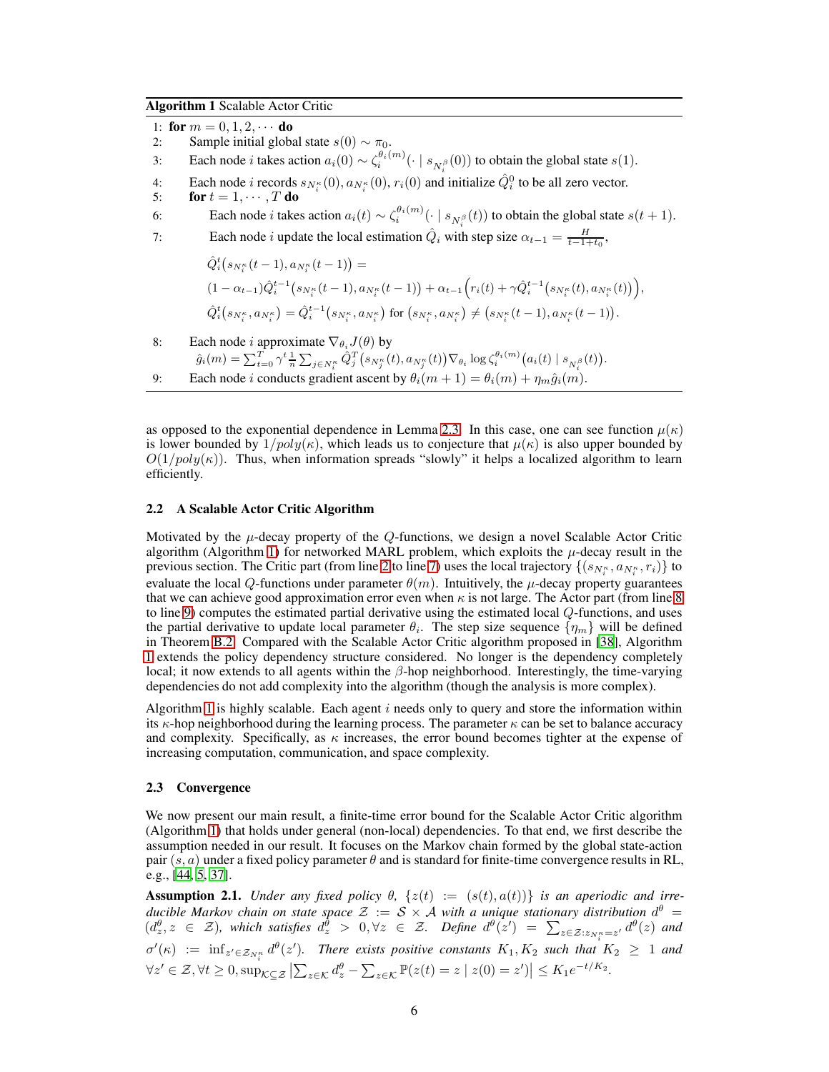**Algorithm 1** Scalable Actor Critic

1: **for** $m = 0, 1, 2, \cdots$ **do**

2: Sample initial global state $s(0) \sim \pi_0$.

3: Each node $i$ takes action $a_i(0) \sim \zeta_i^{\theta_i(m)}(\cdot \mid s_{N_i^\beta}(0))$ to obtain the global state $s(1)$.

4: Each node $i$ records $s_{N_i^\kappa}(0), a_{N_i^\kappa}(0), r_i(0)$ and initialize $\hat{Q}_i^0$ to be all zero vector.

5: **for** $t = 1, \cdots, T$ **do**

6: Each node $i$ takes action $a_i(t) \sim \zeta_i^{\theta_i(m)}(\cdot \mid s_{N_i^\beta}(t))$ to obtain the global state $s(t+1)$.

7: Each node $i$ update the local estimation $\hat{Q}_i$ with step size $\alpha_{t-1} = \frac{H}{t-1+t_0}$,

$$\hat{Q}_i^t\big(s_{N_i^\kappa}(t-1), a_{N_i^\kappa}(t-1)\big) =$$

$$(1-\alpha_{t-1})\hat{Q}_i^{t-1}\big(s_{N_i^\kappa}(t-1), a_{N_i^\kappa}(t-1)\big) + \alpha_{t-1}\Big(r_i(t) + \gamma \hat{Q}_i^{t-1}\big(s_{N_i^\kappa}(t), a_{N_i^\kappa}(t)\big)\Big),$$

$$\hat{Q}_i^t\big(s_{N_i^\kappa}, a_{N_i^\kappa}\big) = \hat{Q}_i^{t-1}\big(s_{N_i^\kappa}, a_{N_i^\kappa}\big) \text{ for } \big(s_{N_i^\kappa}, a_{N_i^\kappa}\big) \neq \big(s_{N_i^\kappa}(t-1), a_{N_i^\kappa}(t-1)\big).$$

8: Each node $i$ approximate $\nabla_{\theta_i} J(\theta)$ by

$$\hat{g}_i(m) = \sum_{t=0}^{T} \gamma^t \frac{1}{n} \sum_{j \in N_i^\kappa} \hat{Q}_j^T\big(s_{N_j^\kappa}(t), a_{N_j^\kappa}(t)\big) \nabla_{\theta_i} \log \zeta_i^{\theta_i(m)}\big(a_i(t) \mid s_{N_i^\beta}(t)\big).$$

9: Each node $i$ conducts gradient ascent by $\theta_i(m+1) = \theta_i(m) + \eta_m \hat{g}_i(m)$.

as opposed to the exponential dependence in Lemma 2.3. In this case, one can see function $\mu(\kappa)$ is lower bounded by $1/poly(\kappa)$, which leads us to conjecture that $\mu(\kappa)$ is also upper bounded by $O(1/poly(\kappa))$. Thus, when information spreads "slowly" it helps a localized algorithm to learn efficiently.

### 2.2 A Scalable Actor Critic Algorithm

Motivated by the $\mu$-decay property of the $Q$-functions, we design a novel Scalable Actor Critic algorithm (Algorithm 1) for networked MARL problem, which exploits the $\mu$-decay result in the previous section. The Critic part (from line 2 to line 7) uses the local trajectory $\{(s_{N_i^\kappa}, a_{N_i^\kappa}, r_i)\}$ to evaluate the local $Q$-functions under parameter $\theta(m)$. Intuitively, the $\mu$-decay property guarantees that we can achieve good approximation error even when $\kappa$ is not large. The Actor part (from line 8 to line 9) computes the estimated partial derivative using the estimated local $Q$-functions, and uses the partial derivative to update local parameter $\theta_i$. The step size sequence $\{\eta_m\}$ will be defined in Theorem B.2. Compared with the Scalable Actor Critic algorithm proposed in [38], Algorithm 1 extends the policy dependency structure considered. No longer is the dependency completely local; it now extends to all agents within the $\beta$-hop neighborhood. Interestingly, the time-varying dependencies do not add complexity into the algorithm (though the analysis is more complex).

Algorithm 1 is highly scalable. Each agent $i$ needs only to query and store the information within its $\kappa$-hop neighborhood during the learning process. The parameter $\kappa$ can be set to balance accuracy and complexity. Specifically, as $\kappa$ increases, the error bound becomes tighter at the expense of increasing computation, communication, and space complexity.

### 2.3 Convergence

We now present our main result, a finite-time error bound for the Scalable Actor Critic algorithm (Algorithm 1) that holds under general (non-local) dependencies. To that end, we first describe the assumption needed in our result. It focuses on the Markov chain formed by the global state-action pair $(s, a)$ under a fixed policy parameter $\theta$ and is standard for finite-time convergence results in RL, e.g., [44, 5, 37].

**Assumption 2.1.** *Under any fixed policy $\theta$, $\{z(t) := (s(t), a(t))\}$ is an aperiodic and irreducible Markov chain on state space $\mathcal{Z} := \mathcal{S} \times \mathcal{A}$ with a unique stationary distribution $d^\theta = (d_z^\theta, z \in \mathcal{Z})$, which satisfies $d_z^\theta > 0, \forall z \in \mathcal{Z}$. Define $d^\theta(z') = \sum_{z \in \mathcal{Z}: z_{N_i^\kappa} = z'} d^\theta(z)$ and $\sigma'(\kappa) := \inf_{z' \in \mathcal{Z}_{N_i^\kappa}} d^\theta(z')$. There exists positive constants $K_1, K_2$ such that $K_2 \geq 1$ and $\forall z' \in \mathcal{Z}, \forall t \geq 0, \sup_{\mathcal{K} \subseteq \mathcal{Z}} \left| \sum_{z \in \mathcal{K}} d_z^\theta - \sum_{z \in \mathcal{K}} \mathbb{P}(z(t) = z \mid z(0) = z') \right| \leq K_1 e^{-t/K_2}$.*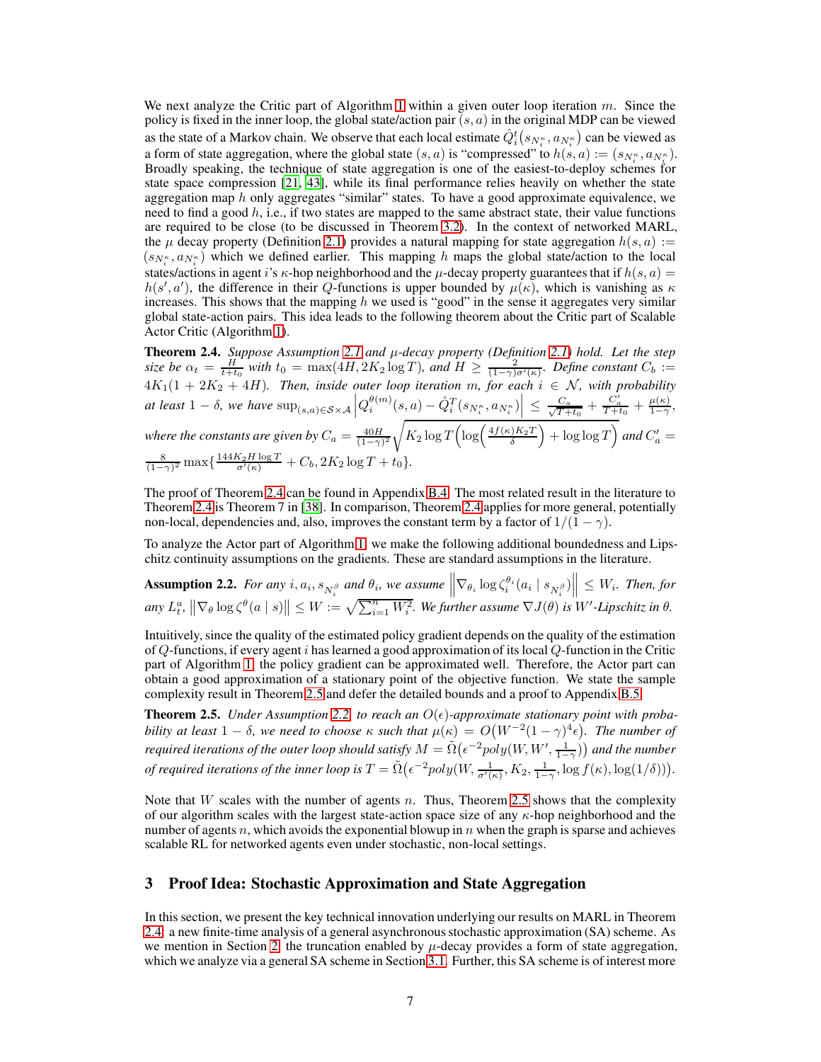We next analyze the Critic part of Algorithm 1 within a given outer loop iteration $m$. Since the policy is fixed in the inner loop, the global state/action pair $(s, a)$ in the original MDP can be viewed as the state of a Markov chain. We observe that each local estimate $\hat{Q}_i^t(s_{N_i^\kappa}, a_{N_i^\kappa})$ can be viewed as a form of state aggregation, where the global state $(s, a)$ is "compressed" to $h(s, a) := (s_{N_i^\kappa}, a_{N_i^\kappa})$. Broadly speaking, the technique of state aggregation is one of the easiest-to-deploy schemes for state space compression [21, 43], while its final performance relies heavily on whether the state aggregation map $h$ only aggregates "similar" states. To have a good approximate equivalence, we need to find a good $h$, i.e., if two states are mapped to the same abstract state, their value functions are required to be close (to be discussed in Theorem 3.2). In the context of networked MARL, the $\mu$ decay property (Definition 2.1) provides a natural mapping for state aggregation $h(s, a) := (s_{N_i^\kappa}, a_{N_i^\kappa})$ which we defined earlier. This mapping $h$ maps the global state/action to the local states/actions in agent $i$'s $\kappa$-hop neighborhood and the $\mu$-decay property guarantees that if $h(s, a) = h(s', a')$, the difference in their $Q$-functions is upper bounded by $\mu(\kappa)$, which is vanishing as $\kappa$ increases. This shows that the mapping $h$ we used is "good" in the sense it aggregates very similar global state-action pairs. This idea leads to the following theorem about the Critic part of Scalable Actor Critic (Algorithm 1).

**Theorem 2.4.** *Suppose Assumption 2.1 and $\mu$-decay property (Definition 2.1) hold. Let the step size be $\alpha_t = \frac{H}{t+t_0}$ with $t_0 = \max(4H, 2K_2 \log T)$, and $H \geq \frac{2}{(1-\gamma)\sigma'(\kappa)}$. Define constant $C_b := 4K_1(1 + 2K_2 + 4H)$. Then, inside outer loop iteration $m$, for each $i \in \mathcal{N}$, with probability at least $1 - \delta$, we have $\sup_{(s,a)\in\mathcal{S}\times\mathcal{A}} \left| Q_i^{\theta(m)}(s, a) - \hat{Q}_i^T(s_{N_i^\kappa}, a_{N_i^\kappa}) \right| \leq \frac{C_a}{\sqrt{T+t_0}} + \frac{C_a'}{T+t_0} + \frac{\mu(\kappa)}{1-\gamma}$, where the constants are given by $C_a = \frac{40H}{(1-\gamma)^2}\sqrt{K_2 \log T \left(\log\left(\frac{4f(\kappa)K_2 T}{\delta}\right) + \log\log T\right)}$ and $C_a' = \frac{8}{(1-\gamma)^2}\max\{\frac{144 K_2 H \log T}{\sigma'(\kappa)} + C_b, 2K_2 \log T + t_0\}$.*

The proof of Theorem 2.4 can be found in Appendix B.4. The most related result in the literature to Theorem 2.4 is Theorem 7 in [38]. In comparison, Theorem 2.4 applies for more general, potentially non-local, dependencies and, also, improves the constant term by a factor of $1/(1-\gamma)$.

To analyze the Actor part of Algorithm 1, we make the following additional boundedness and Lipschitz continuity assumptions on the gradients. These are standard assumptions in the literature.

**Assumption 2.2.** *For any $i, a_i, s_{N_i^\beta}$ and $\theta_i$, we assume $\left\|\nabla_{\theta_i} \log \zeta_i^{\theta_i}(a_i \mid s_{N_i^\beta})\right\| \leq W_i$. Then, for any $L_t^a$, $\left\|\nabla_\theta \log \zeta^\theta(a \mid s)\right\| \leq W := \sqrt{\sum_{i=1}^n W_i^2}$. We further assume $\nabla J(\theta)$ is $W'$-Lipschitz in $\theta$.*

Intuitively, since the quality of the estimated policy gradient depends on the quality of the estimation of $Q$-functions, if every agent $i$ has learned a good approximation of its local $Q$-function in the Critic part of Algorithm 1, the policy gradient can be approximated well. Therefore, the Actor part can obtain a good approximation of a stationary point of the objective function. We state the sample complexity result in Theorem 2.5 and defer the detailed bounds and a proof to Appendix B.5.

**Theorem 2.5.** *Under Assumption 2.2, to reach an $O(\epsilon)$-approximate stationary point with probability at least $1 - \delta$, we need to choose $\kappa$ such that $\mu(\kappa) = O\big(W^{-2}(1-\gamma)^4\epsilon\big)$. The number of required iterations of the outer loop should satisfy $M = \tilde{\Omega}\big(\epsilon^{-2} poly(W, W', \frac{1}{1-\gamma})\big)$ and the number of required iterations of the inner loop is $T = \tilde{\Omega}\big(\epsilon^{-2} poly(W, \frac{1}{\sigma'(\kappa)}, K_2, \frac{1}{1-\gamma}, \log f(\kappa), \log(1/\delta))\big)$.*

Note that $W$ scales with the number of agents $n$. Thus, Theorem 2.5 shows that the complexity of our algorithm scales with the largest state-action space size of any $\kappa$-hop neighborhood and the number of agents $n$, which avoids the exponential blowup in $n$ when the graph is sparse and achieves scalable RL for networked agents even under stochastic, non-local settings.

## 3 Proof Idea: Stochastic Approximation and State Aggregation

In this section, we present the key technical innovation underlying our results on MARL in Theorem 2.4: a new finite-time analysis of a general asynchronous stochastic approximation (SA) scheme. As we mention in Section 2, the truncation enabled by $\mu$-decay provides a form of state aggregation, which we analyze via a general SA scheme in Section 3.1. Further, this SA scheme is of interest more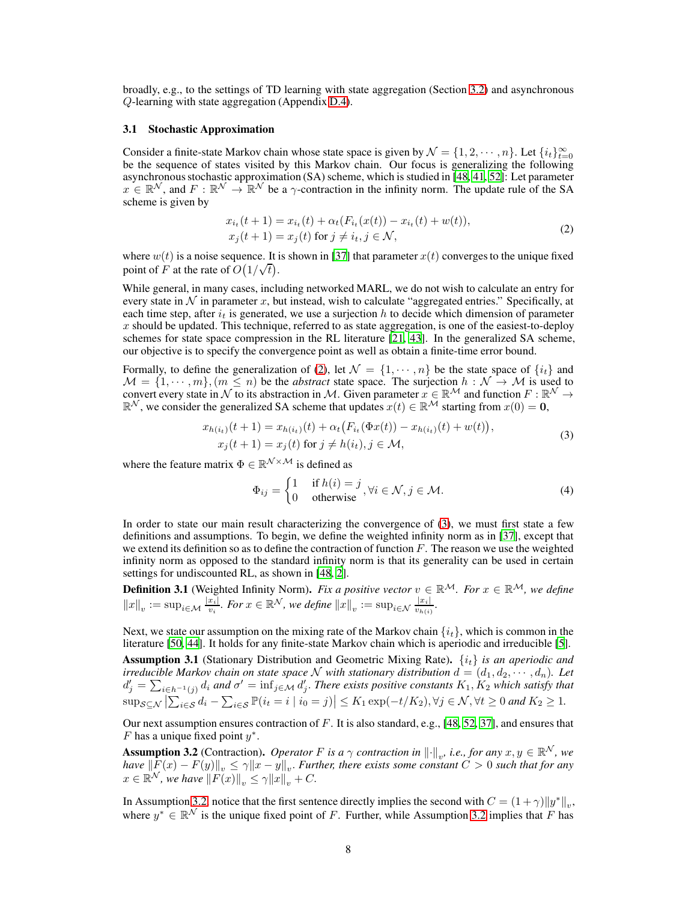broadly, e.g., to the settings of TD learning with state aggregation (Section 3.2) and asynchronous $Q$-learning with state aggregation (Appendix D.4).

### 3.1 Stochastic Approximation

Consider a finite-state Markov chain whose state space is given by $\mathcal{N} = \{1, 2, \cdots, n\}$. Let $\{i_t\}_{t=0}^{\infty}$ be the sequence of states visited by this Markov chain. Our focus is generalizing the following asynchronous stochastic approximation (SA) scheme, which is studied in [48, 41, 52]: Let parameter $x \in \mathbb{R}^{\mathcal{N}}$, and $F : \mathbb{R}^{\mathcal{N}} \to \mathbb{R}^{\mathcal{N}}$ be a $\gamma$-contraction in the infinity norm. The update rule of the SA scheme is given by

$$
\begin{aligned}
x_{i_t}(t+1) &= x_{i_t}(t) + \alpha_t(F_{i_t}(x(t)) - x_{i_t}(t) + w(t)), \\
x_j(t+1) &= x_j(t) \text{ for } j \neq i_t, j \in \mathcal{N},
\end{aligned}
\tag{2}
$$

where $w(t)$ is a noise sequence. It is shown in [37] that parameter $x(t)$ converges to the unique fixed point of $F$ at the rate of $O(1/\sqrt{t})$.

While general, in many cases, including networked MARL, we do not wish to calculate an entry for every state in $\mathcal{N}$ in parameter $x$, but instead, wish to calculate "aggregated entries." Specifically, at each time step, after $i_t$ is generated, we use a surjection $h$ to decide which dimension of parameter $x$ should be updated. This technique, referred to as state aggregation, is one of the easiest-to-deploy schemes for state space compression in the RL literature [21, 43]. In the generalized SA scheme, our objective is to specify the convergence point as well as obtain a finite-time error bound.

Formally, to define the generalization of (2), let $\mathcal{N} = \{1, \cdots, n\}$ be the state space of $\{i_t\}$ and $\mathcal{M} = \{1, \cdots, m\}, (m \leq n)$ be the *abstract* state space. The surjection $h : \mathcal{N} \to \mathcal{M}$ is used to convert every state in $\mathcal{N}$ to its abstraction in $\mathcal{M}$. Given parameter $x \in \mathbb{R}^{\mathcal{M}}$ and function $F : \mathbb{R}^{\mathcal{N}} \to \mathbb{R}^{\mathcal{N}}$, we consider the generalized SA scheme that updates $x(t) \in \mathbb{R}^{\mathcal{M}}$ starting from $x(0) = \mathbf{0}$,

$$
\begin{aligned}
x_{h(i_t)}(t+1) &= x_{h(i_t)}(t) + \alpha_t\big(F_{i_t}(\Phi x(t)) - x_{h(i_t)}(t) + w(t)\big), \\
x_j(t+1) &= x_j(t) \text{ for } j \neq h(i_t), j \in \mathcal{M},
\end{aligned}
\tag{3}
$$

where the feature matrix $\Phi \in \mathbb{R}^{\mathcal{N} \times \mathcal{M}}$ is defined as

$$
\Phi_{ij} = \begin{cases} 1 & \text{if } h(i) = j \\ 0 & \text{otherwise} \end{cases}, \forall i \in \mathcal{N}, j \in \mathcal{M}. \tag{4}
$$

In order to state our main result characterizing the convergence of (3), we must first state a few definitions and assumptions. To begin, we define the weighted infinity norm as in [37], except that we extend its definition so as to define the contraction of function $F$. The reason we use the weighted infinity norm as opposed to the standard infinity norm is that its generality can be used in certain settings for undiscounted RL, as shown in [48, 2].

**Definition 3.1** (Weighted Infinity Norm). *Fix a positive vector $v \in \mathbb{R}^{\mathcal{M}}$. For $x \in \mathbb{R}^{\mathcal{M}}$, we define $\|x\|_v := \sup_{i \in \mathcal{M}} \frac{|x_i|}{v_i}$. For $x \in \mathbb{R}^{\mathcal{N}}$, we define $\|x\|_v := \sup_{i \in \mathcal{N}} \frac{|x_i|}{v_{h(i)}}$.*

Next, we state our assumption on the mixing rate of the Markov chain $\{i_t\}$, which is common in the literature [50, 44]. It holds for any finite-state Markov chain which is aperiodic and irreducible [5].

**Assumption 3.1** (Stationary Distribution and Geometric Mixing Rate). *$\{i_t\}$ is an aperiodic and irreducible Markov chain on state space $\mathcal{N}$ with stationary distribution $d = (d_1, d_2, \cdots, d_n)$. Let $d'_j = \sum_{i \in h^{-1}(j)} d_i$ and $\sigma' = \inf_{j \in \mathcal{M}} d'_j$. There exists positive constants $K_1, K_2$ which satisfy that $\sup_{\mathcal{S} \subseteq \mathcal{N}} \left| \sum_{i \in \mathcal{S}} d_i - \sum_{i \in \mathcal{S}} \mathbb{P}(i_t = i \mid i_0 = j) \right| \leq K_1 \exp(-t/K_2), \forall j \in \mathcal{N}, \forall t \geq 0$ and $K_2 \geq 1$.*

Our next assumption ensures contraction of $F$. It is also standard, e.g., [48, 52, 37], and ensures that $F$ has a unique fixed point $y^*$.

**Assumption 3.2** (Contraction). *Operator $F$ is a $\gamma$ contraction in $\|\cdot\|_v$, i.e., for any $x, y \in \mathbb{R}^{\mathcal{N}}$, we have $\|F(x) - F(y)\|_v \leq \gamma \|x - y\|_v$. Further, there exists some constant $C > 0$ such that for any $x \in \mathbb{R}^{\mathcal{N}}$, we have $\|F(x)\|_v \leq \gamma \|x\|_v + C$.*

In Assumption 3.2, notice that the first sentence directly implies the second with $C = (1 + \gamma)\|y^*\|_v$, where $y^* \in \mathbb{R}^{\mathcal{N}}$ is the unique fixed point of $F$. Further, while Assumption 3.2 implies that $F$ has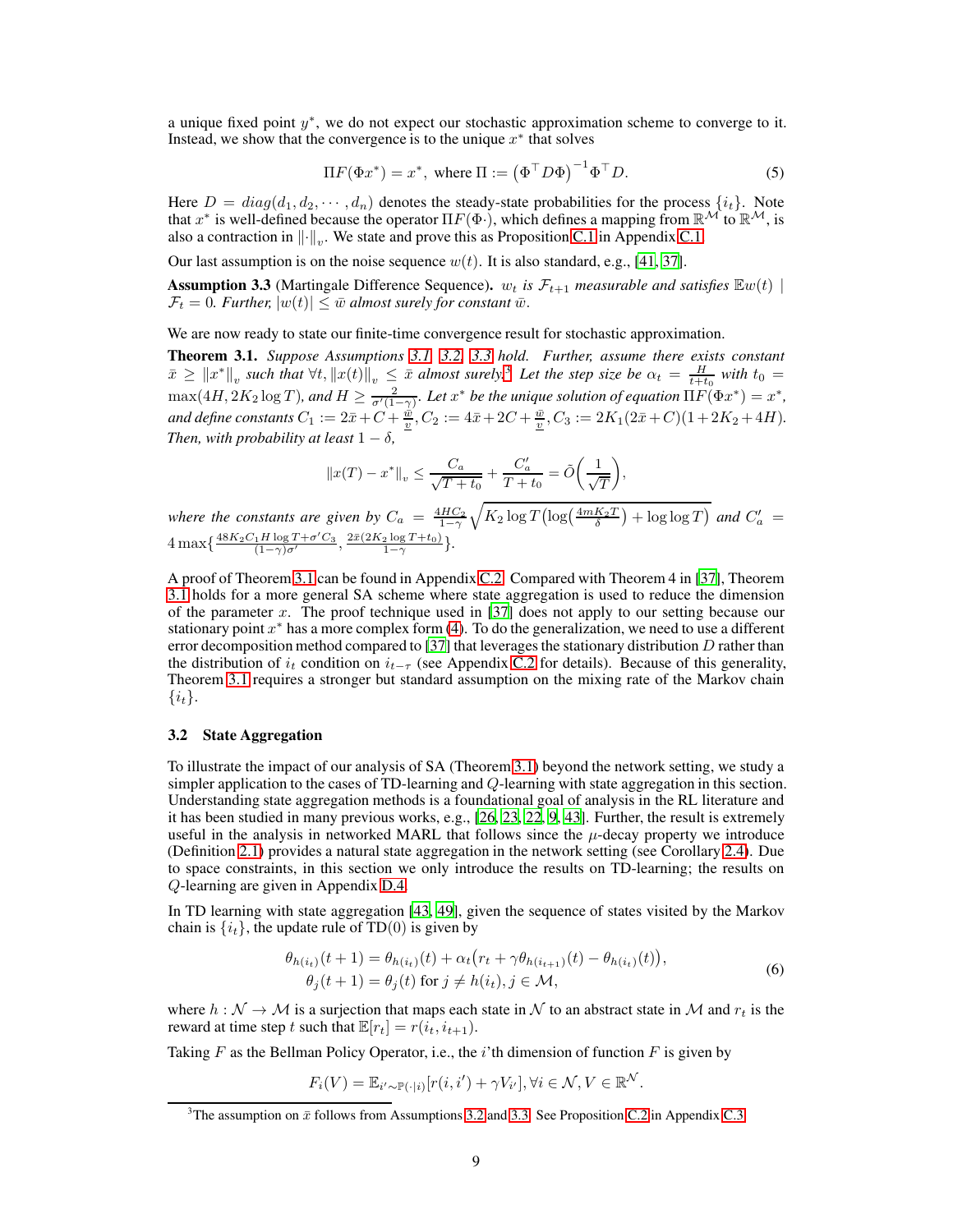a unique fixed point $y^*$, we do not expect our stochastic approximation scheme to converge to it. Instead, we show that the convergence is to the unique $x^*$ that solves

$$\Pi F(\Phi x^*) = x^*, \text{ where } \Pi := \left(\Phi^\top D \Phi\right)^{-1} \Phi^\top D. \tag{5}$$

Here $D = diag(d_1, d_2, \cdots, d_n)$ denotes the steady-state probabilities for the process $\{i_t\}$. Note that $x^*$ is well-defined because the operator $\Pi F(\Phi \cdot)$, which defines a mapping from $\mathbb{R}^{\mathcal{M}}$ to $\mathbb{R}^{\mathcal{M}}$, is also a contraction in $\|\cdot\|_v$. We state and prove this as Proposition C.1 in Appendix C.1.

Our last assumption is on the noise sequence $w(t)$. It is also standard, e.g., [41, 37].

**Assumption 3.3** (Martingale Difference Sequence). *$w_t$ is $\mathcal{F}_{t+1}$ measurable and satisfies $\mathbb{E}w(t) \mid \mathcal{F}_t = 0$. Further, $|w(t)| \leq \bar{w}$ almost surely for constant $\bar{w}$.*

We are now ready to state our finite-time convergence result for stochastic approximation.

**Theorem 3.1.** *Suppose Assumptions 3.1, 3.2, 3.3 hold. Further, assume there exists constant $\bar{x} \geq \|x^*\|_v$ such that $\forall t, \|x(t)\|_v \leq \bar{x}$ almost surely.[3] Let the step size be $\alpha_t = \frac{H}{t+t_0}$ with $t_0 = \max(4H, 2K_2 \log T)$, and $H \geq \frac{2}{\sigma'(1-\gamma)}$. Let $x^*$ be the unique solution of equation $\Pi F(\Phi x^*) = x^*$, and define constants $C_1 := 2\bar{x} + C + \frac{\bar{w}}{\underline{v}}, C_2 := 4\bar{x} + 2C + \frac{\bar{w}}{\underline{v}}, C_3 := 2K_1(2\bar{x} + C)(1 + 2K_2 + 4H)$. Then, with probability at least $1 - \delta$,*

$$\|x(T) - x^*\|_v \leq \frac{C_a}{\sqrt{T + t_0}} + \frac{C_a'}{T + t_0} = \tilde{O}\left(\frac{1}{\sqrt{T}}\right),$$

*where the constants are given by $C_a = \frac{4HC_2}{1-\gamma}\sqrt{K_2 \log T\left(\log\left(\frac{4mK_2T}{\delta}\right) + \log\log T\right)}$ and $C_a' = 4\max\{\frac{48K_2C_1H\log T + \sigma' C_3}{(1-\gamma)\sigma'}, \frac{2\bar{x}(2K_2\log T + t_0)}{1-\gamma}\}$.*

A proof of Theorem 3.1 can be found in Appendix C.2. Compared with Theorem 4 in [37], Theorem 3.1 holds for a more general SA scheme where state aggregation is used to reduce the dimension of the parameter $x$. The proof technique used in [37] does not apply to our setting because our stationary point $x^*$ has a more complex form (4). To do the generalization, we need to use a different error decomposition method compared to [37] that leverages the stationary distribution $D$ rather than the distribution of $i_t$ condition on $i_{t-\tau}$ (see Appendix C.2 for details). Because of this generality, Theorem 3.1 requires a stronger but standard assumption on the mixing rate of the Markov chain $\{i_t\}$.

### 3.2 State Aggregation

To illustrate the impact of our analysis of SA (Theorem 3.1) beyond the network setting, we study a simpler application to the cases of TD-learning and $Q$-learning with state aggregation in this section. Understanding state aggregation methods is a foundational goal of analysis in the RL literature and it has been studied in many previous works, e.g., [26, 23, 22, 9, 43]. Further, the result is extremely useful in the analysis in networked MARL that follows since the $\mu$-decay property we introduce (Definition 2.1) provides a natural state aggregation in the network setting (see Corollary 2.4). Due to space constraints, in this section we only introduce the results on TD-learning; the results on $Q$-learning are given in Appendix D.4.

In TD learning with state aggregation [43, 49], given the sequence of states visited by the Markov chain is $\{i_t\}$, the update rule of TD(0) is given by

$$\begin{aligned}\theta_{h(i_t)}(t+1) &= \theta_{h(i_t)}(t) + \alpha_t\big(r_t + \gamma\theta_{h(i_{t+1})}(t) - \theta_{h(i_t)}(t)\big),\\ \theta_j(t+1) &= \theta_j(t) \text{ for } j \neq h(i_t), j \in \mathcal{M},\end{aligned} \tag{6}$$

where $h : \mathcal{N} \to \mathcal{M}$ is a surjection that maps each state in $\mathcal{N}$ to an abstract state in $\mathcal{M}$ and $r_t$ is the reward at time step $t$ such that $\mathbb{E}[r_t] = r(i_t, i_{t+1})$.

Taking $F$ as the Bellman Policy Operator, i.e., the $i$'th dimension of function $F$ is given by

$$F_i(V) = \mathbb{E}_{i' \sim \mathbb{P}(\cdot|i)}[r(i, i') + \gamma V_{i'}], \forall i \in \mathcal{N}, V \in \mathbb{R}^{\mathcal{N}}.$$

[3] The assumption on $\bar{x}$ follows from Assumptions 3.2 and 3.3. See Proposition C.2 in Appendix C.3.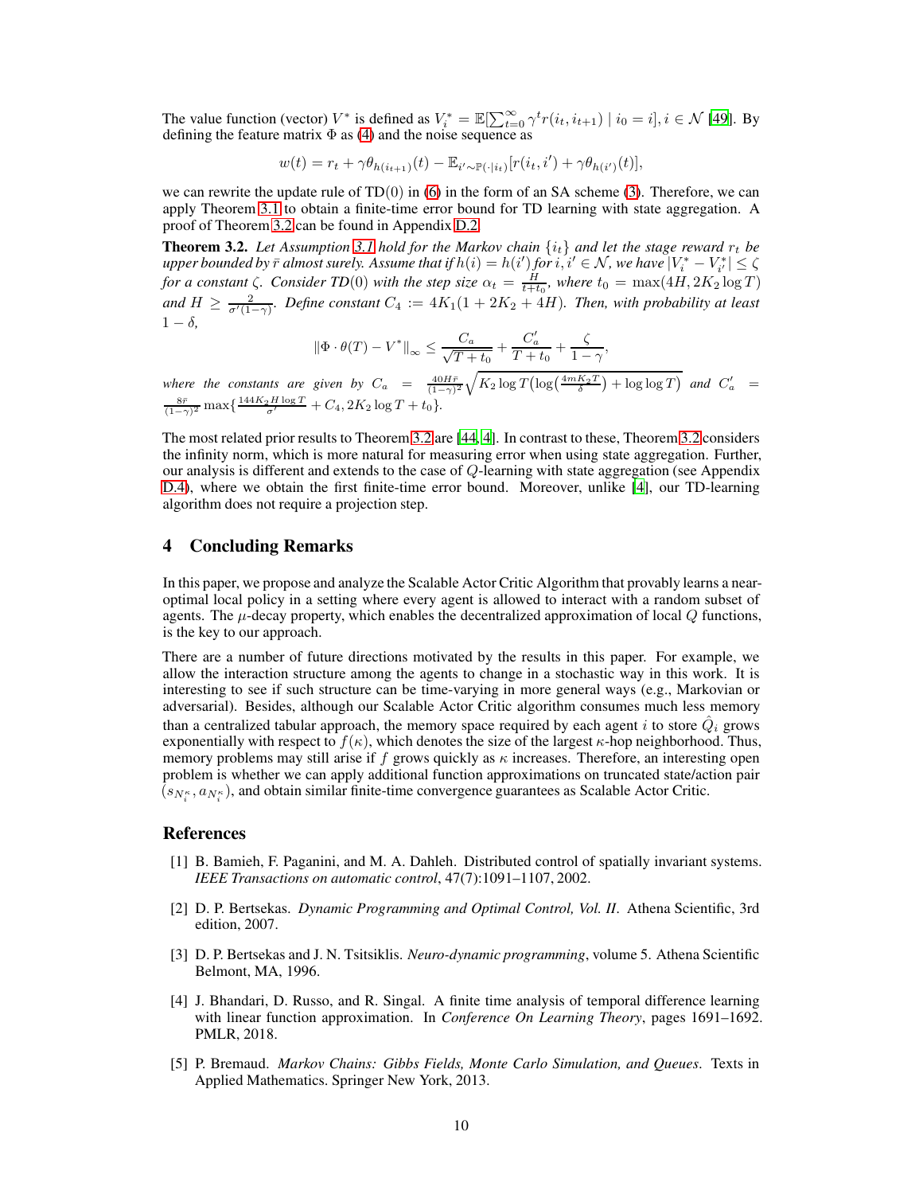The value function (vector) $V^*$ is defined as $V^*_i = \mathbb{E}[\sum_{t=0}^{\infty} \gamma^t r(i_t, i_{t+1}) \mid i_0 = i], i \in \mathcal{N}$ [49]. By defining the feature matrix $\Phi$ as (4) and the noise sequence as

$$w(t) = r_t + \gamma \theta_{h(i_{t+1})}(t) - \mathbb{E}_{i' \sim \mathbb{P}(\cdot \mid i_t)}[r(i_t, i') + \gamma \theta_{h(i')}(t)],$$

we can rewrite the update rule of TD(0) in (6) in the form of an SA scheme (3). Therefore, we can apply Theorem 3.1 to obtain a finite-time error bound for TD learning with state aggregation. A proof of Theorem 3.2 can be found in Appendix D.2.

**Theorem 3.2.** *Let Assumption 3.1 hold for the Markov chain $\{i_t\}$ and let the stage reward $r_t$ be upper bounded by $\bar{r}$ almost surely. Assume that if $h(i) = h(i')$ for $i, i' \in \mathcal{N}$, we have $|V^*_i - V^*_{i'}| \le \zeta$ for a constant $\zeta$. Consider TD(0) with the step size $\alpha_t = \frac{H}{t+t_0}$, where $t_0 = \max(4H, 2K_2 \log T)$ and $H \ge \frac{2}{\sigma'(1-\gamma)}$. Define constant $C_4 := 4K_1(1 + 2K_2 + 4H)$. Then, with probability at least $1-\delta$,*

$$\|\Phi \cdot \theta(T) - V^*\|_\infty \le \frac{C_a}{\sqrt{T + t_0}} + \frac{C'_a}{T + t_0} + \frac{\zeta}{1-\gamma},$$

*where the constants are given by $C_a = \frac{40H\bar{r}}{(1-\gamma)^2}\sqrt{K_2 \log T \big(\log(\frac{4mK_2T}{\delta}) + \log\log T\big)}$ and $C'_a = \frac{8\bar{r}}{(1-\gamma)^2}\max\{\frac{144K_2 H \log T}{\sigma'} + C_4, 2K_2 \log T + t_0\}$.*

The most related prior results to Theorem 3.2 are [44, 4]. In contrast to these, Theorem 3.2 considers the infinity norm, which is more natural for measuring error when using state aggregation. Further, our analysis is different and extends to the case of $Q$-learning with state aggregation (see Appendix D.4), where we obtain the first finite-time error bound. Moreover, unlike [4], our TD-learning algorithm does not require a projection step.

## 4 Concluding Remarks

In this paper, we propose and analyze the Scalable Actor Critic Algorithm that provably learns a near-optimal local policy in a setting where every agent is allowed to interact with a random subset of agents. The $\mu$-decay property, which enables the decentralized approximation of local $Q$ functions, is the key to our approach.

There are a number of future directions motivated by the results in this paper. For example, we allow the interaction structure among the agents to change in a stochastic way in this work. It is interesting to see if such structure can be time-varying in more general ways (e.g., Markovian or adversarial). Besides, although our Scalable Actor Critic algorithm consumes much less memory than a centralized tabular approach, the memory space required by each agent $i$ to store $\hat{Q}_i$ grows exponentially with respect to $f(\kappa)$, which denotes the size of the largest $\kappa$-hop neighborhood. Thus, memory problems may still arise if $f$ grows quickly as $\kappa$ increases. Therefore, an interesting open problem is whether we can apply additional function approximations on truncated state/action pair $(s_{N_i^\kappa}, a_{N_i^\kappa})$, and obtain similar finite-time convergence guarantees as Scalable Actor Critic.

## References

[1] B. Bamieh, F. Paganini, and M. A. Dahleh. Distributed control of spatially invariant systems. *IEEE Transactions on automatic control*, 47(7):1091–1107, 2002.

[2] D. P. Bertsekas. *Dynamic Programming and Optimal Control, Vol. II*. Athena Scientific, 3rd edition, 2007.

[3] D. P. Bertsekas and J. N. Tsitsiklis. *Neuro-dynamic programming*, volume 5. Athena Scientific Belmont, MA, 1996.

[4] J. Bhandari, D. Russo, and R. Singal. A finite time analysis of temporal difference learning with linear function approximation. In *Conference On Learning Theory*, pages 1691–1692. PMLR, 2018.

[5] P. Bremaud. *Markov Chains: Gibbs Fields, Monte Carlo Simulation, and Queues*. Texts in Applied Mathematics. Springer New York, 2013.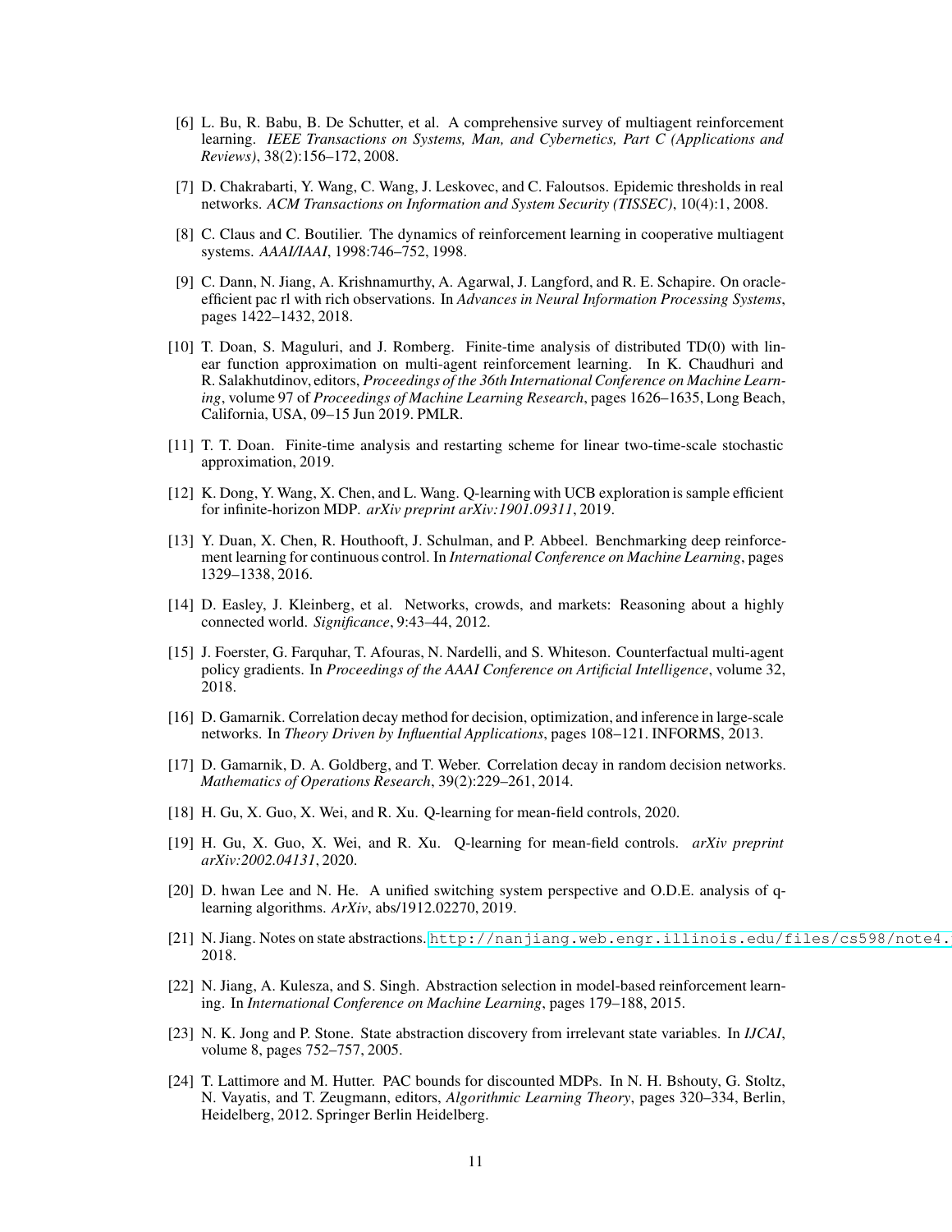[6] L. Bu, R. Babu, B. De Schutter, et al. A comprehensive survey of multiagent reinforcement learning. *IEEE Transactions on Systems, Man, and Cybernetics, Part C (Applications and Reviews)*, 38(2):156–172, 2008.

[7] D. Chakrabarti, Y. Wang, C. Wang, J. Leskovec, and C. Faloutsos. Epidemic thresholds in real networks. *ACM Transactions on Information and System Security (TISSEC)*, 10(4):1, 2008.

[8] C. Claus and C. Boutilier. The dynamics of reinforcement learning in cooperative multiagent systems. *AAAI/IAAI*, 1998:746–752, 1998.

[9] C. Dann, N. Jiang, A. Krishnamurthy, A. Agarwal, J. Langford, and R. E. Schapire. On oracle-efficient pac rl with rich observations. In *Advances in Neural Information Processing Systems*, pages 1422–1432, 2018.

[10] T. Doan, S. Maguluri, and J. Romberg. Finite-time analysis of distributed TD(0) with linear function approximation on multi-agent reinforcement learning. In K. Chaudhuri and R. Salakhutdinov, editors, *Proceedings of the 36th International Conference on Machine Learning*, volume 97 of *Proceedings of Machine Learning Research*, pages 1626–1635, Long Beach, California, USA, 09–15 Jun 2019. PMLR.

[11] T. T. Doan. Finite-time analysis and restarting scheme for linear two-time-scale stochastic approximation, 2019.

[12] K. Dong, Y. Wang, X. Chen, and L. Wang. Q-learning with UCB exploration is sample efficient for infinite-horizon MDP. *arXiv preprint arXiv:1901.09311*, 2019.

[13] Y. Duan, X. Chen, R. Houthooft, J. Schulman, and P. Abbeel. Benchmarking deep reinforcement learning for continuous control. In *International Conference on Machine Learning*, pages 1329–1338, 2016.

[14] D. Easley, J. Kleinberg, et al. Networks, crowds, and markets: Reasoning about a highly connected world. *Significance*, 9:43–44, 2012.

[15] J. Foerster, G. Farquhar, T. Afouras, N. Nardelli, and S. Whiteson. Counterfactual multi-agent policy gradients. In *Proceedings of the AAAI Conference on Artificial Intelligence*, volume 32, 2018.

[16] D. Gamarnik. Correlation decay method for decision, optimization, and inference in large-scale networks. In *Theory Driven by Influential Applications*, pages 108–121. INFORMS, 2013.

[17] D. Gamarnik, D. A. Goldberg, and T. Weber. Correlation decay in random decision networks. *Mathematics of Operations Research*, 39(2):229–261, 2014.

[18] H. Gu, X. Guo, X. Wei, and R. Xu. Q-learning for mean-field controls, 2020.

[19] H. Gu, X. Guo, X. Wei, and R. Xu. Q-learning for mean-field controls. *arXiv preprint arXiv:2002.04131*, 2020.

[20] D. hwan Lee and N. He. A unified switching system perspective and O.D.E. analysis of q-learning algorithms. *ArXiv*, abs/1912.02270, 2019.

[21] N. Jiang. Notes on state abstractions. http://nanjiang.web.engr.illinois.edu/files/cs598/note4. 2018.

[22] N. Jiang, A. Kulesza, and S. Singh. Abstraction selection in model-based reinforcement learning. In *International Conference on Machine Learning*, pages 179–188, 2015.

[23] N. K. Jong and P. Stone. State abstraction discovery from irrelevant state variables. In *IJCAI*, volume 8, pages 752–757, 2005.

[24] T. Lattimore and M. Hutter. PAC bounds for discounted MDPs. In N. H. Bshouty, G. Stoltz, N. Vayatis, and T. Zeugmann, editors, *Algorithmic Learning Theory*, pages 320–334, Berlin, Heidelberg, 2012. Springer Berlin Heidelberg.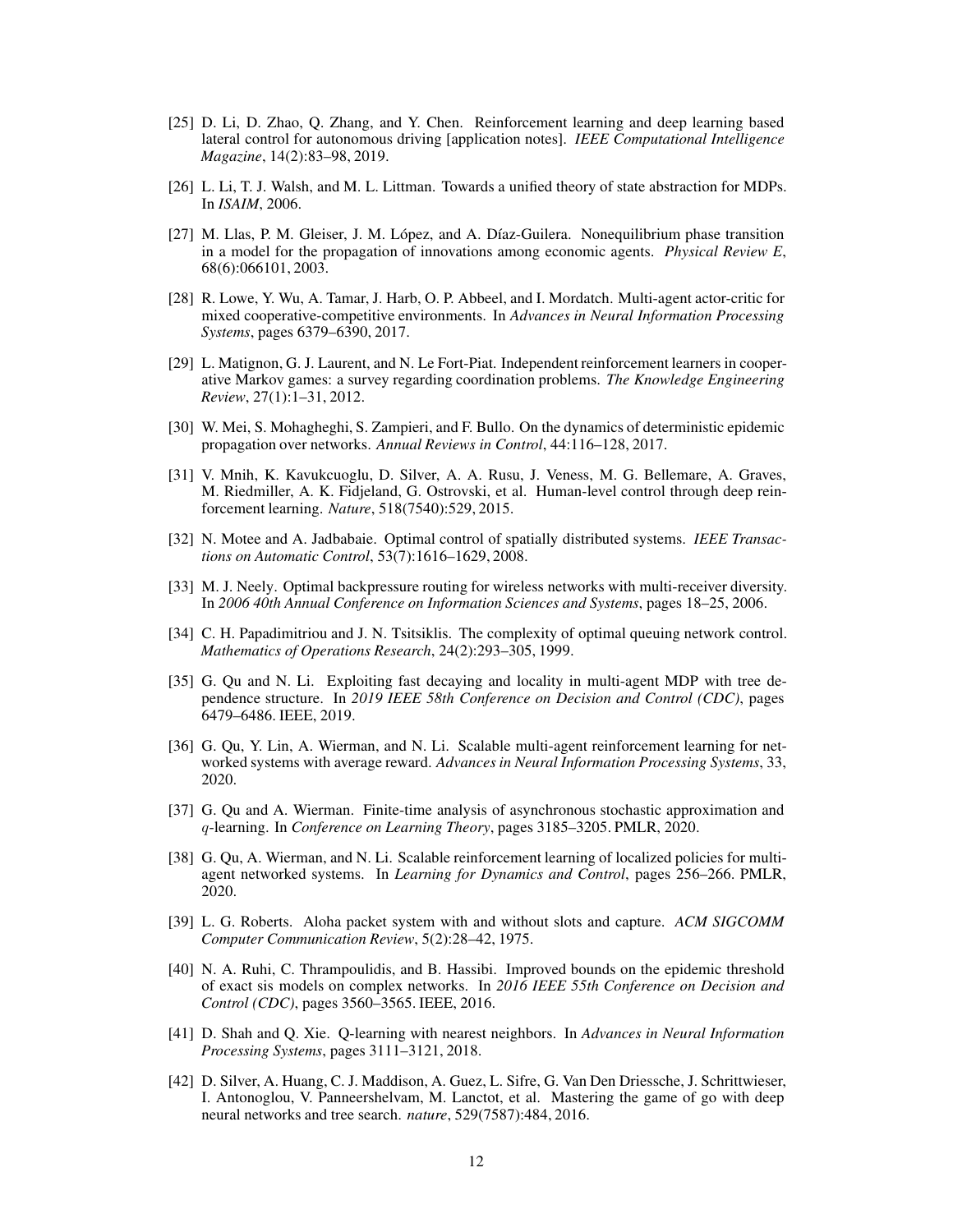- [25] D. Li, D. Zhao, Q. Zhang, and Y. Chen. Reinforcement learning and deep learning based lateral control for autonomous driving [application notes]. *IEEE Computational Intelligence Magazine*, 14(2):83–98, 2019.
- [26] L. Li, T. J. Walsh, and M. L. Littman. Towards a unified theory of state abstraction for MDPs. In *ISAIM*, 2006.
- [27] M. Llas, P. M. Gleiser, J. M. López, and A. Díaz-Guilera. Nonequilibrium phase transition in a model for the propagation of innovations among economic agents. *Physical Review E*, 68(6):066101, 2003.
- [28] R. Lowe, Y. Wu, A. Tamar, J. Harb, O. P. Abbeel, and I. Mordatch. Multi-agent actor-critic for mixed cooperative-competitive environments. In *Advances in Neural Information Processing Systems*, pages 6379–6390, 2017.
- [29] L. Matignon, G. J. Laurent, and N. Le Fort-Piat. Independent reinforcement learners in cooperative Markov games: a survey regarding coordination problems. *The Knowledge Engineering Review*, 27(1):1–31, 2012.
- [30] W. Mei, S. Mohagheghi, S. Zampieri, and F. Bullo. On the dynamics of deterministic epidemic propagation over networks. *Annual Reviews in Control*, 44:116–128, 2017.
- [31] V. Mnih, K. Kavukcuoglu, D. Silver, A. A. Rusu, J. Veness, M. G. Bellemare, A. Graves, M. Riedmiller, A. K. Fidjeland, G. Ostrovski, et al. Human-level control through deep reinforcement learning. *Nature*, 518(7540):529, 2015.
- [32] N. Motee and A. Jadbabaie. Optimal control of spatially distributed systems. *IEEE Transactions on Automatic Control*, 53(7):1616–1629, 2008.
- [33] M. J. Neely. Optimal backpressure routing for wireless networks with multi-receiver diversity. In *2006 40th Annual Conference on Information Sciences and Systems*, pages 18–25, 2006.
- [34] C. H. Papadimitriou and J. N. Tsitsiklis. The complexity of optimal queuing network control. *Mathematics of Operations Research*, 24(2):293–305, 1999.
- [35] G. Qu and N. Li. Exploiting fast decaying and locality in multi-agent MDP with tree dependence structure. In *2019 IEEE 58th Conference on Decision and Control (CDC)*, pages 6479–6486. IEEE, 2019.
- [36] G. Qu, Y. Lin, A. Wierman, and N. Li. Scalable multi-agent reinforcement learning for networked systems with average reward. *Advances in Neural Information Processing Systems*, 33, 2020.
- [37] G. Qu and A. Wierman. Finite-time analysis of asynchronous stochastic approximation and $q$-learning. In *Conference on Learning Theory*, pages 3185–3205. PMLR, 2020.
- [38] G. Qu, A. Wierman, and N. Li. Scalable reinforcement learning of localized policies for multi-agent networked systems. In *Learning for Dynamics and Control*, pages 256–266. PMLR, 2020.
- [39] L. G. Roberts. Aloha packet system with and without slots and capture. *ACM SIGCOMM Computer Communication Review*, 5(2):28–42, 1975.
- [40] N. A. Ruhi, C. Thrampoulidis, and B. Hassibi. Improved bounds on the epidemic threshold of exact sis models on complex networks. In *2016 IEEE 55th Conference on Decision and Control (CDC)*, pages 3560–3565. IEEE, 2016.
- [41] D. Shah and Q. Xie. Q-learning with nearest neighbors. In *Advances in Neural Information Processing Systems*, pages 3111–3121, 2018.
- [42] D. Silver, A. Huang, C. J. Maddison, A. Guez, L. Sifre, G. Van Den Driessche, J. Schrittwieser, I. Antonoglou, V. Panneershelvam, M. Lanctot, et al. Mastering the game of go with deep neural networks and tree search. *nature*, 529(7587):484, 2016.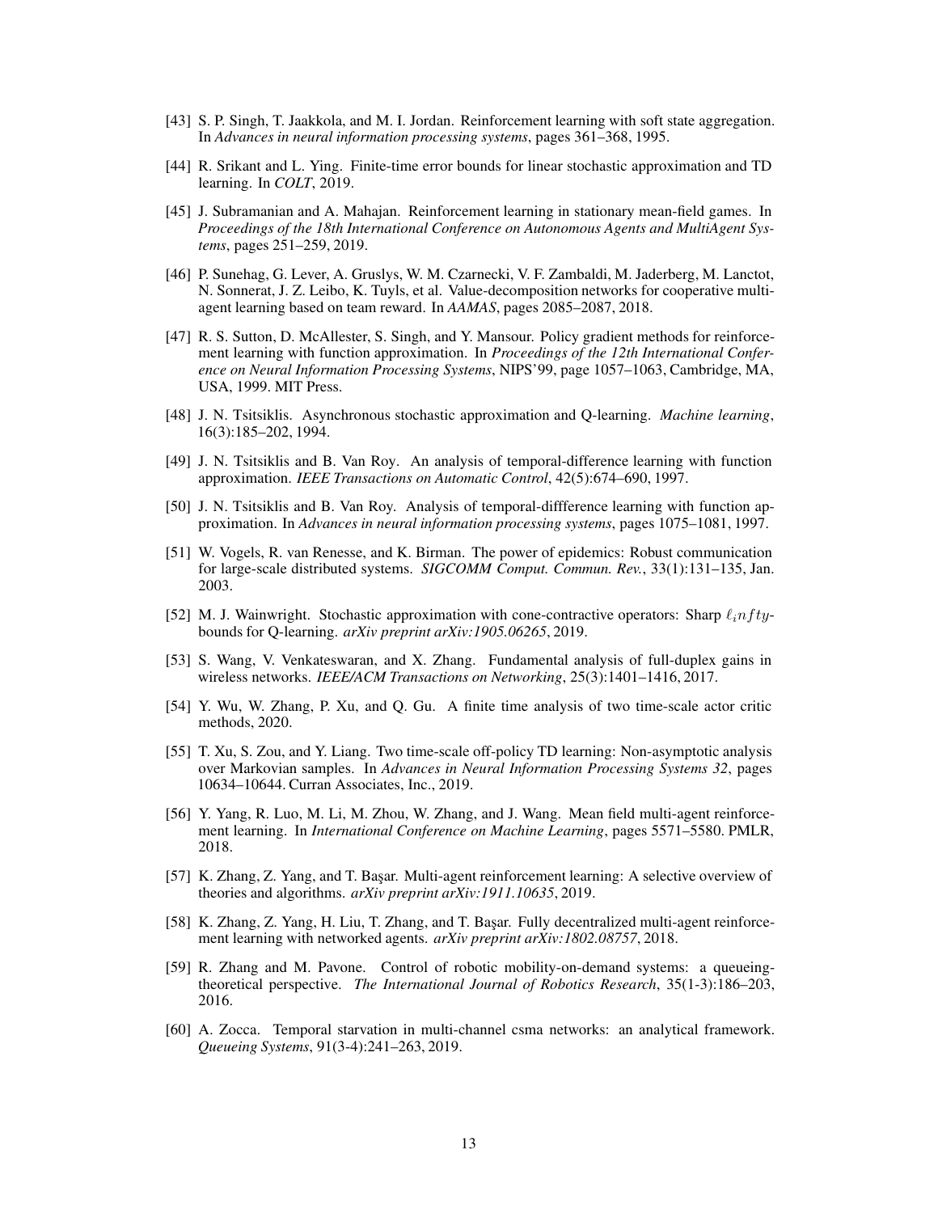[43] S. P. Singh, T. Jaakkola, and M. I. Jordan. Reinforcement learning with soft state aggregation. In *Advances in neural information processing systems*, pages 361–368, 1995.

[44] R. Srikant and L. Ying. Finite-time error bounds for linear stochastic approximation and TD learning. In *COLT*, 2019.

[45] J. Subramanian and A. Mahajan. Reinforcement learning in stationary mean-field games. In *Proceedings of the 18th International Conference on Autonomous Agents and MultiAgent Systems*, pages 251–259, 2019.

[46] P. Sunehag, G. Lever, A. Gruslys, W. M. Czarnecki, V. F. Zambaldi, M. Jaderberg, M. Lanctot, N. Sonnerat, J. Z. Leibo, K. Tuyls, et al. Value-decomposition networks for cooperative multi-agent learning based on team reward. In *AAMAS*, pages 2085–2087, 2018.

[47] R. S. Sutton, D. McAllester, S. Singh, and Y. Mansour. Policy gradient methods for reinforcement learning with function approximation. In *Proceedings of the 12th International Conference on Neural Information Processing Systems*, NIPS'99, page 1057–1063, Cambridge, MA, USA, 1999. MIT Press.

[48] J. N. Tsitsiklis. Asynchronous stochastic approximation and Q-learning. *Machine learning*, 16(3):185–202, 1994.

[49] J. N. Tsitsiklis and B. Van Roy. An analysis of temporal-difference learning with function approximation. *IEEE Transactions on Automatic Control*, 42(5):674–690, 1997.

[50] J. N. Tsitsiklis and B. Van Roy. Analysis of temporal-diffference learning with function approximation. In *Advances in neural information processing systems*, pages 1075–1081, 1997.

[51] W. Vogels, R. van Renesse, and K. Birman. The power of epidemics: Robust communication for large-scale distributed systems. *SIGCOMM Comput. Commun. Rev.*, 33(1):131–135, Jan. 2003.

[52] M. J. Wainwright. Stochastic approximation with cone-contractive operators: Sharp $\ell_infty$-bounds for Q-learning. *arXiv preprint arXiv:1905.06265*, 2019.

[53] S. Wang, V. Venkateswaran, and X. Zhang. Fundamental analysis of full-duplex gains in wireless networks. *IEEE/ACM Transactions on Networking*, 25(3):1401–1416, 2017.

[54] Y. Wu, W. Zhang, P. Xu, and Q. Gu. A finite time analysis of two time-scale actor critic methods, 2020.

[55] T. Xu, S. Zou, and Y. Liang. Two time-scale off-policy TD learning: Non-asymptotic analysis over Markovian samples. In *Advances in Neural Information Processing Systems 32*, pages 10634–10644. Curran Associates, Inc., 2019.

[56] Y. Yang, R. Luo, M. Li, M. Zhou, W. Zhang, and J. Wang. Mean field multi-agent reinforcement learning. In *International Conference on Machine Learning*, pages 5571–5580. PMLR, 2018.

[57] K. Zhang, Z. Yang, and T. Başar. Multi-agent reinforcement learning: A selective overview of theories and algorithms. *arXiv preprint arXiv:1911.10635*, 2019.

[58] K. Zhang, Z. Yang, H. Liu, T. Zhang, and T. Başar. Fully decentralized multi-agent reinforcement learning with networked agents. *arXiv preprint arXiv:1802.08757*, 2018.

[59] R. Zhang and M. Pavone. Control of robotic mobility-on-demand systems: a queueing-theoretical perspective. *The International Journal of Robotics Research*, 35(1-3):186–203, 2016.

[60] A. Zocca. Temporal starvation in multi-channel csma networks: an analytical framework. *Queueing Systems*, 91(3-4):241–263, 2019.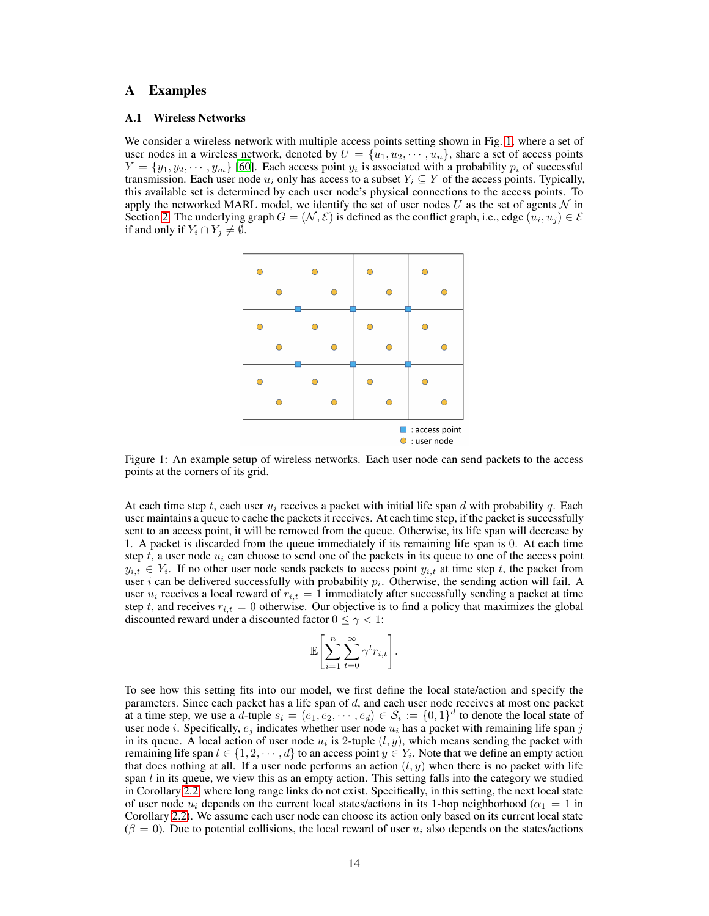# A Examples

## A.1 Wireless Networks

We consider a wireless network with multiple access points setting shown in Fig. 1, where a set of user nodes in a wireless network, denoted by $U = \{u_1, u_2, \cdots, u_n\}$, share a set of access points $Y = \{y_1, y_2, \cdots, y_m\}$ [60]. Each access point $y_i$ is associated with a probability $p_i$ of successful transmission. Each user node $u_i$ only has access to a subset $Y_i \subseteq Y$ of the access points. Typically, this available set is determined by each user node's physical connections to the access points. To apply the networked MARL model, we identify the set of user nodes $U$ as the set of agents $\mathcal{N}$ in Section 2. The underlying graph $G = (\mathcal{N}, \mathcal{E})$ is defined as the conflict graph, i.e., edge $(u_i, u_j) \in \mathcal{E}$ if and only if $Y_i \cap Y_j \neq \emptyset$.

Figure 1: An example setup of wireless networks. Each user node can send packets to the access points at the corners of its grid.

At each time step $t$, each user $u_i$ receives a packet with initial life span $d$ with probability $q$. Each user maintains a queue to cache the packets it receives. At each time step, if the packet is successfully sent to an access point, it will be removed from the queue. Otherwise, its life span will decrease by 1. A packet is discarded from the queue immediately if its remaining life span is 0. At each time step $t$, a user node $u_i$ can choose to send one of the packets in its queue to one of the access point $y_{i,t} \in Y_i$. If no other user node sends packets to access point $y_{i,t}$ at time step $t$, the packet from user $i$ can be delivered successfully with probability $p_i$. Otherwise, the sending action will fail. A user $u_i$ receives a local reward of $r_{i,t} = 1$ immediately after successfully sending a packet at time step $t$, and receives $r_{i,t} = 0$ otherwise. Our objective is to find a policy that maximizes the global discounted reward under a discounted factor $0 \leq \gamma < 1$:

$$\mathbb{E}\left[\sum_{i=1}^{n} \sum_{t=0}^{\infty} \gamma^t r_{i,t}\right].$$

To see how this setting fits into our model, we first define the local state/action and specify the parameters. Since each packet has a life span of $d$, and each user node receives at most one packet at a time step, we use a $d$-tuple $s_i = (e_1, e_2, \cdots, e_d) \in \mathcal{S}_i := \{0, 1\}^d$ to denote the local state of user node $i$. Specifically, $e_j$ indicates whether user node $u_i$ has a packet with remaining life span $j$ in its queue. A local action of user node $u_i$ is 2-tuple $(l, y)$, which means sending the packet with remaining life span $l \in \{1, 2, \cdots, d\}$ to an access point $y \in Y_i$. Note that we define an empty action that does nothing at all. If a user node performs an action $(l, y)$ when there is no packet with life span $l$ in its queue, we view this as an empty action. This setting falls into the category we studied in Corollary 2.2 where long range links do not exist. Specifically, in this setting, the next local state of user node $u_i$ depends on the current local states/actions in its 1-hop neighborhood ($\alpha_1 = 1$ in Corollary 2.2). We assume each user node can choose its action only based on its current local state ($\beta = 0$). Due to potential collisions, the local reward of user $u_i$ also depends on the states/actions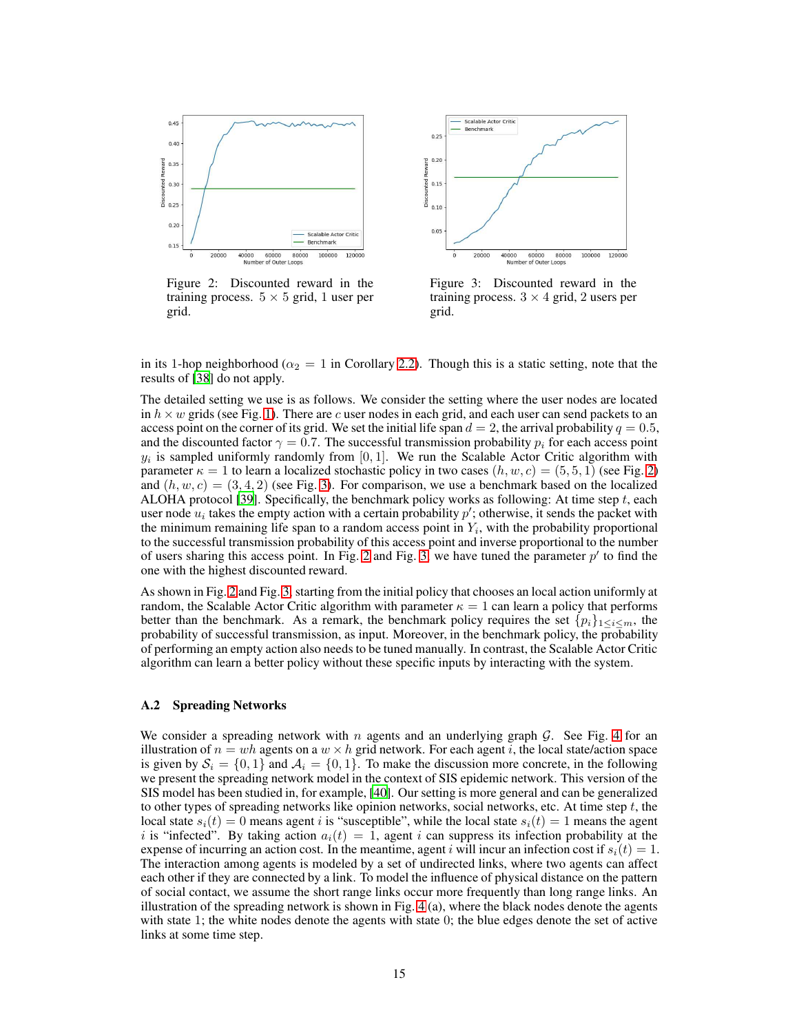Figure 2: Discounted reward in the training process. $5 \times 5$ grid, 1 user per grid.

Figure 3: Discounted reward in the training process. $3 \times 4$ grid, 2 users per grid.

in its 1-hop neighborhood ($\alpha_2 = 1$ in Corollary 2.2). Though this is a static setting, note that the results of [38] do not apply.

The detailed setting we use is as follows. We consider the setting where the user nodes are located in $h \times w$ grids (see Fig. 1). There are $c$ user nodes in each grid, and each user can send packets to an access point on the corner of its grid. We set the initial life span $d = 2$, the arrival probability $q = 0.5$, and the discounted factor $\gamma = 0.7$. The successful transmission probability $p_i$ for each access point $y_i$ is sampled uniformly randomly from $[0, 1]$. We run the Scalable Actor Critic algorithm with parameter $\kappa = 1$ to learn a localized stochastic policy in two cases $(h, w, c) = (5, 5, 1)$ (see Fig. 2) and $(h, w, c) = (3, 4, 2)$ (see Fig. 3). For comparison, we use a benchmark based on the localized ALOHA protocol [39]. Specifically, the benchmark policy works as following: At time step $t$, each user node $u_i$ takes the empty action with a certain probability $p'$; otherwise, it sends the packet with the minimum remaining life span to a random access point in $Y_i$, with the probability proportional to the successful transmission probability of this access point and inverse proportional to the number of users sharing this access point. In Fig. 2 and Fig. 3, we have tuned the parameter $p'$ to find the one with the highest discounted reward.

As shown in Fig. 2 and Fig. 3, starting from the initial policy that chooses an local action uniformly at random, the Scalable Actor Critic algorithm with parameter $\kappa = 1$ can learn a policy that performs better than the benchmark. As a remark, the benchmark policy requires the set $\{p_i\}_{1 \le i \le m}$, the probability of successful transmission, as input. Moreover, in the benchmark policy, the probability of performing an empty action also needs to be tuned manually. In contrast, the Scalable Actor Critic algorithm can learn a better policy without these specific inputs by interacting with the system.

### A.2 Spreading Networks

We consider a spreading network with $n$ agents and an underlying graph $\mathcal{G}$. See Fig. 4 for an illustration of $n = wh$ agents on a $w \times h$ grid network. For each agent $i$, the local state/action space is given by $\mathcal{S}_i = \{0, 1\}$ and $\mathcal{A}_i = \{0, 1\}$. To make the discussion more concrete, in the following we present the spreading network model in the context of SIS epidemic network. This version of the SIS model has been studied in, for example, [40]. Our setting is more general and can be generalized to other types of spreading networks like opinion networks, social networks, etc. At time step $t$, the local state $s_i(t) = 0$ means agent $i$ is "susceptible", while the local state $s_i(t) = 1$ means the agent $i$ is "infected". By taking action $a_i(t) = 1$, agent $i$ can suppress its infection probability at the expense of incurring an action cost. In the meantime, agent $i$ will incur an infection cost if $s_i(t) = 1$. The interaction among agents is modeled by a set of undirected links, where two agents can affect each other if they are connected by a link. To model the influence of physical distance on the pattern of social contact, we assume the short range links occur more frequently than long range links. An illustration of the spreading network is shown in Fig. 4 (a), where the black nodes denote the agents with state 1; the white nodes denote the agents with state 0; the blue edges denote the set of active links at some time step.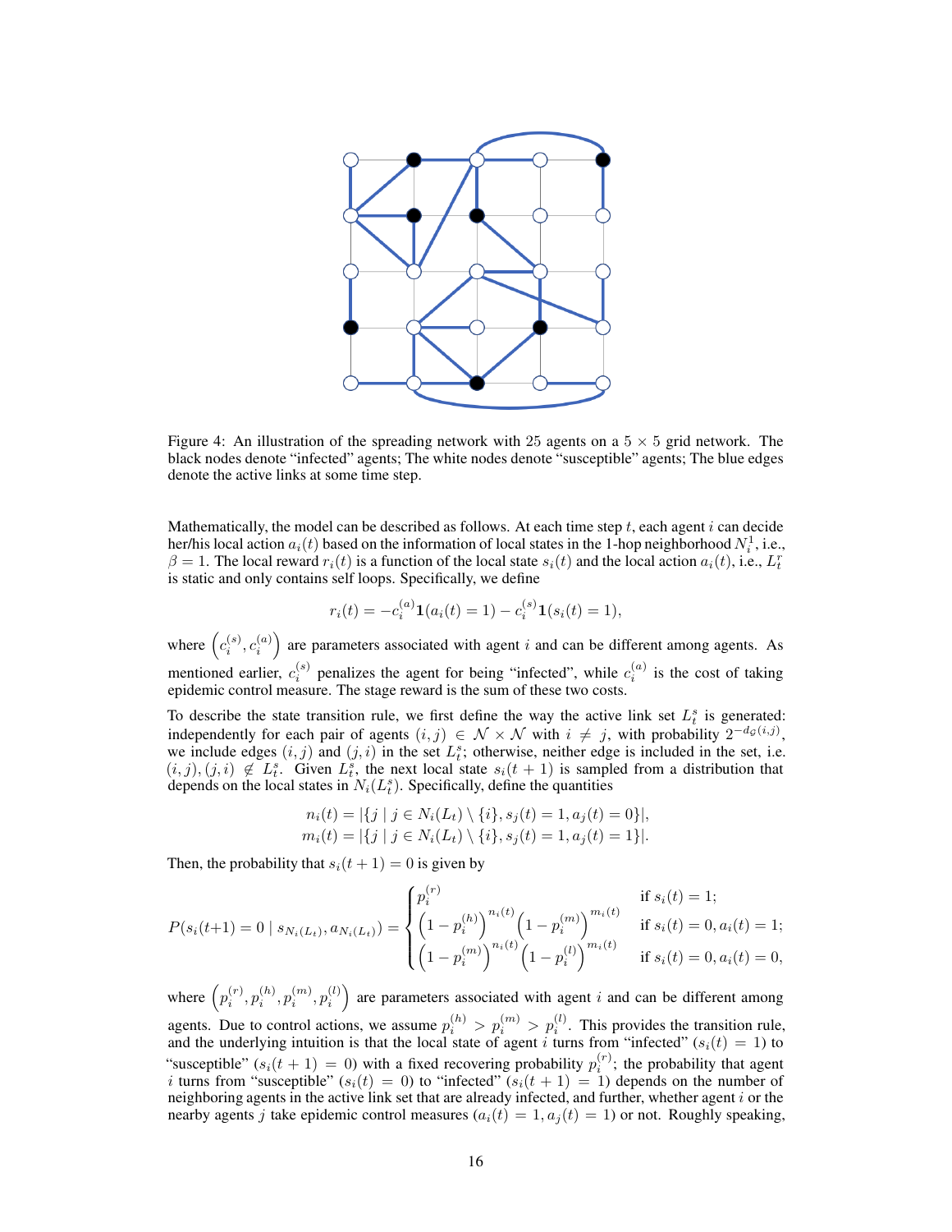Figure 4: An illustration of the spreading network with 25 agents on a $5 \times 5$ grid network. The black nodes denote "infected" agents; The white nodes denote "susceptible" agents; The blue edges denote the active links at some time step.

Mathematically, the model can be described as follows. At each time step $t$, each agent $i$ can decide her/his local action $a_i(t)$ based on the information of local states in the 1-hop neighborhood $N_i^1$, i.e., $\beta = 1$. The local reward $r_i(t)$ is a function of the local state $s_i(t)$ and the local action $a_i(t)$, i.e., $L_t^r$ is static and only contains self loops. Specifically, we define

$$r_i(t) = -c_i^{(a)} \mathbf{1}(a_i(t) = 1) - c_i^{(s)} \mathbf{1}(s_i(t) = 1),$$

where $\left(c_i^{(s)}, c_i^{(a)}\right)$ are parameters associated with agent $i$ and can be different among agents. As mentioned earlier, $c_i^{(s)}$ penalizes the agent for being "infected", while $c_i^{(a)}$ is the cost of taking epidemic control measure. The stage reward is the sum of these two costs.

To describe the state transition rule, we first define the way the active link set $L_t^s$ is generated: independently for each pair of agents $(i, j) \in \mathcal{N} \times \mathcal{N}$ with $i \neq j$, with probability $2^{-d_{\mathcal{G}}(i,j)}$, we include edges $(i, j)$ and $(j, i)$ in the set $L_t^s$; otherwise, neither edge is included in the set, i.e. $(i, j), (j, i) \notin L_t^s$. Given $L_t^s$, the next local state $s_i(t+1)$ is sampled from a distribution that depends on the local states in $N_i(L_t^s)$. Specifically, define the quantities

$$n_i(t) = |\{j \mid j \in N_i(L_t) \setminus \{i\}, s_j(t) = 1, a_j(t) = 0\}|,$$
$$m_i(t) = |\{j \mid j \in N_i(L_t) \setminus \{i\}, s_j(t) = 1, a_j(t) = 1\}|.$$

Then, the probability that $s_i(t+1) = 0$ is given by

$$P(s_i(t+1) = 0 \mid s_{N_i(L_t)}, a_{N_i(L_t)}) = \begin{cases} p_i^{(r)} & \text{if } s_i(t) = 1; \\ \left(1 - p_i^{(h)}\right)^{n_i(t)} \left(1 - p_i^{(m)}\right)^{m_i(t)} & \text{if } s_i(t) = 0, a_i(t) = 1; \\ \left(1 - p_i^{(m)}\right)^{n_i(t)} \left(1 - p_i^{(l)}\right)^{m_i(t)} & \text{if } s_i(t) = 0, a_i(t) = 0, \end{cases}$$

where $\left(p_i^{(r)}, p_i^{(h)}, p_i^{(m)}, p_i^{(l)}\right)$ are parameters associated with agent $i$ and can be different among agents. Due to control actions, we assume $p_i^{(h)} > p_i^{(m)} > p_i^{(l)}$. This provides the transition rule, and the underlying intuition is that the local state of agent $i$ turns from "infected" ($s_i(t) = 1$) to "susceptible" ($s_i(t+1) = 0$) with a fixed recovering probability $p_i^{(r)}$; the probability that agent $i$ turns from "susceptible" ($s_i(t) = 0$) to "infected" ($s_i(t+1) = 1$) depends on the number of neighboring agents in the active link set that are already infected, and further, whether agent $i$ or the nearby agents $j$ take epidemic control measures ($a_i(t) = 1, a_j(t) = 1$) or not. Roughly speaking,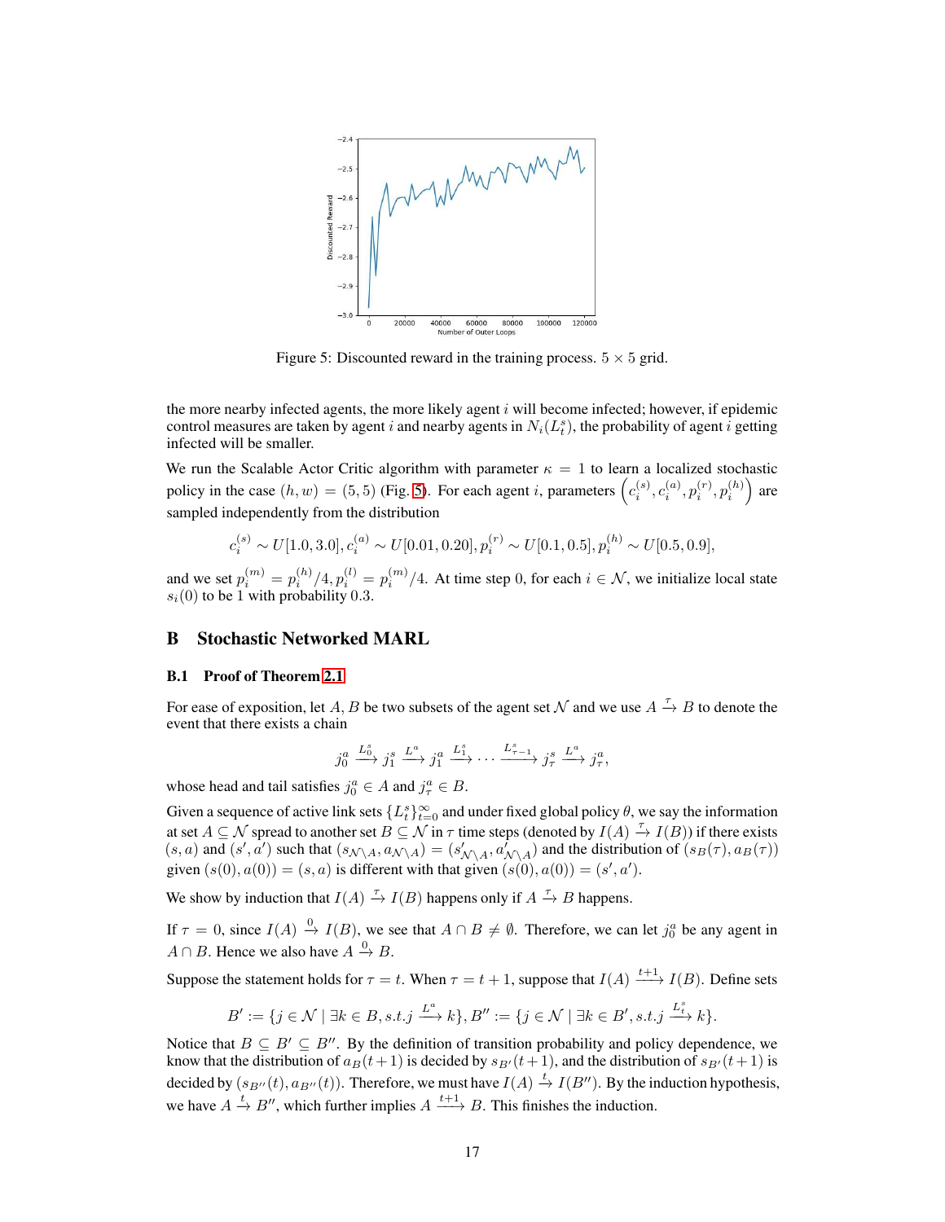Figure 5: Discounted reward in the training process. $5 \times 5$ grid.

the more nearby infected agents, the more likely agent $i$ will become infected; however, if epidemic control measures are taken by agent $i$ and nearby agents in $N_i(L_t^s)$, the probability of agent $i$ getting infected will be smaller.

We run the Scalable Actor Critic algorithm with parameter $\kappa = 1$ to learn a localized stochastic policy in the case $(h, w) = (5, 5)$ (Fig. 5). For each agent $i$, parameters $\left(c_i^{(s)}, c_i^{(a)}, p_i^{(r)}, p_i^{(h)}\right)$ are sampled independently from the distribution

$$c_i^{(s)} \sim U[1.0, 3.0], c_i^{(a)} \sim U[0.01, 0.20], p_i^{(r)} \sim U[0.1, 0.5], p_i^{(h)} \sim U[0.5, 0.9],$$

and we set $p_i^{(m)} = p_i^{(h)}/4, p_i^{(l)} = p_i^{(m)}/4$. At time step 0, for each $i \in \mathcal{N}$, we initialize local state $s_i(0)$ to be 1 with probability 0.3.

## B Stochastic Networked MARL

### B.1 Proof of Theorem 2.1

For ease of exposition, let $A, B$ be two subsets of the agent set $\mathcal{N}$ and we use $A \xrightarrow{\tau} B$ to denote the event that there exists a chain

$$j_0^a \xrightarrow{L_0^s} j_1^s \xrightarrow{L^a} j_1^a \xrightarrow{L_1^s} \cdots \xrightarrow{L_{\tau-1}^s} j_\tau^s \xrightarrow{L^a} j_\tau^a,$$

whose head and tail satisfies $j_0^a \in A$ and $j_\tau^a \in B$.

Given a sequence of active link sets $\{L_t^s\}_{t=0}^\infty$ and under fixed global policy $\theta$, we say the information at set $A \subseteq \mathcal{N}$ spread to another set $B \subseteq \mathcal{N}$ in $\tau$ time steps (denoted by $I(A) \xrightarrow{\tau} I(B)$) if there exists $(s, a)$ and $(s', a')$ such that $(s_{\mathcal{N}\setminus A}, a_{\mathcal{N}\setminus A}) = (s'_{\mathcal{N}\setminus A}, a'_{\mathcal{N}\setminus A})$ and the distribution of $(s_B(\tau), a_B(\tau))$ given $(s(0), a(0)) = (s, a)$ is different with that given $(s(0), a(0)) = (s', a')$.

We show by induction that $I(A) \xrightarrow{\tau} I(B)$ happens only if $A \xrightarrow{\tau} B$ happens.

If $\tau = 0$, since $I(A) \xrightarrow{0} I(B)$, we see that $A \cap B \neq \emptyset$. Therefore, we can let $j_0^a$ be any agent in $A \cap B$. Hence we also have $A \xrightarrow{0} B$.

Suppose the statement holds for $\tau = t$. When $\tau = t + 1$, suppose that $I(A) \xrightarrow{t+1} I(B)$. Define sets

$$B' := \{j \in \mathcal{N} \mid \exists k \in B, s.t. j \xrightarrow{L^a} k\}, B'' := \{j \in \mathcal{N} \mid \exists k \in B', s.t. j \xrightarrow{L_t^s} k\}.$$

Notice that $B \subseteq B' \subseteq B''$. By the definition of transition probability and policy dependence, we know that the distribution of $a_B(t+1)$ is decided by $s_{B'}(t+1)$, and the distribution of $s_{B'}(t+1)$ is decided by $(s_{B''}(t), a_{B''}(t))$. Therefore, we must have $I(A) \xrightarrow{t} I(B'')$. By the induction hypothesis, we have $A \xrightarrow{t} B''$, which further implies $A \xrightarrow{t+1} B$. This finishes the induction.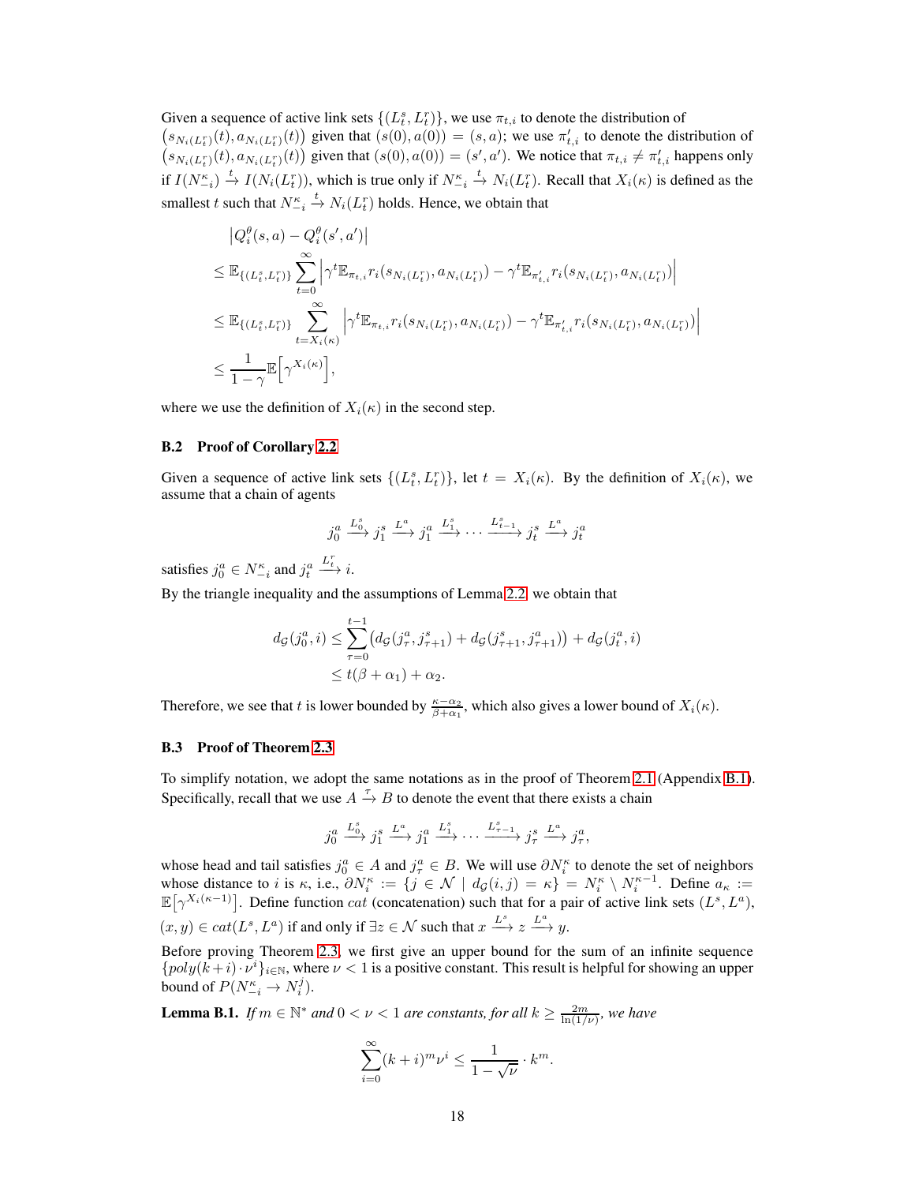Given a sequence of active link sets $\{(L_t^s, L_t^r)\}$, we use $\pi_{t,i}$ to denote the distribution of $\left(s_{N_i(L_t^r)}(t), a_{N_i(L_t^r)}(t)\right)$ given that $(s(0), a(0)) = (s, a)$; we use $\pi'_{t,i}$ to denote the distribution of $\left(s_{N_i(L_t^r)}(t), a_{N_i(L_t^r)}(t)\right)$ given that $(s(0), a(0)) = (s', a')$. We notice that $\pi_{t,i} \neq \pi'_{t,i}$ happens only if $I(N_{-i}^\kappa) \xrightarrow{t} I(N_i(L_t^r))$, which is true only if $N_{-i}^\kappa \xrightarrow{t} N_i(L_t^r)$. Recall that $X_i(\kappa)$ is defined as the smallest $t$ such that $N_{-i}^\kappa \xrightarrow{t} N_i(L_t^r)$ holds. Hence, we obtain that

$$
\begin{aligned}
&\left|Q_i^\theta(s,a) - Q_i^\theta(s',a')\right| \\
&\le \mathbb{E}_{\{(L_t^s, L_t^r)\}} \sum_{t=0}^{\infty} \left|\gamma^t \mathbb{E}_{\pi_{t,i}} r_i(s_{N_i(L_t^r)}, a_{N_i(L_t^r)}) - \gamma^t \mathbb{E}_{\pi'_{t,i}} r_i(s_{N_i(L_t^r)}, a_{N_i(L_t^r)})\right| \\
&\le \mathbb{E}_{\{(L_t^s, L_t^r)\}} \sum_{t=X_i(\kappa)}^{\infty} \left|\gamma^t \mathbb{E}_{\pi_{t,i}} r_i(s_{N_i(L_t^r)}, a_{N_i(L_t^r)}) - \gamma^t \mathbb{E}_{\pi'_{t,i}} r_i(s_{N_i(L_t^r)}, a_{N_i(L_t^r)})\right| \\
&\le \frac{1}{1-\gamma} \mathbb{E}\left[\gamma^{X_i(\kappa)}\right],
\end{aligned}
$$

where we use the definition of $X_i(\kappa)$ in the second step.

### B.2 Proof of Corollary 2.2

Given a sequence of active link sets $\{(L_t^s, L_t^r)\}$, let $t = X_i(\kappa)$. By the definition of $X_i(\kappa)$, we assume that a chain of agents

$$
j_0^a \xrightarrow{L_0^s} j_1^s \xrightarrow{L^a} j_1^a \xrightarrow{L_1^s} \cdots \xrightarrow{L_{t-1}^s} j_t^s \xrightarrow{L^a} j_t^a
$$

satisfies $j_0^a \in N_{-i}^\kappa$ and $j_t^a \xrightarrow{L_t^r} i$.

By the triangle inequality and the assumptions of Lemma 2.2, we obtain that

$$
\begin{aligned}
d_{\mathcal{G}}(j_0^a, i) &\le \sum_{\tau=0}^{t-1} \left(d_{\mathcal{G}}(j_\tau^a, j_{\tau+1}^s) + d_{\mathcal{G}}(j_{\tau+1}^s, j_{\tau+1}^a)\right) + d_{\mathcal{G}}(j_t^a, i) \\
&\le t(\beta + \alpha_1) + \alpha_2.
\end{aligned}
$$

Therefore, we see that $t$ is lower bounded by $\frac{\kappa - \alpha_2}{\beta + \alpha_1}$, which also gives a lower bound of $X_i(\kappa)$.

### B.3 Proof of Theorem 2.3

To simplify notation, we adopt the same notations as in the proof of Theorem 2.1 (Appendix B.1). Specifically, recall that we use $A \xrightarrow{\tau} B$ to denote the event that there exists a chain

$$
j_0^a \xrightarrow{L_0^s} j_1^s \xrightarrow{L^a} j_1^a \xrightarrow{L_1^s} \cdots \xrightarrow{L_{\tau-1}^s} j_\tau^s \xrightarrow{L^a} j_\tau^a,
$$

whose head and tail satisfies $j_0^a \in A$ and $j_\tau^a \in B$. We will use $\partial N_i^\kappa$ to denote the set of neighbors whose distance to $i$ is $\kappa$, i.e., $\partial N_i^\kappa := \{j \in \mathcal{N} \mid d_{\mathcal{G}}(i,j) = \kappa\} = N_i^\kappa \setminus N_i^{\kappa-1}$. Define $a_\kappa := \mathbb{E}\left[\gamma^{X_i(\kappa-1)}\right]$. Define function $cat$ (concatenation) such that for a pair of active link sets $(L^s, L^a)$, $(x,y) \in cat(L^s, L^a)$ if and only if $\exists z \in \mathcal{N}$ such that $x \xrightarrow{L^s} z \xrightarrow{L^a} y$.

Before proving Theorem 2.3, we first give an upper bound for the sum of an infinite sequence $\{poly(k+i) \cdot \nu^i\}_{i \in \mathbb{N}}$, where $\nu < 1$ is a positive constant. This result is helpful for showing an upper bound of $P(N_{-i}^\kappa \to N_i^j)$.

**Lemma B.1.** *If $m \in \mathbb{N}^*$ and $0 < \nu < 1$ are constants, for all $k \ge \frac{2m}{\ln(1/\nu)}$, we have*

$$
\sum_{i=0}^{\infty} (k+i)^m \nu^i \le \frac{1}{1-\sqrt{\nu}} \cdot k^m.
$$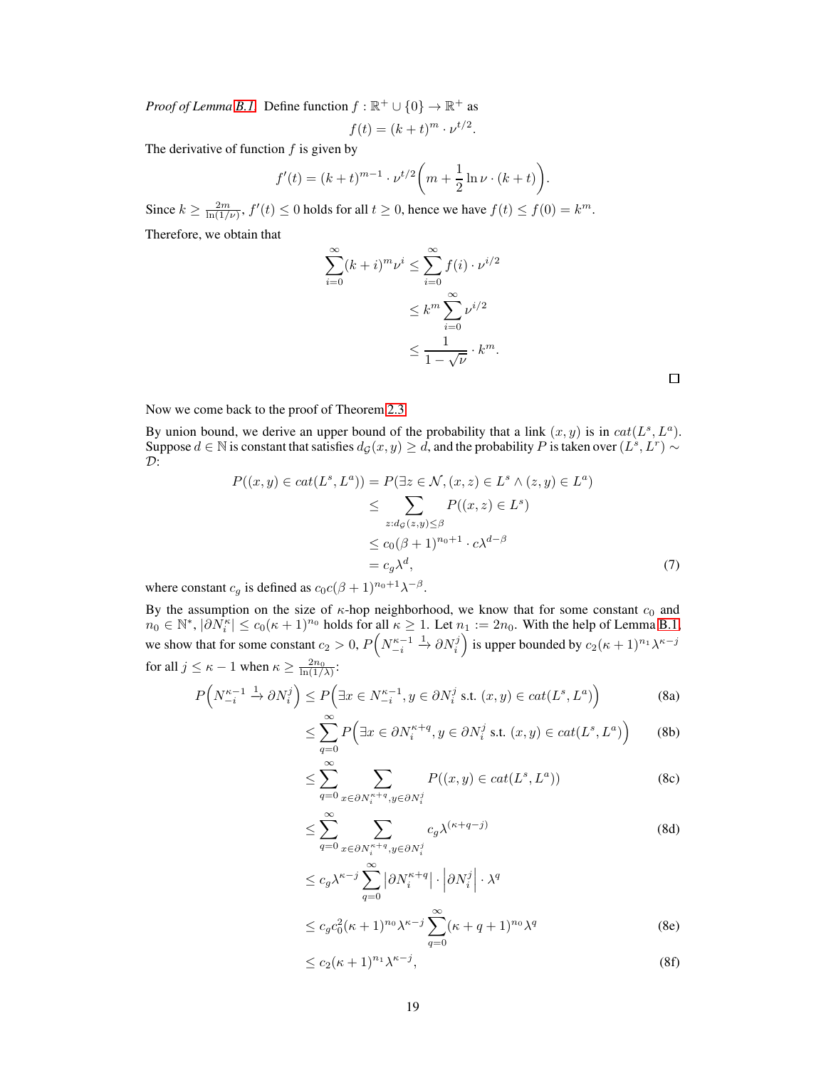*Proof of Lemma B.1.* Define function $f : \mathbb{R}^+ \cup \{0\} \to \mathbb{R}^+$ as

$$f(t) = (k+t)^m \cdot \nu^{t/2}.$$

The derivative of function $f$ is given by

$$f'(t) = (k+t)^{m-1} \cdot \nu^{t/2} \bigg( m + \frac{1}{2} \ln \nu \cdot (k+t) \bigg).$$

Since $k \geq \frac{2m}{\ln(1/\nu)}$, $f'(t) \leq 0$ holds for all $t \geq 0$, hence we have $f(t) \leq f(0) = k^m$.

Therefore, we obtain that

$$\begin{aligned}
\sum_{i=0}^{\infty} (k+i)^m \nu^i &\leq \sum_{i=0}^{\infty} f(i) \cdot \nu^{i/2} \\
&\leq k^m \sum_{i=0}^{\infty} \nu^{i/2} \\
&\leq \frac{1}{1-\sqrt{\nu}} \cdot k^m.
\end{aligned}$$

□

Now we come back to the proof of Theorem 2.3.

By union bound, we derive an upper bound of the probability that a link $(x, y)$ is in $cat(L^s, L^a)$. Suppose $d \in \mathbb{N}$ is constant that satisfies $d_{\mathcal{G}}(x, y) \geq d$, and the probability $P$ is taken over $(L^s, L^r) \sim \mathcal{D}$:

$$\begin{aligned}
P((x,y) \in cat(L^s, L^a)) &= P(\exists z \in \mathcal{N}, (x,z) \in L^s \wedge (z,y) \in L^a) \\
&\leq \sum_{z : d_{\mathcal{G}}(z,y) \leq \beta} P((x,z) \in L^s) \\
&\leq c_0 (\beta+1)^{n_0+1} \cdot c\lambda^{d-\beta} \\
&= c_g \lambda^d,
\end{aligned} \tag{7}$$

where constant $c_g$ is defined as $c_0 c (\beta+1)^{n_0+1} \lambda^{-\beta}$.

By the assumption on the size of $\kappa$-hop neighborhood, we know that for some constant $c_0$ and $n_0 \in \mathbb{N}^*$, $|\partial N_i^\kappa| \leq c_0 (\kappa+1)^{n_0}$ holds for all $\kappa \geq 1$. Let $n_1 := 2n_0$. With the help of Lemma B.1, we show that for some constant $c_2 > 0$, $P\Big(N_{-i}^{\kappa-1} \xrightarrow{1} \partial N_i^j\Big)$ is upper bounded by $c_2(\kappa+1)^{n_1} \lambda^{\kappa-j}$ for all $j \leq \kappa - 1$ when $\kappa \geq \frac{2n_0}{\ln(1/\lambda)}$:

$$P\Big(N_{-i}^{\kappa-1} \xrightarrow{1} \partial N_i^j\Big) \leq P\Big(\exists x \in N_{-i}^{\kappa-1}, y \in \partial N_i^j \text{ s.t. } (x,y) \in cat(L^s, L^a)\Big) \tag{8a}$$

$$\leq \sum_{q=0}^{\infty} P\Big(\exists x \in \partial N_i^{\kappa+q}, y \in \partial N_i^j \text{ s.t. } (x,y) \in cat(L^s, L^a)\Big) \tag{8b}$$

$$\leq \sum_{q=0}^{\infty} \sum_{x \in \partial N_i^{\kappa+q}, y \in \partial N_i^j} P((x,y) \in cat(L^s, L^a)) \tag{8c}$$

$$\leq \sum_{q=0}^{\infty} \sum_{x \in \partial N_i^{\kappa+q}, y \in \partial N_i^j} c_g \lambda^{(\kappa+q-j)} \tag{8d}$$

$$\leq c_g \lambda^{\kappa-j} \sum_{q=0}^{\infty} \left|\partial N_i^{\kappa+q}\right| \cdot \left|\partial N_i^j\right| \cdot \lambda^q$$

$$\leq c_g c_0^2 (\kappa+1)^{n_0} \lambda^{\kappa-j} \sum_{q=0}^{\infty} (\kappa+q+1)^{n_0} \lambda^q \tag{8e}$$

$$\leq c_2 (\kappa+1)^{n_1} \lambda^{\kappa-j}, \tag{8f}$$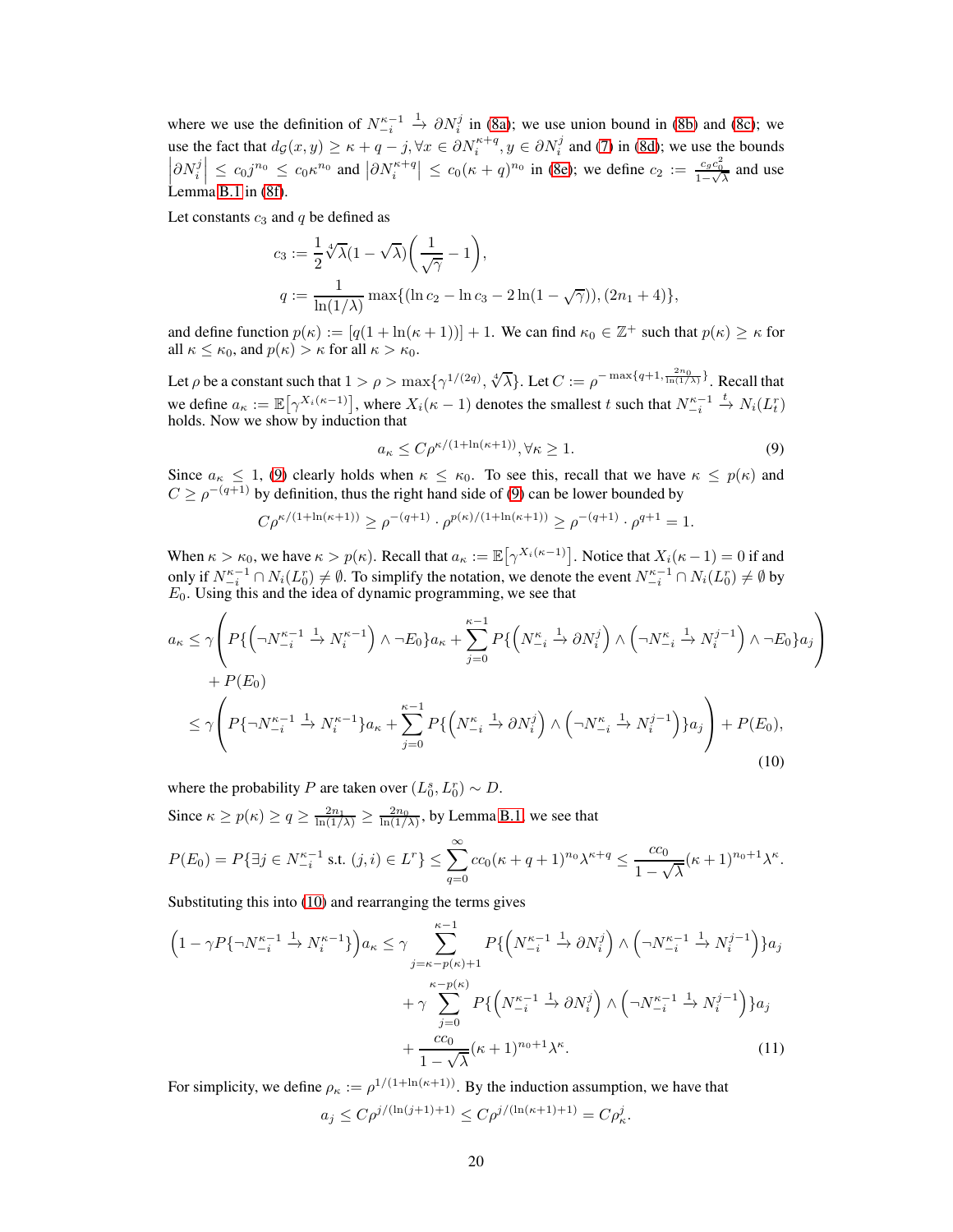where we use the definition of $N_{-i}^{\kappa-1} \xrightarrow{1} \partial N_i^j$ in (8a); we use union bound in (8b) and (8c); we use the fact that $d_{\mathcal{G}}(x,y) \geq \kappa + q - j, \forall x \in \partial N_i^{\kappa+q}, y \in \partial N_i^j$ and (7) in (8d); we use the bounds $\left|\partial N_i^j\right| \leq c_0 j^{n_0} \leq c_0 \kappa^{n_0}$ and $\left|\partial N_i^{\kappa+q}\right| \leq c_0(\kappa+q)^{n_0}$ in (8e); we define $c_2 := \frac{c_g c_0^2}{1-\sqrt{\lambda}}$ and use Lemma B.1 in (8f).

Let constants $c_3$ and $q$ be defined as

$$c_3 := \frac{1}{2}\sqrt[4]{\lambda}(1-\sqrt{\lambda})\left(\frac{1}{\sqrt{\gamma}} - 1\right),$$

$$q := \frac{1}{\ln(1/\lambda)} \max\{(\ln c_2 - \ln c_3 - 2\ln(1-\sqrt{\gamma})), (2n_1 + 4)\},$$

and define function $p(\kappa) := [q(1 + \ln(\kappa+1))] + 1$. We can find $\kappa_0 \in \mathbb{Z}^+$ such that $p(\kappa) \geq \kappa$ for all $\kappa \leq \kappa_0$, and $p(\kappa) > \kappa$ for all $\kappa > \kappa_0$.

Let $\rho$ be a constant such that $1 > \rho > \max\{\gamma^{1/(2q)}, \sqrt[4]{\lambda}\}$. Let $C := \rho^{-\max\{q+1, \frac{2n_0}{\ln(1/\lambda)}\}}$. Recall that we define $a_\kappa := \mathbb{E}\left[\gamma^{X_i(\kappa-1)}\right]$, where $X_i(\kappa-1)$ denotes the smallest $t$ such that $N_{-i}^{\kappa-1} \xrightarrow{t} N_i(L_t^r)$ holds. Now we show by induction that

$$a_\kappa \leq C\rho^{\kappa/(1+\ln(\kappa+1))}, \forall \kappa \geq 1. \tag{9}$$

Since $a_\kappa \leq 1$, (9) clearly holds when $\kappa \leq \kappa_0$. To see this, recall that we have $\kappa \leq p(\kappa)$ and $C \geq \rho^{-(q+1)}$ by definition, thus the right hand side of (9) can be lower bounded by

$$C\rho^{\kappa/(1+\ln(\kappa+1))} \geq \rho^{-(q+1)} \cdot \rho^{p(\kappa)/(1+\ln(\kappa+1))} \geq \rho^{-(q+1)} \cdot \rho^{q+1} = 1.$$

When $\kappa > \kappa_0$, we have $\kappa > p(\kappa)$. Recall that $a_\kappa := \mathbb{E}\left[\gamma^{X_i(\kappa-1)}\right]$. Notice that $X_i(\kappa-1) = 0$ if and only if $N_{-i}^{\kappa-1} \cap N_i(L_0^r) \neq \emptyset$. To simplify the notation, we denote the event $N_{-i}^{\kappa-1} \cap N_i(L_0^r) \neq \emptyset$ by $E_0$. Using this and the idea of dynamic programming, we see that

$$\begin{aligned}
a_\kappa \leq{}& \gamma\left(P\{\left(\neg N_{-i}^{\kappa-1} \xrightarrow{1} N_i^{\kappa-1}\right) \wedge \neg E_0\}a_\kappa + \sum_{j=0}^{\kappa-1} P\{\left(N_{-i}^{\kappa} \xrightarrow{1} \partial N_i^j\right) \wedge \left(\neg N_{-i}^{\kappa} \xrightarrow{1} N_i^{j-1}\right) \wedge \neg E_0\}a_j\right) \\
&+ P(E_0) \\
\leq{}& \gamma\left(P\{\neg N_{-i}^{\kappa-1} \xrightarrow{1} N_i^{\kappa-1}\}a_\kappa + \sum_{j=0}^{\kappa-1} P\{\left(N_{-i}^{\kappa} \xrightarrow{1} \partial N_i^j\right) \wedge \left(\neg N_{-i}^{\kappa} \xrightarrow{1} N_i^{j-1}\right)\}a_j\right) + P(E_0),
\end{aligned} \tag{10}$$

where the probability $P$ are taken over $(L_0^s, L_0^r) \sim D$.

Since $\kappa \geq p(\kappa) \geq q \geq \frac{2n_1}{\ln(1/\lambda)} \geq \frac{2n_0}{\ln(1/\lambda)}$, by Lemma B.1, we see that

$$P(E_0) = P\{\exists j \in N_{-i}^{\kappa-1} \text{ s.t. } (j,i) \in L^r\} \leq \sum_{q=0}^{\infty} cc_0(\kappa+q+1)^{n_0}\lambda^{\kappa+q} \leq \frac{cc_0}{1-\sqrt{\lambda}}(\kappa+1)^{n_0+1}\lambda^\kappa.$$

Substituting this into (10) and rearranging the terms gives

$$\begin{aligned}
\left(1 - \gamma P\{\neg N_{-i}^{\kappa-1} \xrightarrow{1} N_i^{\kappa-1}\}\right)a_\kappa \leq{}& \gamma \sum_{j=\kappa-p(\kappa)+1}^{\kappa-1} P\{\left(N_{-i}^{\kappa-1} \xrightarrow{1} \partial N_i^j\right) \wedge \left(\neg N_{-i}^{\kappa-1} \xrightarrow{1} N_i^{j-1}\right)\}a_j \\
&+ \gamma \sum_{j=0}^{\kappa-p(\kappa)} P\{\left(N_{-i}^{\kappa-1} \xrightarrow{1} \partial N_i^j\right) \wedge \left(\neg N_{-i}^{\kappa-1} \xrightarrow{1} N_i^{j-1}\right)\}a_j \\
&+ \frac{cc_0}{1-\sqrt{\lambda}}(\kappa+1)^{n_0+1}\lambda^\kappa.
\end{aligned} \tag{11}$$

For simplicity, we define $\rho_\kappa := \rho^{1/(1+\ln(\kappa+1))}$. By the induction assumption, we have that

$$a_j \leq C\rho^{j/(\ln(j+1)+1)} \leq C\rho^{j/(\ln(\kappa+1)+1)} = C\rho_\kappa^j.$$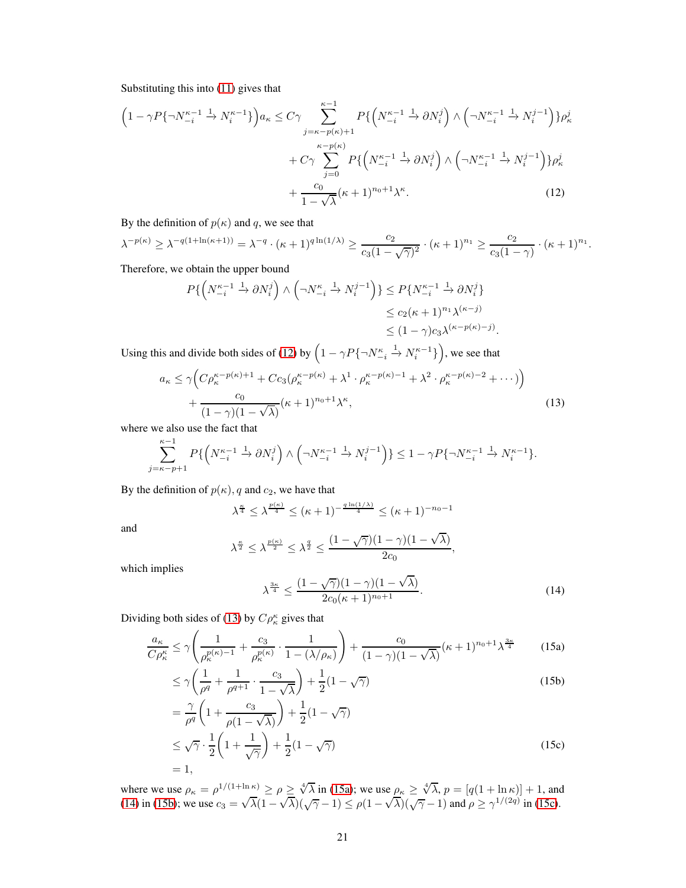Substituting this into (11) gives that

$$
\begin{aligned}
\Big(1 - \gamma P\{\neg N_{-i}^{\kappa-1} \xrightarrow{1} N_i^{\kappa-1}\}\Big) a_\kappa \le\ & C\gamma \sum_{j=\kappa-p(\kappa)+1}^{\kappa-1} P\{\Big(N_{-i}^{\kappa-1} \xrightarrow{1} \partial N_i^j\Big) \wedge \Big(\neg N_{-i}^{\kappa-1} \xrightarrow{1} N_i^{j-1}\Big)\}\rho_\kappa^j \\
&+ C\gamma \sum_{j=0}^{\kappa-p(\kappa)} P\{\Big(N_{-i}^{\kappa-1} \xrightarrow{1} \partial N_i^j\Big) \wedge \Big(\neg N_{-i}^{\kappa-1} \xrightarrow{1} N_i^{j-1}\Big)\}\rho_\kappa^j \\
&+ \frac{c_0}{1-\sqrt{\lambda}}(\kappa+1)^{n_0+1}\lambda^\kappa. \qquad (12)
\end{aligned}
$$

By the definition of $p(\kappa)$ and $q$, we see that

$$
\lambda^{-p(\kappa)} \ge \lambda^{-q(1+\ln(\kappa+1))} = \lambda^{-q} \cdot (\kappa+1)^{q\ln(1/\lambda)} \ge \frac{c_2}{c_3(1-\sqrt{\gamma})^2} \cdot (\kappa+1)^{n_1} \ge \frac{c_2}{c_3(1-\gamma)} \cdot (\kappa+1)^{n_1}.
$$

Therefore, we obtain the upper bound

$$
\begin{aligned}
P\{\Big(N_{-i}^{\kappa-1} \xrightarrow{1} \partial N_i^j\Big) \wedge \Big(\neg N_{-i}^{\kappa} \xrightarrow{1} N_i^{j-1}\Big)\} &\le P\{N_{-i}^{\kappa-1} \xrightarrow{1} \partial N_i^j\} \\
&\le c_2(\kappa+1)^{n_1}\lambda^{(\kappa-j)} \\
&\le (1-\gamma)c_3\lambda^{(\kappa-p(\kappa)-j)}.
\end{aligned}
$$

Using this and divide both sides of (12) by $\Big(1 - \gamma P\{\neg N_{-i}^{\kappa} \xrightarrow{1} N_i^{\kappa-1}\}\Big)$, we see that

$$
\begin{aligned}
a_\kappa \le\ & \gamma\Big(C\rho_\kappa^{\kappa-p(\kappa)+1} + Cc_3(\rho_\kappa^{\kappa-p(\kappa)} + \lambda^1 \cdot \rho_\kappa^{\kappa-p(\kappa)-1} + \lambda^2 \cdot \rho_\kappa^{\kappa-p(\kappa)-2} + \cdots)\Big) \\
&+ \frac{c_0}{(1-\gamma)(1-\sqrt{\lambda})}(\kappa+1)^{n_0+1}\lambda^\kappa, \qquad (13)
\end{aligned}
$$

where we also use the fact that

$$
\sum_{j=\kappa-p+1}^{\kappa-1} P\{\Big(N_{-i}^{\kappa-1} \xrightarrow{1} \partial N_i^j\Big) \wedge \Big(\neg N_{-i}^{\kappa-1} \xrightarrow{1} N_i^{j-1}\Big)\} \le 1 - \gamma P\{\neg N_{-i}^{\kappa-1} \xrightarrow{1} N_i^{\kappa-1}\}.
$$

By the definition of $p(\kappa)$, $q$ and $c_2$, we have that

$$
\lambda^{\frac{\kappa}{4}} \le \lambda^{\frac{p(\kappa)}{4}} \le (\kappa+1)^{-\frac{q\ln(1/\lambda)}{4}} \le (\kappa+1)^{-n_0-1}
$$

and

$$
\lambda^{\frac{\kappa}{2}} \le \lambda^{\frac{p(\kappa)}{2}} \le \lambda^{\frac{q}{2}} \le \frac{(1-\sqrt{\gamma})(1-\gamma)(1-\sqrt{\lambda})}{2c_0},
$$

which implies

$$
\lambda^{\frac{3\kappa}{4}} \le \frac{(1-\sqrt{\gamma})(1-\gamma)(1-\sqrt{\lambda})}{2c_0(\kappa+1)^{n_0+1}}. \qquad (14)
$$

Dividing both sides of (13) by $C\rho_\kappa^\kappa$ gives that

$$
\begin{aligned}
\frac{a_\kappa}{C\rho_\kappa^\kappa} &\le \gamma\left(\frac{1}{\rho_\kappa^{p(\kappa)-1}} + \frac{c_3}{\rho_\kappa^{p(\kappa)}} \cdot \frac{1}{1-(\lambda/\rho_\kappa)}\right) + \frac{c_0}{(1-\gamma)(1-\sqrt{\lambda})}(\kappa+1)^{n_0+1}\lambda^{\frac{3\kappa}{4}} \qquad (15a) \\
&\le \gamma\left(\frac{1}{\rho^q} + \frac{1}{\rho^{q+1}} \cdot \frac{c_3}{1-\sqrt{\lambda}}\right) + \frac{1}{2}(1-\sqrt{\gamma}) \qquad (15b) \\
&= \frac{\gamma}{\rho^q}\left(1 + \frac{c_3}{\rho(1-\sqrt{\lambda})}\right) + \frac{1}{2}(1-\sqrt{\gamma}) \\
&\le \sqrt{\gamma} \cdot \frac{1}{2}\left(1 + \frac{1}{\sqrt{\gamma}}\right) + \frac{1}{2}(1-\sqrt{\gamma}) \qquad (15c) \\
&= 1,
\end{aligned}
$$

where we use $\rho_\kappa = \rho^{1/(1+\ln\kappa)} \ge \rho \ge \sqrt[4]{\lambda}$ in (15a); we use $\rho_\kappa \ge \sqrt[4]{\lambda}$, $p = [q(1+\ln\kappa)] + 1$, and (14) in (15b); we use $c_3 = \sqrt{\lambda}(1-\sqrt{\lambda})(\sqrt{\gamma}-1) \le \rho(1-\sqrt{\lambda})(\sqrt{\gamma}-1)$ and $\rho \ge \gamma^{1/(2q)}$ in (15c).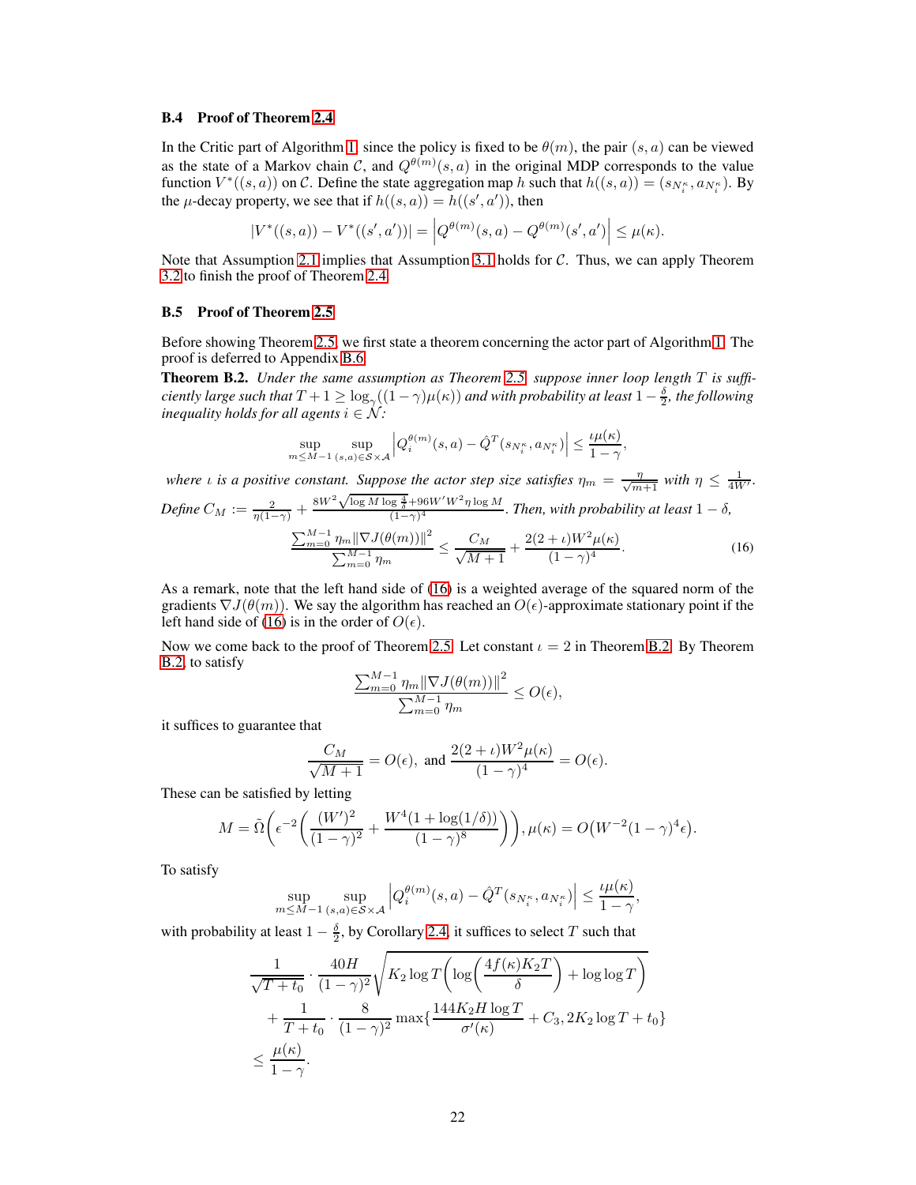### B.4 Proof of Theorem 2.4

In the Critic part of Algorithm 1, since the policy is fixed to be $\theta(m)$, the pair $(s, a)$ can be viewed as the state of a Markov chain $\mathcal{C}$, and $Q^{\theta(m)}(s, a)$ in the original MDP corresponds to the value function $V^*((s, a))$ on $\mathcal{C}$. Define the state aggregation map $h$ such that $h((s, a)) = (s_{N_i^\kappa}, a_{N_i^\kappa})$. By the $\mu$-decay property, we see that if $h((s, a)) = h((s', a'))$, then

$$|V^*((s, a)) - V^*((s', a'))| = \left|Q^{\theta(m)}(s, a) - Q^{\theta(m)}(s', a')\right| \leq \mu(\kappa).$$

Note that Assumption 2.1 implies that Assumption 3.1 holds for $\mathcal{C}$. Thus, we can apply Theorem 3.2 to finish the proof of Theorem 2.4.

### B.5 Proof of Theorem 2.5

Before showing Theorem 2.5, we first state a theorem concerning the actor part of Algorithm 1. The proof is deferred to Appendix B.6.

**Theorem B.2.** *Under the same assumption as Theorem 2.5, suppose inner loop length $T$ is sufficiently large such that $T + 1 \geq \log_\gamma((1-\gamma)\mu(\kappa))$ and with probability at least $1 - \frac{\delta}{2}$, the following inequality holds for all agents $i \in \mathcal{N}$:*

$$\sup_{m \leq M-1} \sup_{(s,a) \in \mathcal{S} \times \mathcal{A}} \left|Q_i^{\theta(m)}(s, a) - \hat{Q}^T(s_{N_i^\kappa}, a_{N_i^\kappa})\right| \leq \frac{\iota \mu(\kappa)}{1-\gamma},$$

*where $\iota$ is a positive constant. Suppose the actor step size satisfies $\eta_m = \frac{\eta}{\sqrt{m+1}}$ with $\eta \leq \frac{1}{4W'}$. Define $C_M := \frac{2}{\eta(1-\gamma)} + \frac{8W^2\sqrt{\log M \log \frac{4}{\delta}} + 96W'W^2\eta \log M}{(1-\gamma)^4}$. Then, with probability at least $1 - \delta$,*

$$\frac{\sum_{m=0}^{M-1} \eta_m \|\nabla J(\theta(m))\|^2}{\sum_{m=0}^{M-1} \eta_m} \leq \frac{C_M}{\sqrt{M+1}} + \frac{2(2+\iota)W^2\mu(\kappa)}{(1-\gamma)^4}. \tag{16}$$

As a remark, note that the left hand side of (16) is a weighted average of the squared norm of the gradients $\nabla J(\theta(m))$. We say the algorithm has reached an $O(\epsilon)$-approximate stationary point if the left hand side of (16) is in the order of $O(\epsilon)$.

Now we come back to the proof of Theorem 2.5. Let constant $\iota = 2$ in Theorem B.2. By Theorem B.2, to satisfy

$$\frac{\sum_{m=0}^{M-1} \eta_m \|\nabla J(\theta(m))\|^2}{\sum_{m=0}^{M-1} \eta_m} \leq O(\epsilon),$$

it suffices to guarantee that

$$\frac{C_M}{\sqrt{M+1}} = O(\epsilon), \text{ and } \frac{2(2+\iota)W^2\mu(\kappa)}{(1-\gamma)^4} = O(\epsilon).$$

These can be satisfied by letting

$$M = \tilde{\Omega}\left(\epsilon^{-2}\left(\frac{(W')^2}{(1-\gamma)^2} + \frac{W^4(1+\log(1/\delta))}{(1-\gamma)^8}\right)\right), \mu(\kappa) = O\left(W^{-2}(1-\gamma)^4\epsilon\right).$$

To satisfy

$$\sup_{m \leq M-1} \sup_{(s,a) \in \mathcal{S} \times \mathcal{A}} \left|Q_i^{\theta(m)}(s, a) - \hat{Q}^T(s_{N_i^\kappa}, a_{N_i^\kappa})\right| \leq \frac{\iota \mu(\kappa)}{1-\gamma},$$

with probability at least $1 - \frac{\delta}{2}$, by Corollary 2.4, it suffices to select $T$ such that

$$\begin{aligned}
&\frac{1}{\sqrt{T+t_0}} \cdot \frac{40H}{(1-\gamma)^2}\sqrt{K_2 \log T\left(\log\left(\frac{4f(\kappa)K_2T}{\delta}\right) + \log\log T\right)} \\
&+ \frac{1}{T+t_0} \cdot \frac{8}{(1-\gamma)^2} \max\{\frac{144K_2H\log T}{\sigma'(\kappa)} + C_3, 2K_2\log T + t_0\} \\
&\leq \frac{\mu(\kappa)}{1-\gamma}.
\end{aligned}$$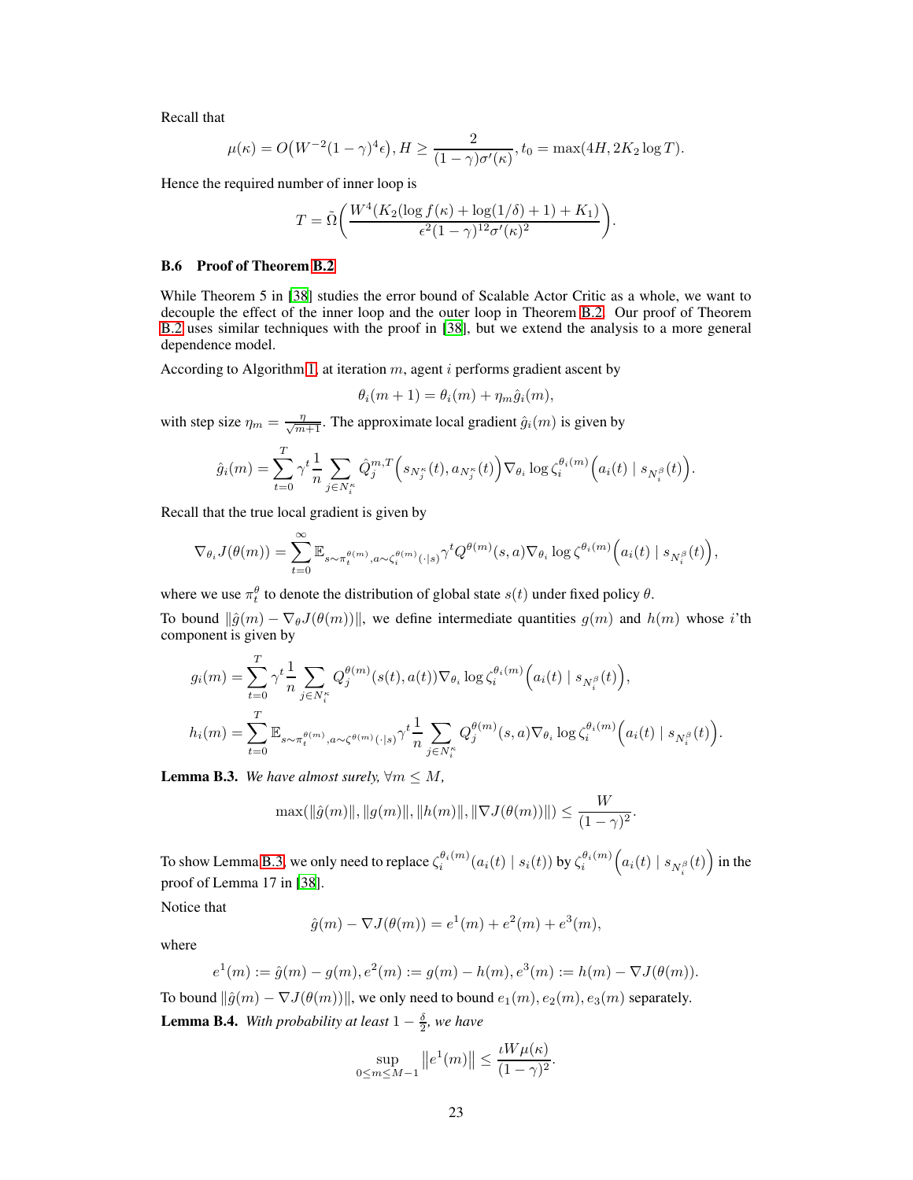Recall that

$$\mu(\kappa) = O\big(W^{-2}(1-\gamma)^4\epsilon\big), H \geq \frac{2}{(1-\gamma)\sigma'(\kappa)}, t_0 = \max(4H, 2K_2 \log T).$$

Hence the required number of inner loop is

$$T = \tilde{\Omega}\bigg(\frac{W^4(K_2(\log f(\kappa) + \log(1/\delta) + 1) + K_1)}{\epsilon^2(1-\gamma)^{12}\sigma'(\kappa)^2}\bigg).$$

### B.6 Proof of Theorem B.2

While Theorem 5 in [38] studies the error bound of Scalable Actor Critic as a whole, we want to decouple the effect of the inner loop and the outer loop in Theorem B.2. Our proof of Theorem B.2 uses similar techniques with the proof in [38], but we extend the analysis to a more general dependence model.

According to Algorithm 1, at iteration $m$, agent $i$ performs gradient ascent by

$$\theta_i(m+1) = \theta_i(m) + \eta_m \hat{g}_i(m),$$

with step size $\eta_m = \frac{\eta}{\sqrt{m+1}}$. The approximate local gradient $\hat{g}_i(m)$ is given by

$$\hat{g}_i(m) = \sum_{t=0}^{T} \gamma^t \frac{1}{n} \sum_{j \in N_i^\kappa} \hat{Q}_j^{m,T}\Big(s_{N_j^\kappa}(t), a_{N_j^\kappa}(t)\Big) \nabla_{\theta_i} \log \zeta_i^{\theta_i(m)}\Big(a_i(t) \mid s_{N_i^\beta}(t)\Big).$$

Recall that the true local gradient is given by

$$\nabla_{\theta_i} J(\theta(m)) = \sum_{t=0}^{\infty} \mathbb{E}_{s \sim \pi_t^{\theta(m)}, a \sim \zeta_i^{\theta(m)}(\cdot|s)} \gamma^t Q^{\theta(m)}(s,a) \nabla_{\theta_i} \log \zeta^{\theta_i(m)}\Big(a_i(t) \mid s_{N_i^\beta}(t)\Big),$$

where we use $\pi_t^\theta$ to denote the distribution of global state $s(t)$ under fixed policy $\theta$.

To bound $\|\hat{g}(m) - \nabla_\theta J(\theta(m))\|$, we define intermediate quantities $g(m)$ and $h(m)$ whose $i$'th component is given by

$$g_i(m) = \sum_{t=0}^{T} \gamma^t \frac{1}{n} \sum_{j \in N_i^\kappa} Q_j^{\theta(m)}(s(t), a(t)) \nabla_{\theta_i} \log \zeta_i^{\theta_i(m)}\Big(a_i(t) \mid s_{N_i^\beta}(t)\Big),$$

$$h_i(m) = \sum_{t=0}^{T} \mathbb{E}_{s \sim \pi_t^{\theta(m)}, a \sim \zeta^{\theta(m)}(\cdot|s)} \gamma^t \frac{1}{n} \sum_{j \in N_i^\kappa} Q_j^{\theta(m)}(s,a) \nabla_{\theta_i} \log \zeta_i^{\theta_i(m)}\Big(a_i(t) \mid s_{N_i^\beta}(t)\Big).$$

**Lemma B.3.** *We have almost surely,* $\forall m \leq M$,

$$\max(\|\hat{g}(m)\|, \|g(m)\|, \|h(m)\|, \|\nabla J(\theta(m))\|) \leq \frac{W}{(1-\gamma)^2}.$$

To show Lemma B.3, we only need to replace $\zeta_i^{\theta_i(m)}(a_i(t) \mid s_i(t))$ by $\zeta_i^{\theta_i(m)}\Big(a_i(t) \mid s_{N_i^\beta}(t)\Big)$ in the proof of Lemma 17 in [38].

Notice that

$$\hat{g}(m) - \nabla J(\theta(m)) = e^1(m) + e^2(m) + e^3(m),$$

where

$$e^1(m) := \hat{g}(m) - g(m), e^2(m) := g(m) - h(m), e^3(m) := h(m) - \nabla J(\theta(m)).$$

To bound $\|\hat{g}(m) - \nabla J(\theta(m))\|$, we only need to bound $e_1(m), e_2(m), e_3(m)$ separately.

**Lemma B.4.** *With probability at least* $1 - \frac{\delta}{2}$, *we have*

$$\sup_{0 \leq m \leq M-1} \left\|e^1(m)\right\| \leq \frac{\iota W \mu(\kappa)}{(1-\gamma)^2}.$$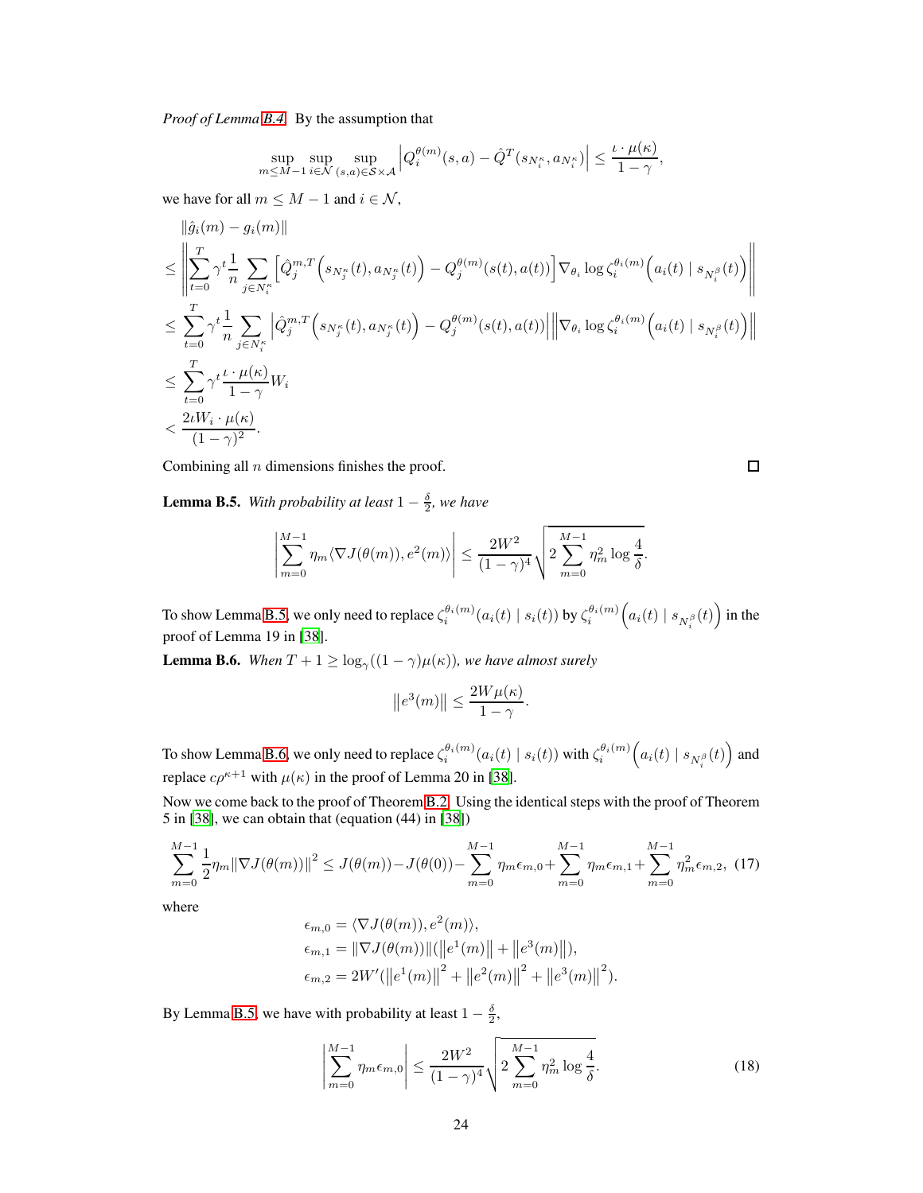*Proof of Lemma B.4.* By the assumption that

$$\sup_{m \le M-1} \sup_{i \in \mathcal{N}} \sup_{(s,a) \in \mathcal{S} \times \mathcal{A}} \left| Q_i^{\theta(m)}(s,a) - \hat{Q}^T(s_{N_i^\kappa}, a_{N_i^\kappa}) \right| \le \frac{\iota \cdot \mu(\kappa)}{1-\gamma},$$

we have for all $m \le M-1$ and $i \in \mathcal{N}$,

$$\begin{aligned}
&\|\hat{g}_i(m) - g_i(m)\| \\
&\le \left\| \sum_{t=0}^{T} \gamma^t \frac{1}{n} \sum_{j \in N_i^\kappa} \left[ \hat{Q}_j^{m,T}\left(s_{N_j^\kappa}(t), a_{N_j^\kappa}(t)\right) - Q_j^{\theta(m)}(s(t), a(t)) \right] \nabla_{\theta_i} \log \zeta_i^{\theta_i(m)}\left(a_i(t) \mid s_{N_i^\beta}(t)\right) \right\| \\
&\le \sum_{t=0}^{T} \gamma^t \frac{1}{n} \sum_{j \in N_i^\kappa} \left| \hat{Q}_j^{m,T}\left(s_{N_j^\kappa}(t), a_{N_j^\kappa}(t)\right) - Q_j^{\theta(m)}(s(t), a(t)) \right| \left\| \nabla_{\theta_i} \log \zeta_i^{\theta_i(m)}\left(a_i(t) \mid s_{N_i^\beta}(t)\right) \right\| \\
&\le \sum_{t=0}^{T} \gamma^t \frac{\iota \cdot \mu(\kappa)}{1-\gamma} W_i \\
&< \frac{2\iota W_i \cdot \mu(\kappa)}{(1-\gamma)^2}.
\end{aligned}$$

Combining all $n$ dimensions finishes the proof. □

**Lemma B.5.** *With probability at least $1 - \frac{\delta}{2}$, we have*

$$\left| \sum_{m=0}^{M-1} \eta_m \langle \nabla J(\theta(m)), e^2(m) \rangle \right| \le \frac{2W^2}{(1-\gamma)^4} \sqrt{2 \sum_{m=0}^{M-1} \eta_m^2 \log \frac{4}{\delta}}.$$

To show Lemma B.5, we only need to replace $\zeta_i^{\theta_i(m)}(a_i(t) \mid s_i(t))$ by $\zeta_i^{\theta_i(m)}\left(a_i(t) \mid s_{N_i^\beta}(t)\right)$ in the proof of Lemma 19 in [38].

**Lemma B.6.** *When $T + 1 \ge \log_\gamma((1-\gamma)\mu(\kappa))$, we have almost surely*

$$\|e^3(m)\| \le \frac{2W\mu(\kappa)}{1-\gamma}.$$

To show Lemma B.6, we only need to replace $\zeta_i^{\theta_i(m)}(a_i(t) \mid s_i(t))$ with $\zeta_i^{\theta_i(m)}\left(a_i(t) \mid s_{N_i^\beta}(t)\right)$ and replace $c\rho^{\kappa+1}$ with $\mu(\kappa)$ in the proof of Lemma 20 in [38].

Now we come back to the proof of Theorem B.2. Using the identical steps with the proof of Theorem 5 in [38], we can obtain that (equation (44) in [38])

$$\sum_{m=0}^{M-1} \frac{1}{2} \eta_m \|\nabla J(\theta(m))\|^2 \le J(\theta(m)) - J(\theta(0)) - \sum_{m=0}^{M-1} \eta_m \epsilon_{m,0} + \sum_{m=0}^{M-1} \eta_m \epsilon_{m,1} + \sum_{m=0}^{M-1} \eta_m^2 \epsilon_{m,2}, \quad (17)$$

where

$$\begin{aligned}
\epsilon_{m,0} &= \langle \nabla J(\theta(m)), e^2(m) \rangle, \\
\epsilon_{m,1} &= \|\nabla J(\theta(m))\| (\|e^1(m)\| + \|e^3(m)\|), \\
\epsilon_{m,2} &= 2W'(\|e^1(m)\|^2 + \|e^2(m)\|^2 + \|e^3(m)\|^2).
\end{aligned}$$

By Lemma B.5, we have with probability at least $1 - \frac{\delta}{2}$,

$$\left| \sum_{m=0}^{M-1} \eta_m \epsilon_{m,0} \right| \le \frac{2W^2}{(1-\gamma)^4} \sqrt{2 \sum_{m=0}^{M-1} \eta_m^2 \log \frac{4}{\delta}}. \quad (18)$$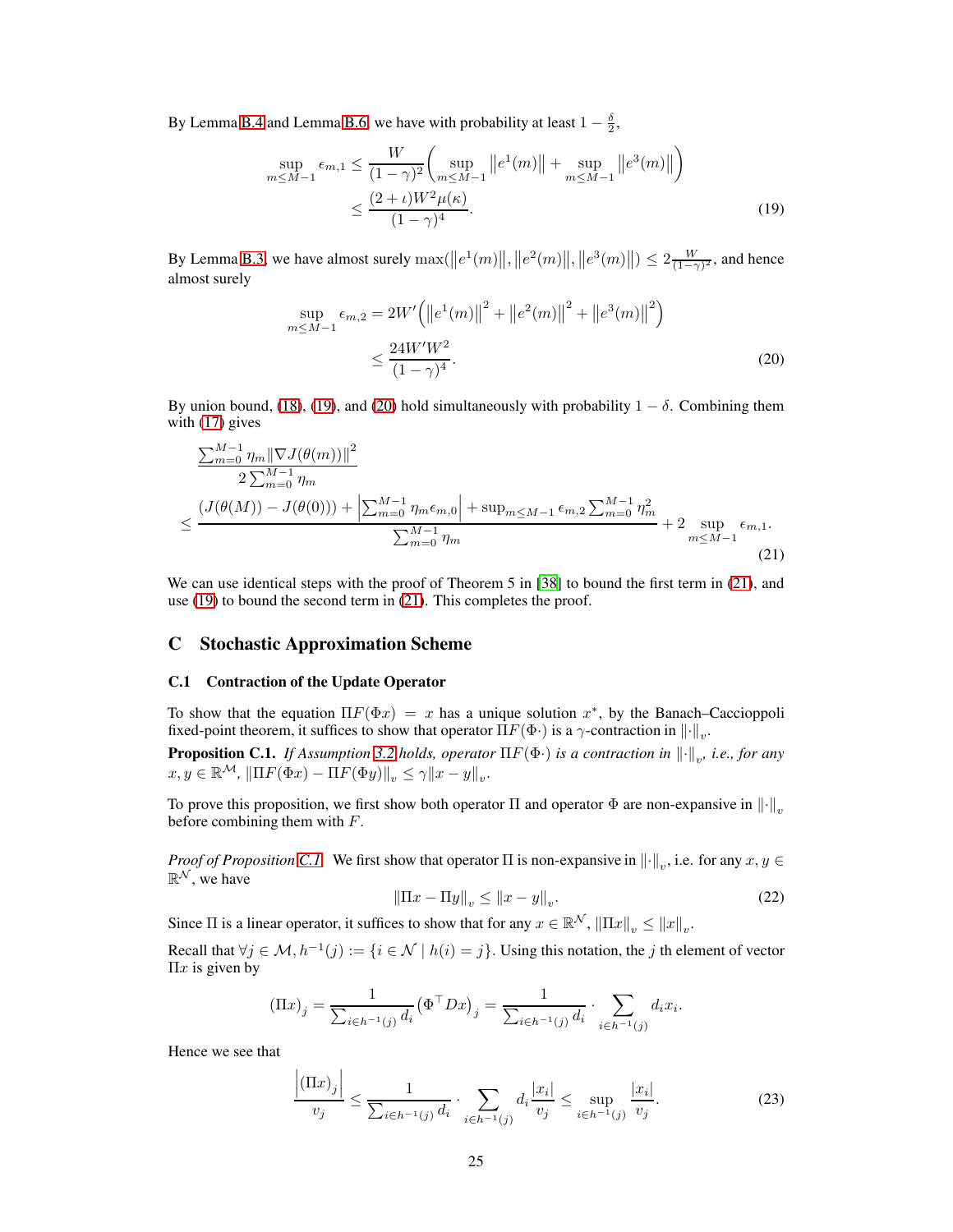By Lemma B.4 and Lemma B.6, we have with probability at least $1 - \frac{\delta}{2}$,

$$\sup_{m \le M-1} \epsilon_{m,1} \le \frac{W}{(1-\gamma)^2} \left( \sup_{m \le M-1} \left\| e^1(m) \right\| + \sup_{m \le M-1} \left\| e^3(m) \right\| \right) \le \frac{(2+\iota) W^2 \mu(\kappa)}{(1-\gamma)^4}. \tag{19}$$

By Lemma B.3, we have almost surely $\max(\left\| e^1(m) \right\|, \left\| e^2(m) \right\|, \left\| e^3(m) \right\|) \le 2 \frac{W}{(1-\gamma)^2}$, and hence almost surely

$$\sup_{m \le M-1} \epsilon_{m,2} = 2W' \left( \left\| e^1(m) \right\|^2 + \left\| e^2(m) \right\|^2 + \left\| e^3(m) \right\|^2 \right) \le \frac{24 W' W^2}{(1-\gamma)^4}. \tag{20}$$

By union bound, (18), (19), and (20) hold simultaneously with probability $1 - \delta$. Combining them with (17) gives

$$\frac{\sum_{m=0}^{M-1} \eta_m \left\| \nabla J(\theta(m)) \right\|^2}{2 \sum_{m=0}^{M-1} \eta_m} \le \frac{(J(\theta(M)) - J(\theta(0))) + \left| \sum_{m=0}^{M-1} \eta_m \epsilon_{m,0} \right| + \sup_{m \le M-1} \epsilon_{m,2} \sum_{m=0}^{M-1} \eta_m^2}{\sum_{m=0}^{M-1} \eta_m} + 2 \sup_{m \le M-1} \epsilon_{m,1}. \tag{21}$$

We can use identical steps with the proof of Theorem 5 in [38] to bound the first term in (21), and use (19) to bound the second term in (21). This completes the proof.

## C Stochastic Approximation Scheme

### C.1 Contraction of the Update Operator

To show that the equation $\Pi F(\Phi x) = x$ has a unique solution $x^*$, by the Banach–Caccioppoli fixed-point theorem, it suffices to show that operator $\Pi F(\Phi \cdot)$ is a $\gamma$-contraction in $\left\| \cdot \right\|_v$.

**Proposition C.1.** *If Assumption 3.2 holds, operator $\Pi F(\Phi \cdot)$ is a contraction in $\left\| \cdot \right\|_v$, i.e., for any $x, y \in \mathbb{R}^{\mathcal{M}}$, $\left\| \Pi F(\Phi x) - \Pi F(\Phi y) \right\|_v \le \gamma \left\| x - y \right\|_v$.*

To prove this proposition, we first show both operator $\Pi$ and operator $\Phi$ are non-expansive in $\left\| \cdot \right\|_v$ before combining them with $F$.

*Proof of Proposition C.1.* We first show that operator $\Pi$ is non-expansive in $\left\| \cdot \right\|_v$, i.e. for any $x, y \in \mathbb{R}^{\mathcal{N}}$, we have

$$\left\| \Pi x - \Pi y \right\|_v \le \left\| x - y \right\|_v. \tag{22}$$

Since $\Pi$ is a linear operator, it suffices to show that for any $x \in \mathbb{R}^{\mathcal{N}}$, $\left\| \Pi x \right\|_v \le \left\| x \right\|_v$.

Recall that $\forall j \in \mathcal{M}, h^{-1}(j) := \{ i \in \mathcal{N} \mid h(i) = j \}$. Using this notation, the $j$ th element of vector $\Pi x$ is given by

$$(\Pi x)_j = \frac{1}{\sum_{i \in h^{-1}(j)} d_i} \left( \Phi^\top D x \right)_j = \frac{1}{\sum_{i \in h^{-1}(j)} d_i} \cdot \sum_{i \in h^{-1}(j)} d_i x_i.$$

Hence we see that

$$\frac{\left| (\Pi x)_j \right|}{v_j} \le \frac{1}{\sum_{i \in h^{-1}(j)} d_i} \cdot \sum_{i \in h^{-1}(j)} d_i \frac{|x_i|}{v_j} \le \sup_{i \in h^{-1}(j)} \frac{|x_i|}{v_j}. \tag{23}$$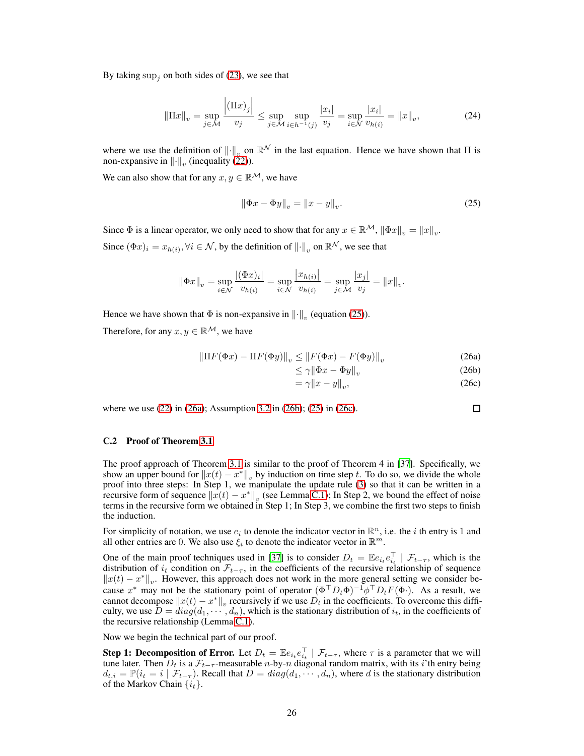By taking $\sup_j$ on both sides of (23), we see that

$$\|\Pi x\|_v = \sup_{j\in\mathcal{M}} \frac{\left|(\Pi x)_j\right|}{v_j} \le \sup_{j\in\mathcal{M}} \sup_{i\in h^{-1}(j)} \frac{|x_i|}{v_j} = \sup_{i\in\mathcal{N}} \frac{|x_i|}{v_{h(i)}} = \|x\|_v, \tag{24}$$

where we use the definition of $\|\cdot\|_v$ on $\mathbb{R}^{\mathcal{N}}$ in the last equation. Hence we have shown that $\Pi$ is non-expansive in $\|\cdot\|_v$ (inequality (22)).

We can also show that for any $x, y \in \mathbb{R}^{\mathcal{M}}$, we have

$$\|\Phi x - \Phi y\|_v = \|x - y\|_v. \tag{25}$$

Since $\Phi$ is a linear operator, we only need to show that for any $x \in \mathbb{R}^{\mathcal{M}}$, $\|\Phi x\|_v = \|x\|_v$.

Since $(\Phi x)_i = x_{h(i)}, \forall i \in \mathcal{N}$, by the definition of $\|\cdot\|_v$ on $\mathbb{R}^{\mathcal{N}}$, we see that

$$\|\Phi x\|_v = \sup_{i\in\mathcal{N}} \frac{|(\Phi x)_i|}{v_{h(i)}} = \sup_{i\in\mathcal{N}} \frac{\left|x_{h(i)}\right|}{v_{h(i)}} = \sup_{j\in\mathcal{M}} \frac{|x_j|}{v_j} = \|x\|_v.$$

Hence we have shown that $\Phi$ is non-expansive in $\|\cdot\|_v$ (equation (25)).

Therefore, for any $x, y \in \mathbb{R}^{\mathcal{M}}$, we have

$$\begin{aligned}
\|\Pi F(\Phi x) - \Pi F(\Phi y)\|_v &\le \|F(\Phi x) - F(\Phi y)\|_v && \text{(26a)}\\
&\le \gamma \|\Phi x - \Phi y\|_v && \text{(26b)}\\
&= \gamma \|x - y\|_v, && \text{(26c)}
\end{aligned}$$

where we use (22) in (26a); Assumption 3.2 in (26b); (25) in (26c). □

## C.2 Proof of Theorem 3.1

The proof approach of Theorem 3.1 is similar to the proof of Theorem 4 in [37]. Specifically, we show an upper bound for $\|x(t) - x^*\|_v$ by induction on time step $t$. To do so, we divide the whole proof into three steps: In Step 1, we manipulate the update rule (3) so that it can be written in a recursive form of sequence $\|x(t) - x^*\|_v$ (see Lemma C.1); In Step 2, we bound the effect of noise terms in the recursive form we obtained in Step 1; In Step 3, we combine the first two steps to finish the induction.

For simplicity of notation, we use $e_i$ to denote the indicator vector in $\mathbb{R}^n$, i.e. the $i$ th entry is 1 and all other entries are 0. We also use $\xi_i$ to denote the indicator vector in $\mathbb{R}^m$.

One of the main proof techniques used in [37] is to consider $D_t = \mathbb{E} e_{i_t} e_{i_t}^\top \mid \mathcal{F}_{t-\tau}$, which is the distribution of $i_t$ condition on $\mathcal{F}_{t-\tau}$, in the coefficients of the recursive relationship of sequence $\|x(t) - x^*\|_v$. However, this approach does not work in the more general setting we consider because $x^*$ may not be the stationary point of operator $(\Phi^\top D_t \Phi)^{-1} \phi^\top D_t F(\Phi \cdot)$. As a result, we cannot decompose $\|x(t) - x^*\|_v$ recursively if we use $D_t$ in the coefficients. To overcome this difficulty, we use $D = diag(d_1, \cdots, d_n)$, which is the stationary distribution of $i_t$, in the coefficients of the recursive relationship (Lemma C.1).

Now we begin the technical part of our proof.

**Step 1: Decomposition of Error.** Let $D_t = \mathbb{E} e_{i_t} e_{i_t}^\top \mid \mathcal{F}_{t-\tau}$, where $\tau$ is a parameter that we will tune later. Then $D_t$ is a $\mathcal{F}_{t-\tau}$-measurable $n$-by-$n$ diagonal random matrix, with its $i$'th entry being $d_{t,i} = \mathbb{P}(i_t = i \mid \mathcal{F}_{t-\tau})$. Recall that $D = diag(d_1, \cdots, d_n)$, where $d$ is the stationary distribution of the Markov Chain $\{i_t\}$.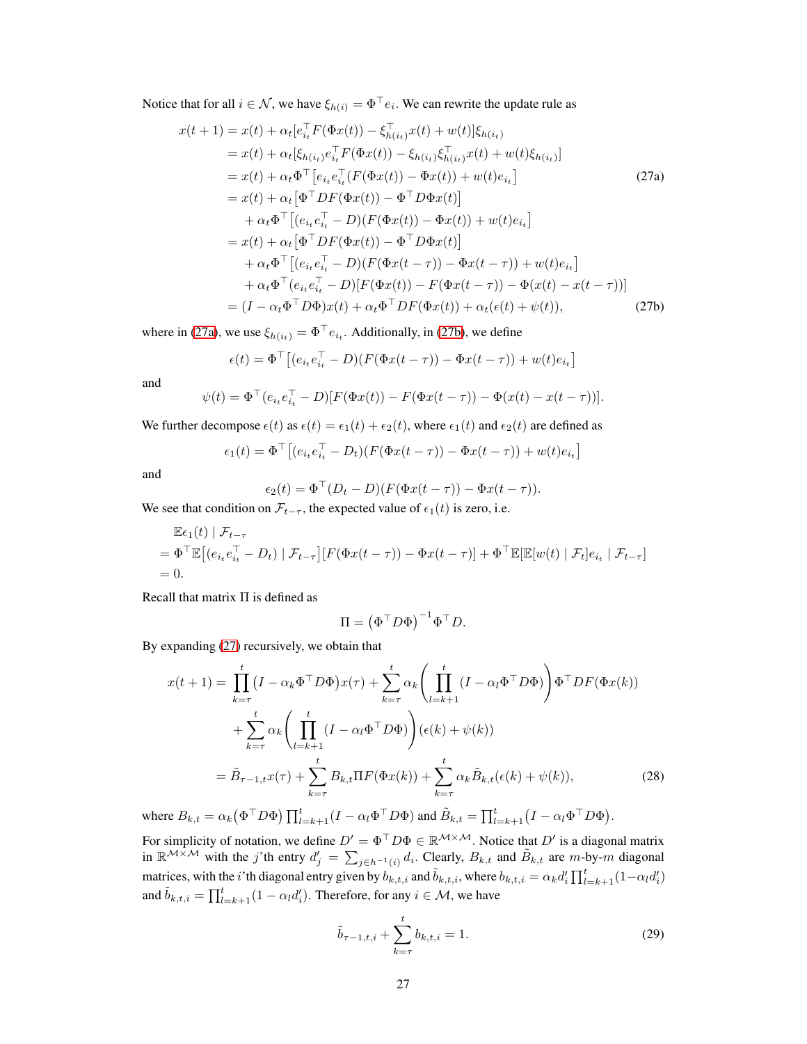Notice that for all $i \in \mathcal{N}$, we have $\xi_{h(i)} = \Phi^\top e_i$. We can rewrite the update rule as

$$
\begin{aligned}
x(t+1) &= x(t) + \alpha_t[e_{i_t}^\top F(\Phi x(t)) - \xi_{h(i_t)}^\top x(t) + w(t)]\xi_{h(i_t)} \\
&= x(t) + \alpha_t[\xi_{h(i_t)} e_{i_t}^\top F(\Phi x(t)) - \xi_{h(i_t)}\xi_{h(i_t)}^\top x(t) + w(t)\xi_{h(i_t)}] \\
&= x(t) + \alpha_t \Phi^\top \big[e_{i_t} e_{i_t}^\top (F(\Phi x(t)) - \Phi x(t)) + w(t) e_{i_t}\big] \qquad (27a)\\
&= x(t) + \alpha_t \big[\Phi^\top D F(\Phi x(t)) - \Phi^\top D \Phi x(t)\big] \\
&\quad + \alpha_t \Phi^\top \big[(e_{i_t} e_{i_t}^\top - D)(F(\Phi x(t)) - \Phi x(t)) + w(t) e_{i_t}\big] \\
&= x(t) + \alpha_t \big[\Phi^\top D F(\Phi x(t)) - \Phi^\top D \Phi x(t)\big] \\
&\quad + \alpha_t \Phi^\top \big[(e_{i_t} e_{i_t}^\top - D)(F(\Phi x(t-\tau)) - \Phi x(t-\tau)) + w(t) e_{i_t}\big] \\
&\quad + \alpha_t \Phi^\top (e_{i_t} e_{i_t}^\top - D)[F(\Phi x(t)) - F(\Phi x(t-\tau)) - \Phi(x(t) - x(t-\tau))] \\
&= (I - \alpha_t \Phi^\top D \Phi) x(t) + \alpha_t \Phi^\top D F(\Phi x(t)) + \alpha_t(\epsilon(t) + \psi(t)), \qquad (27b)
\end{aligned}
$$

where in (27a), we use $\xi_{h(i_t)} = \Phi^\top e_{i_t}$. Additionally, in (27b), we define

$$\epsilon(t) = \Phi^\top \big[(e_{i_t} e_{i_t}^\top - D)(F(\Phi x(t-\tau)) - \Phi x(t-\tau)) + w(t) e_{i_t}\big]$$

and

$$\psi(t) = \Phi^\top (e_{i_t} e_{i_t}^\top - D)[F(\Phi x(t)) - F(\Phi x(t-\tau)) - \Phi(x(t) - x(t-\tau))].$$

We further decompose $\epsilon(t)$ as $\epsilon(t) = \epsilon_1(t) + \epsilon_2(t)$, where $\epsilon_1(t)$ and $\epsilon_2(t)$ are defined as

$$\epsilon_1(t) = \Phi^\top \big[(e_{i_t} e_{i_t}^\top - D_t)(F(\Phi x(t-\tau)) - \Phi x(t-\tau)) + w(t) e_{i_t}\big]$$

and

$$\epsilon_2(t) = \Phi^\top (D_t - D)(F(\Phi x(t-\tau)) - \Phi x(t-\tau)).$$

We see that condition on $\mathcal{F}_{t-\tau}$, the expected value of $\epsilon_1(t)$ is zero, i.e.

$$
\begin{aligned}
&\mathbb{E}\epsilon_1(t) \mid \mathcal{F}_{t-\tau} \\
&= \Phi^\top \mathbb{E}\big[(e_{i_t} e_{i_t}^\top - D_t) \mid \mathcal{F}_{t-\tau}\big][F(\Phi x(t-\tau)) - \Phi x(t-\tau)] + \Phi^\top \mathbb{E}[\mathbb{E}[w(t) \mid \mathcal{F}_t] e_{i_t} \mid \mathcal{F}_{t-\tau}] \\
&= 0.
\end{aligned}
$$

Recall that matrix $\Pi$ is defined as

$$\Pi = \big(\Phi^\top D \Phi\big)^{-1} \Phi^\top D.$$

By expanding (27) recursively, we obtain that

$$
\begin{aligned}
x(t+1) &= \prod_{k=\tau}^{t} \big(I - \alpha_k \Phi^\top D \Phi\big) x(\tau) + \sum_{k=\tau}^{t} \alpha_k \left(\prod_{l=k+1}^{t} (I - \alpha_l \Phi^\top D \Phi)\right) \Phi^\top D F(\Phi x(k)) \\
&\quad + \sum_{k=\tau}^{t} \alpha_k \left(\prod_{l=k+1}^{t} (I - \alpha_l \Phi^\top D \Phi)\right) (\epsilon(k) + \psi(k)) \\
&= \tilde{B}_{\tau-1,t} x(\tau) + \sum_{k=\tau}^{t} B_{k,t} \Pi F(\Phi x(k)) + \sum_{k=\tau}^{t} \alpha_k \tilde{B}_{k,t} (\epsilon(k) + \psi(k)), \qquad (28)
\end{aligned}
$$

where $B_{k,t} = \alpha_k \big(\Phi^\top D \Phi\big) \prod_{l=k+1}^{t} (I - \alpha_l \Phi^\top D \Phi)$ and $\tilde{B}_{k,t} = \prod_{l=k+1}^{t} \big(I - \alpha_l \Phi^\top D \Phi\big)$.

For simplicity of notation, we define $D' = \Phi^\top D \Phi \in \mathbb{R}^{\mathcal{M} \times \mathcal{M}}$. Notice that $D'$ is a diagonal matrix in $\mathbb{R}^{\mathcal{M} \times \mathcal{M}}$ with the $j$'th entry $d'_j = \sum_{j \in h^{-1}(i)} d_i$. Clearly, $B_{k,t}$ and $\tilde{B}_{k,t}$ are $m$-by-$m$ diagonal matrices, with the $i$'th diagonal entry given by $b_{k,t,i}$ and $\tilde{b}_{k,t,i}$, where $b_{k,t,i} = \alpha_k d'_i \prod_{l=k+1}^{t} (1 - \alpha_l d'_i)$ and $\tilde{b}_{k,t,i} = \prod_{l=k+1}^{t} (1 - \alpha_l d'_i)$. Therefore, for any $i \in \mathcal{M}$, we have

$$\tilde{b}_{\tau-1,t,i} + \sum_{k=\tau}^{t} b_{k,t,i} = 1. \qquad (29)$$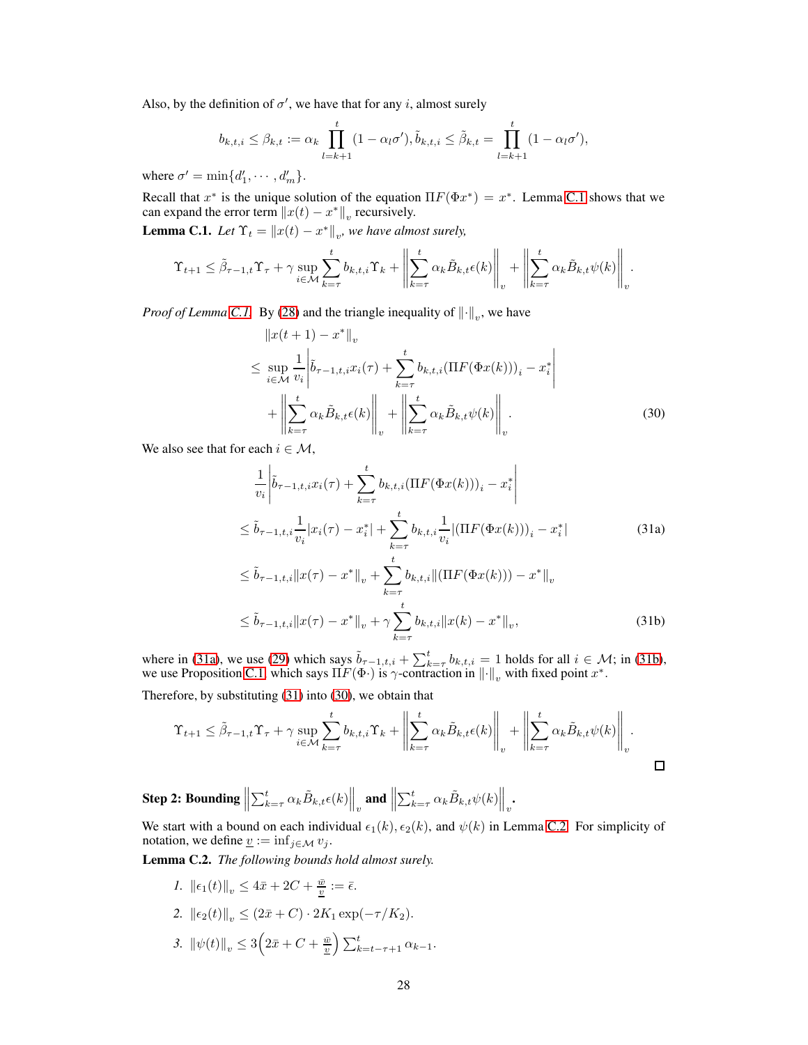Also, by the definition of $\sigma'$, we have that for any $i$, almost surely

$$b_{k,t,i} \le \beta_{k,t} := \alpha_k \prod_{l=k+1}^{t} (1-\alpha_l \sigma'), \tilde{b}_{k,t,i} \le \tilde{\beta}_{k,t} = \prod_{l=k+1}^{t} (1-\alpha_l \sigma'),$$

where $\sigma' = \min\{d'_1, \cdots, d'_m\}$.

Recall that $x^*$ is the unique solution of the equation $\Pi F(\Phi x^*) = x^*$. Lemma C.1 shows that we can expand the error term $\|x(t) - x^*\|_v$ recursively.

**Lemma C.1.** *Let $\Upsilon_t = \|x(t) - x^*\|_v$, we have almost surely,*

$$\Upsilon_{t+1} \le \tilde{\beta}_{\tau-1,t}\Upsilon_\tau + \gamma \sup_{i\in\mathcal{M}} \sum_{k=\tau}^{t} b_{k,t,i}\Upsilon_k + \left\| \sum_{k=\tau}^{t} \alpha_k \tilde{B}_{k,t}\epsilon(k) \right\|_v + \left\| \sum_{k=\tau}^{t} \alpha_k \tilde{B}_{k,t}\psi(k) \right\|_v.$$

*Proof of Lemma C.1.* By (28) and the triangle inequality of $\|\cdot\|_v$, we have

$$\begin{aligned}
&\|x(t+1) - x^*\|_v \\
&\le \sup_{i\in\mathcal{M}} \frac{1}{v_i} \left| \tilde{b}_{\tau-1,t,i} x_i(\tau) + \sum_{k=\tau}^{t} b_{k,t,i} (\Pi F(\Phi x(k)))_i - x_i^* \right| \\
&\quad + \left\| \sum_{k=\tau}^{t} \alpha_k \tilde{B}_{k,t}\epsilon(k) \right\|_v + \left\| \sum_{k=\tau}^{t} \alpha_k \tilde{B}_{k,t}\psi(k) \right\|_v. \qquad (30)
\end{aligned}$$

We also see that for each $i \in \mathcal{M}$,

$$\begin{aligned}
&\frac{1}{v_i} \left| \tilde{b}_{\tau-1,t,i} x_i(\tau) + \sum_{k=\tau}^{t} b_{k,t,i} (\Pi F(\Phi x(k)))_i - x_i^* \right| \\
&\le \tilde{b}_{\tau-1,t,i} \frac{1}{v_i} |x_i(\tau) - x_i^*| + \sum_{k=\tau}^{t} b_{k,t,i} \frac{1}{v_i} |(\Pi F(\Phi x(k)))_i - x_i^*| \qquad (31a) \\
&\le \tilde{b}_{\tau-1,t,i} \|x(\tau) - x^*\|_v + \sum_{k=\tau}^{t} b_{k,t,i} \|(\Pi F(\Phi x(k))) - x^*\|_v \\
&\le \tilde{b}_{\tau-1,t,i} \|x(\tau) - x^*\|_v + \gamma \sum_{k=\tau}^{t} b_{k,t,i} \|x(k) - x^*\|_v, \qquad (31b)
\end{aligned}$$

where in (31a), we use (29) which says $\tilde{b}_{\tau-1,t,i} + \sum_{k=\tau}^{t} b_{k,t,i} = 1$ holds for all $i \in \mathcal{M}$; in (31b), we use Proposition C.1 which says $\Pi F(\Phi\cdot)$ is $\gamma$-contraction in $\|\cdot\|_v$ with fixed point $x^*$.

Therefore, by substituting (31) into (30), we obtain that

$$\Upsilon_{t+1} \le \tilde{\beta}_{\tau-1,t}\Upsilon_\tau + \gamma \sup_{i\in\mathcal{M}} \sum_{k=\tau}^{t} b_{k,t,i}\Upsilon_k + \left\| \sum_{k=\tau}^{t} \alpha_k \tilde{B}_{k,t}\epsilon(k) \right\|_v + \left\| \sum_{k=\tau}^{t} \alpha_k \tilde{B}_{k,t}\psi(k) \right\|_v.$$

□

**Step 2: Bounding $\left\| \sum_{k=\tau}^{t} \alpha_k \tilde{B}_{k,t}\epsilon(k) \right\|_v$ and $\left\| \sum_{k=\tau}^{t} \alpha_k \tilde{B}_{k,t}\psi(k) \right\|_v$.**

We start with a bound on each individual $\epsilon_1(k), \epsilon_2(k)$, and $\psi(k)$ in Lemma C.2. For simplicity of notation, we define $\underline{v} := \inf_{j\in\mathcal{M}} v_j$.

**Lemma C.2.** *The following bounds hold almost surely.*

1. $\|\epsilon_1(t)\|_v \le 4\bar{x} + 2C + \frac{\bar{w}}{\underline{v}} := \bar{\epsilon}$.
2. $\|\epsilon_2(t)\|_v \le (2\bar{x} + C) \cdot 2K_1 \exp(-\tau/K_2)$.
3. $\|\psi(t)\|_v \le 3\left(2\bar{x} + C + \frac{\bar{w}}{\underline{v}}\right) \sum_{k=t-\tau+1}^{t} \alpha_{k-1}$.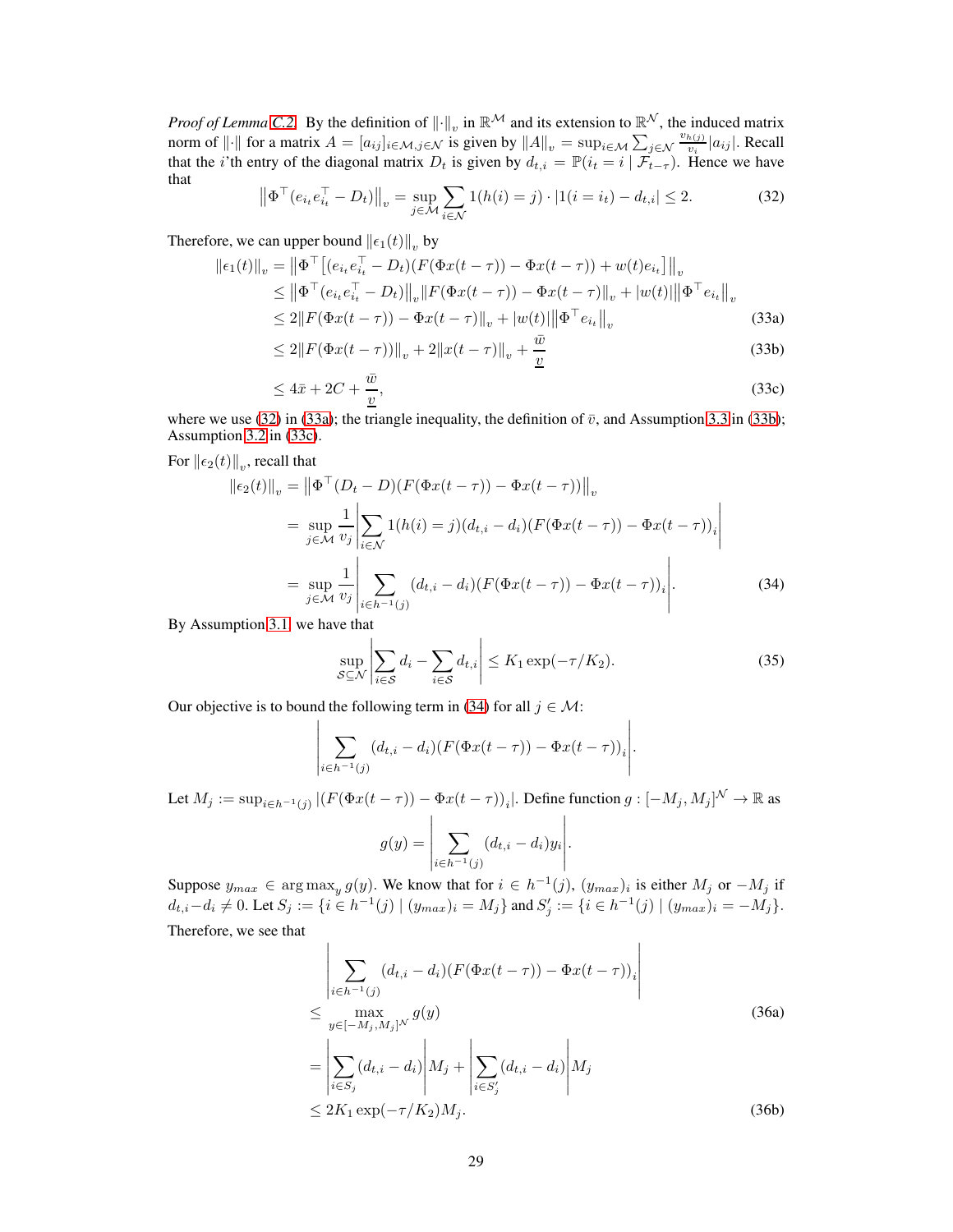*Proof of Lemma C.2.* By the definition of $\|\cdot\|_v$ in $\mathbb{R}^{\mathcal{M}}$ and its extension to $\mathbb{R}^{\mathcal{N}}$, the induced matrix norm of $\|\cdot\|$ for a matrix $A = [a_{ij}]_{i\in\mathcal{M}, j\in\mathcal{N}}$ is given by $\|A\|_v = \sup_{i\in\mathcal{M}} \sum_{j\in\mathcal{N}} \frac{v_{h(j)}}{v_i}|a_{ij}|$. Recall that the $i$'th entry of the diagonal matrix $D_t$ is given by $d_{t,i} = \mathbb{P}(i_t = i \mid \mathcal{F}_{t-\tau})$. Hence we have that

$$\left\|\Phi^\top(e_{i_t}e_{i_t}^\top - D_t)\right\|_v = \sup_{j\in\mathcal{M}} \sum_{i\in\mathcal{N}} 1(h(i) = j)\cdot|1(i = i_t) - d_{t,i}| \le 2. \tag{32}$$

Therefore, we can upper bound $\|\epsilon_1(t)\|_v$ by

$$\begin{aligned}
\|\epsilon_1(t)\|_v &= \left\|\Phi^\top\left[(e_{i_t}e_{i_t}^\top - D_t)(F(\Phi x(t-\tau)) - \Phi x(t-\tau)) + w(t)e_{i_t}\right]\right\|_v \\
&\le \left\|\Phi^\top(e_{i_t}e_{i_t}^\top - D_t)\right\|_v \|F(\Phi x(t-\tau)) - \Phi x(t-\tau)\|_v + |w(t)|\left\|\Phi^\top e_{i_t}\right\|_v \\
&\le 2\|F(\Phi x(t-\tau)) - \Phi x(t-\tau)\|_v + |w(t)|\left\|\Phi^\top e_{i_t}\right\|_v &\text{(33a)}\\
&\le 2\|F(\Phi x(t-\tau))\|_v + 2\|x(t-\tau)\|_v + \frac{\bar{w}}{\underline{v}} &\text{(33b)}\\
&\le 4\bar{x} + 2C + \frac{\bar{w}}{\underline{v}}, &\text{(33c)}
\end{aligned}$$

where we use (32) in (33a); the triangle inequality, the definition of $\bar{v}$, and Assumption 3.3 in (33b); Assumption 3.2 in (33c).

For $\|\epsilon_2(t)\|_v$, recall that

$$\begin{aligned}
\|\epsilon_2(t)\|_v &= \left\|\Phi^\top(D_t - D)(F(\Phi x(t-\tau)) - \Phi x(t-\tau))\right\|_v \\
&= \sup_{j\in\mathcal{M}} \frac{1}{v_j}\left|\sum_{i\in\mathcal{N}} 1(h(i) = j)(d_{t,i} - d_i)(F(\Phi x(t-\tau)) - \Phi x(t-\tau))_i\right| \\
&= \sup_{j\in\mathcal{M}} \frac{1}{v_j}\left|\sum_{i\in h^{-1}(j)} (d_{t,i} - d_i)(F(\Phi x(t-\tau)) - \Phi x(t-\tau))_i\right|. &\text{(34)}
\end{aligned}$$

By Assumption 3.1, we have that

$$\sup_{\mathcal{S}\subseteq\mathcal{N}}\left|\sum_{i\in\mathcal{S}} d_i - \sum_{i\in\mathcal{S}} d_{t,i}\right| \le K_1\exp(-\tau/K_2). \tag{35}$$

Our objective is to bound the following term in (34) for all $j \in \mathcal{M}$:

$$\left|\sum_{i\in h^{-1}(j)} (d_{t,i} - d_i)(F(\Phi x(t-\tau)) - \Phi x(t-\tau))_i\right|.$$

Let $M_j := \sup_{i\in h^{-1}(j)} |(F(\Phi x(t-\tau)) - \Phi x(t-\tau))_i|$. Define function $g : [-M_j, M_j]^{\mathcal{N}} \to \mathbb{R}$ as

$$g(y) = \left|\sum_{i\in h^{-1}(j)} (d_{t,i} - d_i)y_i\right|.$$

Suppose $y_{max} \in \arg\max_y g(y)$. We know that for $i \in h^{-1}(j)$, $(y_{max})_i$ is either $M_j$ or $-M_j$ if $d_{t,i} - d_i \neq 0$. Let $S_j := \{i \in h^{-1}(j) \mid (y_{max})_i = M_j\}$ and $S_j' := \{i \in h^{-1}(j) \mid (y_{max})_i = -M_j\}$.

Therefore, we see that

$$\begin{aligned}
&\left|\sum_{i\in h^{-1}(j)} (d_{t,i} - d_i)(F(\Phi x(t-\tau)) - \Phi x(t-\tau))_i\right| \\
&\le \max_{y\in[-M_j,M_j]^{\mathcal{N}}} g(y) &\text{(36a)}\\
&= \left|\sum_{i\in S_j}(d_{t,i} - d_i)\right| M_j + \left|\sum_{i\in S_j'}(d_{t,i} - d_i)\right| M_j \\
&\le 2K_1\exp(-\tau/K_2)M_j. &\text{(36b)}
\end{aligned}$$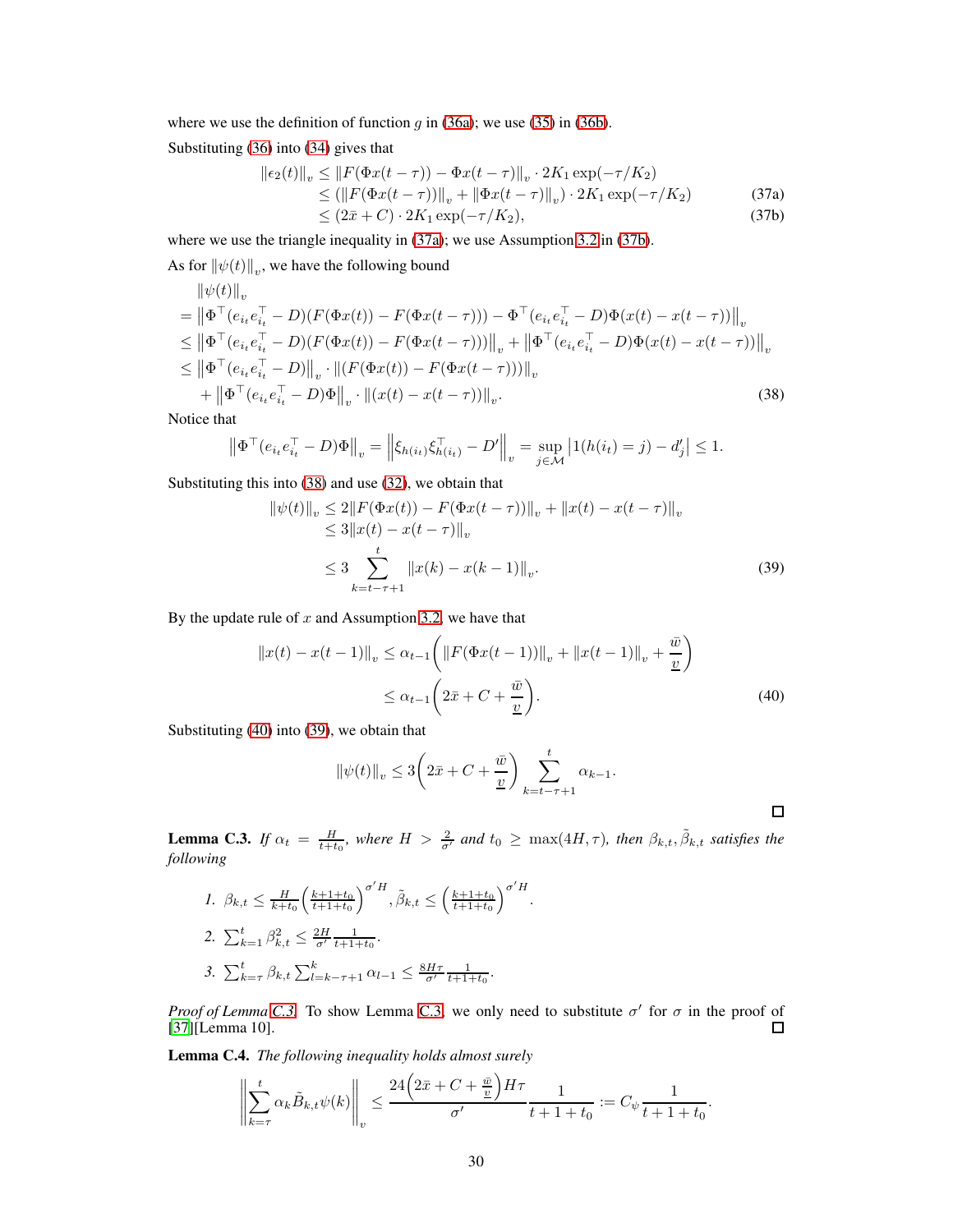where we use the definition of function $g$ in (36a); we use (35) in (36b).

Substituting (36) into (34) gives that

$$
\begin{aligned}
\|\epsilon_2(t)\|_v &\le \|F(\Phi x(t-\tau)) - \Phi x(t-\tau)\|_v \cdot 2K_1 \exp(-\tau/K_2) \\
&\le (\|F(\Phi x(t-\tau))\|_v + \|\Phi x(t-\tau)\|_v) \cdot 2K_1 \exp(-\tau/K_2) \qquad (37a)\\
&\le (2\bar{x} + C) \cdot 2K_1 \exp(-\tau/K_2), \qquad (37b)
\end{aligned}
$$

where we use the triangle inequality in (37a); we use Assumption 3.2 in (37b).

As for $\|\psi(t)\|_v$, we have the following bound

$$
\begin{aligned}
&\|\psi(t)\|_v \\
&= \left\|\Phi^\top(e_{i_t}e_{i_t}^\top - D)(F(\Phi x(t)) - F(\Phi x(t-\tau))) - \Phi^\top(e_{i_t}e_{i_t}^\top - D)\Phi(x(t) - x(t-\tau))\right\|_v \\
&\le \left\|\Phi^\top(e_{i_t}e_{i_t}^\top - D)(F(\Phi x(t)) - F(\Phi x(t-\tau)))\right\|_v + \left\|\Phi^\top(e_{i_t}e_{i_t}^\top - D)\Phi(x(t) - x(t-\tau))\right\|_v \\
&\le \left\|\Phi^\top(e_{i_t}e_{i_t}^\top - D)\right\|_v \cdot \|(F(\Phi x(t)) - F(\Phi x(t-\tau)))\|_v \\
&\quad + \left\|\Phi^\top(e_{i_t}e_{i_t}^\top - D)\Phi\right\|_v \cdot \|(x(t) - x(t-\tau))\|_v. \qquad (38)
\end{aligned}
$$

Notice that

$$
\left\|\Phi^\top(e_{i_t}e_{i_t}^\top - D)\Phi\right\|_v = \left\|\xi_{h(i_t)}\xi_{h(i_t)}^\top - D'\right\|_v = \sup_{j\in\mathcal{M}} \left|1(h(i_t) = j) - d_j'\right| \le 1.
$$

Substituting this into (38) and use (32), we obtain that

$$
\begin{aligned}
\|\psi(t)\|_v &\le 2\|F(\Phi x(t)) - F(\Phi x(t-\tau))\|_v + \|x(t) - x(t-\tau)\|_v \\
&\le 3\|x(t) - x(t-\tau)\|_v \\
&\le 3\sum_{k=t-\tau+1}^{t} \|x(k) - x(k-1)\|_v. \qquad (39)
\end{aligned}
$$

By the update rule of $x$ and Assumption 3.2, we have that

$$
\begin{aligned}
\|x(t) - x(t-1)\|_v &\le \alpha_{t-1}\left(\|F(\Phi x(t-1))\|_v + \|x(t-1)\|_v + \frac{\bar{w}}{\underline{v}}\right) \\
&\le \alpha_{t-1}\left(2\bar{x} + C + \frac{\bar{w}}{\underline{v}}\right). \qquad (40)
\end{aligned}
$$

Substituting (40) into (39), we obtain that

$$
\|\psi(t)\|_v \le 3\left(2\bar{x} + C + \frac{\bar{w}}{\underline{v}}\right)\sum_{k=t-\tau+1}^{t} \alpha_{k-1}.
$$

□

**Lemma C.3.** *If $\alpha_t = \frac{H}{t+t_0}$, where $H > \frac{2}{\sigma'}$ and $t_0 \ge \max(4H, \tau)$, then $\beta_{k,t}, \tilde{\beta}_{k,t}$ satisfies the following*

1. $\beta_{k,t} \le \frac{H}{k+t_0}\left(\frac{k+1+t_0}{t+1+t_0}\right)^{\sigma' H}, \tilde{\beta}_{k,t} \le \left(\frac{k+1+t_0}{t+1+t_0}\right)^{\sigma' H}$.
2. $\sum_{k=1}^{t}\beta_{k,t}^2 \le \frac{2H}{\sigma'}\frac{1}{t+1+t_0}$.
3. $\sum_{k=\tau}^{t}\beta_{k,t}\sum_{l=k-\tau+1}^{k}\alpha_{l-1} \le \frac{8H\tau}{\sigma'}\frac{1}{t+1+t_0}$.

*Proof of Lemma C.3.* To show Lemma C.3, we only need to substitute $\sigma'$ for $\sigma$ in the proof of [37][Lemma 10]. □

**Lemma C.4.** *The following inequality holds almost surely*

$$
\left\|\sum_{k=\tau}^{t}\alpha_k\tilde{B}_{k,t}\psi(k)\right\|_v \le \frac{24\left(2\bar{x} + C + \frac{\bar{w}}{\underline{v}}\right)H\tau}{\sigma'}\frac{1}{t+1+t_0} := C_\psi\frac{1}{t+1+t_0}.
$$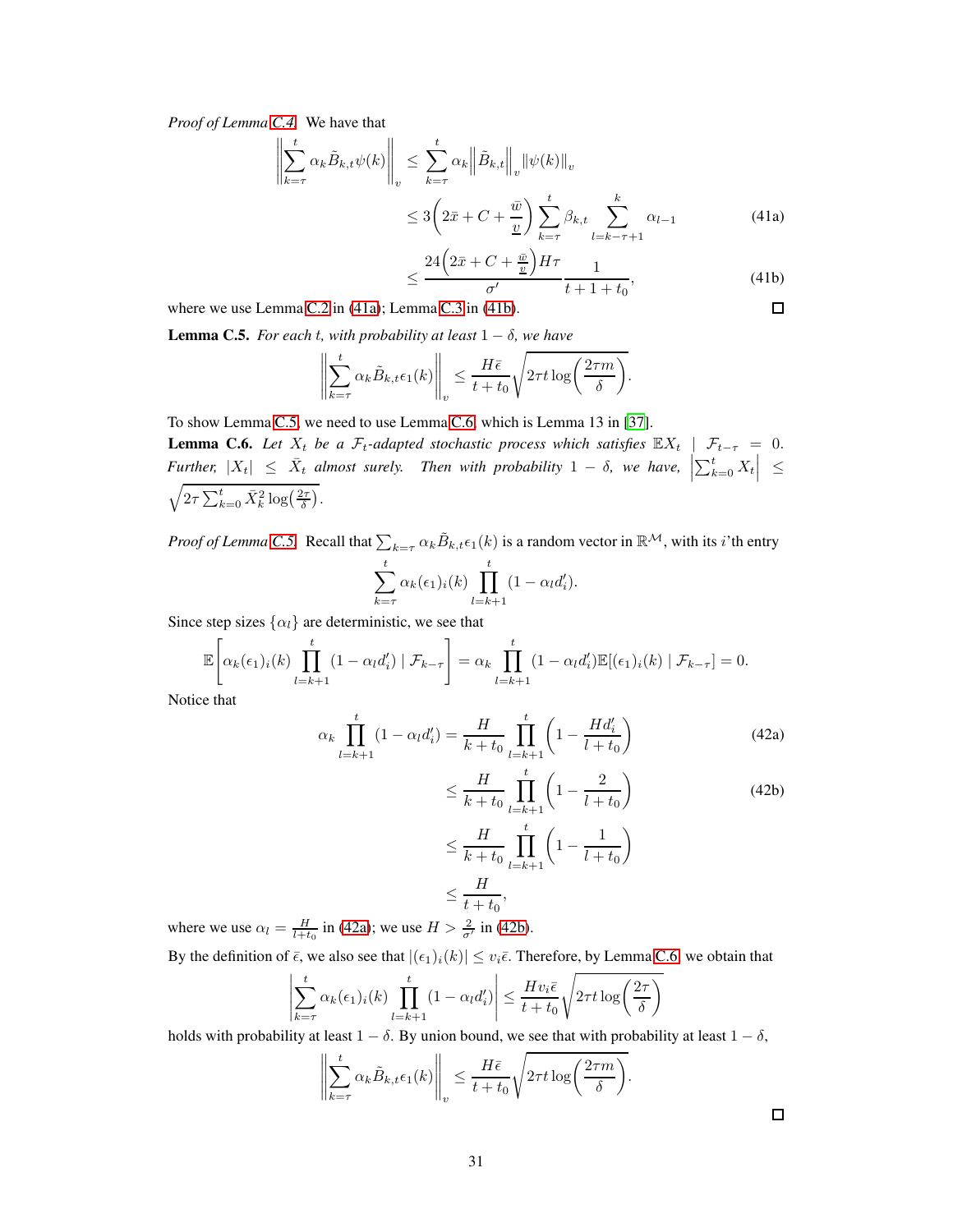*Proof of Lemma C.4.* We have that

$$
\begin{aligned}
\left\|\sum_{k=\tau}^{t}\alpha_k \tilde{B}_{k,t}\psi(k)\right\|_v &\leq \sum_{k=\tau}^{t}\alpha_k\left\|\tilde{B}_{k,t}\right\|_v \|\psi(k)\|_v \\
&\leq 3\left(2\bar{x}+C+\frac{\bar{w}}{\underline{v}}\right)\sum_{k=\tau}^{t}\beta_{k,t}\sum_{l=k-\tau+1}^{k}\alpha_{l-1} \qquad (41a)\\
&\leq \frac{24\left(2\bar{x}+C+\frac{\bar{w}}{\underline{v}}\right)H\tau}{\sigma'}\frac{1}{t+1+t_0}, \qquad (41b)
\end{aligned}
$$

where we use Lemma C.2 in (41a); Lemma C.3 in (41b). ◻

**Lemma C.5.** *For each $t$, with probability at least $1-\delta$, we have*

$$
\left\|\sum_{k=\tau}^{t}\alpha_k \tilde{B}_{k,t}\epsilon_1(k)\right\|_v \leq \frac{H\bar{\epsilon}}{t+t_0}\sqrt{2\tau t\log\left(\frac{2\tau m}{\delta}\right)}.
$$

To show Lemma C.5, we need to use Lemma C.6, which is Lemma 13 in [37].

**Lemma C.6.** *Let $X_t$ be a $\mathcal{F}_t$-adapted stochastic process which satisfies $\mathbb{E}X_t \mid \mathcal{F}_{t-\tau} = 0$. Further, $|X_t| \leq \bar{X}_t$ almost surely. Then with probability $1-\delta$, we have, $\left|\sum_{k=0}^{t}X_t\right| \leq \sqrt{2\tau\sum_{k=0}^{t}\bar{X}_k^2\log\left(\frac{2\tau}{\delta}\right)}$.*

*Proof of Lemma C.5.* Recall that $\sum_{k=\tau}\alpha_k\tilde{B}_{k,t}\epsilon_1(k)$ is a random vector in $\mathbb{R}^{\mathcal{M}}$, with its $i$'th entry

$$
\sum_{k=\tau}^{t}\alpha_k(\epsilon_1)_i(k)\prod_{l=k+1}^{t}(1-\alpha_l d_i').
$$

Since step sizes $\{\alpha_l\}$ are deterministic, we see that

$$
\mathbb{E}\left[\alpha_k(\epsilon_1)_i(k)\prod_{l=k+1}^{t}(1-\alpha_l d_i') \mid \mathcal{F}_{k-\tau}\right] = \alpha_k\prod_{l=k+1}^{t}(1-\alpha_l d_i')\mathbb{E}[(\epsilon_1)_i(k)\mid\mathcal{F}_{k-\tau}] = 0.
$$

Notice that

$$
\begin{aligned}
\alpha_k\prod_{l=k+1}^{t}(1-\alpha_l d_i') &= \frac{H}{k+t_0}\prod_{l=k+1}^{t}\left(1-\frac{Hd_i'}{l+t_0}\right) \qquad (42a)\\
&\leq \frac{H}{k+t_0}\prod_{l=k+1}^{t}\left(1-\frac{2}{l+t_0}\right) \qquad (42b)\\
&\leq \frac{H}{k+t_0}\prod_{l=k+1}^{t}\left(1-\frac{1}{l+t_0}\right)\\
&\leq \frac{H}{t+t_0},
\end{aligned}
$$

where we use $\alpha_l = \frac{H}{l+t_0}$ in (42a); we use $H > \frac{2}{\sigma'}$ in (42b).

By the definition of $\bar{\epsilon}$, we also see that $|(\epsilon_1)_i(k)| \leq v_i\bar{\epsilon}$. Therefore, by Lemma C.6, we obtain that

$$
\left|\sum_{k=\tau}^{t}\alpha_k(\epsilon_1)_i(k)\prod_{l=k+1}^{t}(1-\alpha_l d_i')\right| \leq \frac{Hv_i\bar{\epsilon}}{t+t_0}\sqrt{2\tau t\log\left(\frac{2\tau}{\delta}\right)}
$$

holds with probability at least $1-\delta$. By union bound, we see that with probability at least $1-\delta$,

$$
\left\|\sum_{k=\tau}^{t}\alpha_k\tilde{B}_{k,t}\epsilon_1(k)\right\|_v \leq \frac{H\bar{\epsilon}}{t+t_0}\sqrt{2\tau t\log\left(\frac{2\tau m}{\delta}\right)}.
$$

◻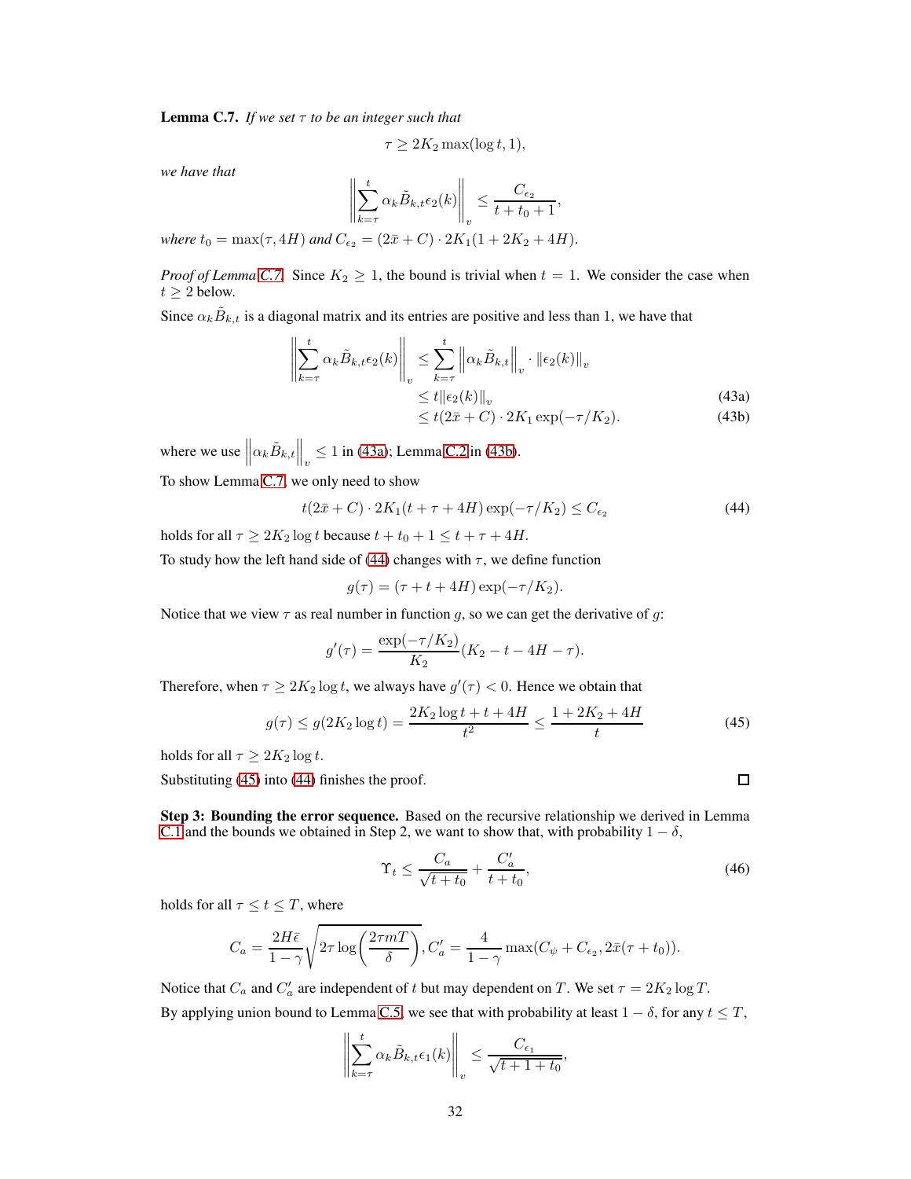**Lemma C.7.** *If we set $\tau$ to be an integer such that*

$$\tau \geq 2K_2 \max(\log t, 1),$$

*we have that*

$$\left\| \sum_{k=\tau}^{t} \alpha_k \tilde{B}_{k,t} \epsilon_2(k) \right\|_v \leq \frac{C_{\epsilon_2}}{t + t_0 + 1},$$

*where $t_0 = \max(\tau, 4H)$ and $C_{\epsilon_2} = (2\bar{x} + C) \cdot 2K_1(1 + 2K_2 + 4H)$.*

*Proof of Lemma C.7.* Since $K_2 \geq 1$, the bound is trivial when $t = 1$. We consider the case when $t \geq 2$ below.

Since $\alpha_k \tilde{B}_{k,t}$ is a diagonal matrix and its entries are positive and less than 1, we have that

$$\begin{aligned}
\left\| \sum_{k=\tau}^{t} \alpha_k \tilde{B}_{k,t} \epsilon_2(k) \right\|_v &\leq \sum_{k=\tau}^{t} \left\| \alpha_k \tilde{B}_{k,t} \right\|_v \cdot \| \epsilon_2(k) \|_v \\
&\leq t \| \epsilon_2(k) \|_v \qquad (43a) \\
&\leq t(2\bar{x} + C) \cdot 2K_1 \exp(-\tau/K_2). \qquad (43b)
\end{aligned}$$

where we use $\left\| \alpha_k \tilde{B}_{k,t} \right\|_v \leq 1$ in (43a); Lemma C.2 in (43b).

To show Lemma C.7, we only need to show

$$t(2\bar{x} + C) \cdot 2K_1(t + \tau + 4H) \exp(-\tau/K_2) \leq C_{\epsilon_2} \qquad (44)$$

holds for all $\tau \geq 2K_2 \log t$ because $t + t_0 + 1 \leq t + \tau + 4H$.

To study how the left hand side of (44) changes with $\tau$, we define function

$$g(\tau) = (\tau + t + 4H) \exp(-\tau/K_2).$$

Notice that we view $\tau$ as real number in function $g$, so we can get the derivative of $g$:

$$g'(\tau) = \frac{\exp(-\tau/K_2)}{K_2}(K_2 - t - 4H - \tau).$$

Therefore, when $\tau \geq 2K_2 \log t$, we always have $g'(\tau) < 0$. Hence we obtain that

$$g(\tau) \leq g(2K_2 \log t) = \frac{2K_2 \log t + t + 4H}{t^2} \leq \frac{1 + 2K_2 + 4H}{t} \qquad (45)$$

holds for all $\tau \geq 2K_2 \log t$.

Substituting (45) into (44) finishes the proof. □

**Step 3: Bounding the error sequence.** Based on the recursive relationship we derived in Lemma C.1 and the bounds we obtained in Step 2, we want to show that, with probability $1 - \delta$,

$$\Upsilon_t \leq \frac{C_a}{\sqrt{t + t_0}} + \frac{C_a'}{t + t_0}, \qquad (46)$$

holds for all $\tau \leq t \leq T$, where

$$C_a = \frac{2H\bar{\epsilon}}{1 - \gamma} \sqrt{2\tau \log\left(\frac{2\tau m T}{\delta}\right)}, C_a' = \frac{4}{1 - \gamma} \max(C_\psi + C_{\epsilon_2}, 2\bar{x}(\tau + t_0)).$$

Notice that $C_a$ and $C_a'$ are independent of $t$ but may dependent on $T$. We set $\tau = 2K_2 \log T$.

By applying union bound to Lemma C.5, we see that with probability at least $1 - \delta$, for any $t \leq T$,

$$\left\| \sum_{k=\tau}^{t} \alpha_k \tilde{B}_{k,t} \epsilon_1(k) \right\|_v \leq \frac{C_{\epsilon_1}}{\sqrt{t + 1 + t_0}},$$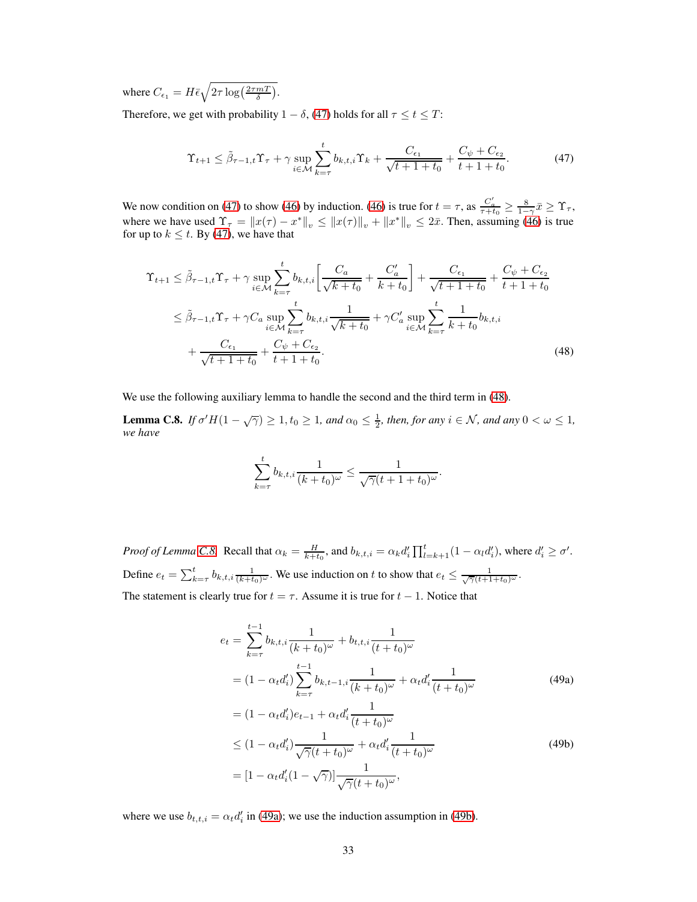where $C_{\epsilon_1} = H\bar{\epsilon}\sqrt{2\tau \log\left(\frac{2\tau m T}{\delta}\right)}$.

Therefore, we get with probability $1-\delta$, (47) holds for all $\tau \le t \le T$:

$$
\Upsilon_{t+1} \le \tilde{\beta}_{\tau-1,t}\Upsilon_\tau + \gamma \sup_{i\in\mathcal{M}} \sum_{k=\tau}^{t} b_{k,t,i}\Upsilon_k + \frac{C_{\epsilon_1}}{\sqrt{t+1+t_0}} + \frac{C_\psi + C_{\epsilon_2}}{t+1+t_0}. \tag{47}
$$

We now condition on (47) to show (46) by induction. (46) is true for $t=\tau$, as $\frac{C_a'}{\tau+t_0} \ge \frac{8}{1-\gamma}\bar{x} \ge \Upsilon_\tau$, where we have used $\Upsilon_\tau = \|x(\tau) - x^*\|_v \le \|x(\tau)\|_v + \|x^*\|_v \le 2\bar{x}$. Then, assuming (46) is true for up to $k \le t$. By (47), we have that

$$
\begin{aligned}
\Upsilon_{t+1} &\le \tilde{\beta}_{\tau-1,t}\Upsilon_\tau + \gamma \sup_{i\in\mathcal{M}} \sum_{k=\tau}^{t} b_{k,t,i}\left[\frac{C_a}{\sqrt{k+t_0}} + \frac{C_a'}{k+t_0}\right] + \frac{C_{\epsilon_1}}{\sqrt{t+1+t_0}} + \frac{C_\psi + C_{\epsilon_2}}{t+1+t_0} \\
&\le \tilde{\beta}_{\tau-1,t}\Upsilon_\tau + \gamma C_a \sup_{i\in\mathcal{M}} \sum_{k=\tau}^{t} b_{k,t,i}\frac{1}{\sqrt{k+t_0}} + \gamma C_a' \sup_{i\in\mathcal{M}} \sum_{k=\tau}^{t} \frac{1}{k+t_0} b_{k,t,i} \\
&\quad + \frac{C_{\epsilon_1}}{\sqrt{t+1+t_0}} + \frac{C_\psi + C_{\epsilon_2}}{t+1+t_0}.
\end{aligned} \tag{48}
$$

We use the following auxiliary lemma to handle the second and the third term in (48).

**Lemma C.8.** *If $\sigma' H(1-\sqrt{\gamma}) \ge 1, t_0 \ge 1$, and $\alpha_0 \le \frac{1}{2}$, then, for any $i \in \mathcal{N}$, and any $0 < \omega \le 1$, we have*

$$
\sum_{k=\tau}^{t} b_{k,t,i}\frac{1}{(k+t_0)^\omega} \le \frac{1}{\sqrt{\gamma}(t+1+t_0)^\omega}.
$$

*Proof of Lemma C.8.* Recall that $\alpha_k = \frac{H}{k+t_0}$, and $b_{k,t,i} = \alpha_k d_i' \prod_{l=k+1}^{t}(1-\alpha_l d_i')$, where $d_i' \ge \sigma'$. Define $e_t = \sum_{k=\tau}^{t} b_{k,t,i}\frac{1}{(k+t_0)^\omega}$. We use induction on $t$ to show that $e_t \le \frac{1}{\sqrt{\gamma}(t+1+t_0)^\omega}$.

The statement is clearly true for $t=\tau$. Assume it is true for $t-1$. Notice that

$$
\begin{aligned}
e_t &= \sum_{k=\tau}^{t-1} b_{k,t,i}\frac{1}{(k+t_0)^\omega} + b_{t,t,i}\frac{1}{(t+t_0)^\omega} \\
&= (1-\alpha_t d_i') \sum_{k=\tau}^{t-1} b_{k,t-1,i}\frac{1}{(k+t_0)^\omega} + \alpha_t d_i' \frac{1}{(t+t_0)^\omega} && \text{(49a)} \\
&= (1-\alpha_t d_i') e_{t-1} + \alpha_t d_i' \frac{1}{(t+t_0)^\omega} \\
&\le (1-\alpha_t d_i') \frac{1}{\sqrt{\gamma}(t+t_0)^\omega} + \alpha_t d_i' \frac{1}{(t+t_0)^\omega} && \text{(49b)} \\
&= [1-\alpha_t d_i'(1-\sqrt{\gamma})] \frac{1}{\sqrt{\gamma}(t+t_0)^\omega},
\end{aligned}
$$

where we use $b_{t,t,i} = \alpha_t d_i'$ in (49a); we use the induction assumption in (49b).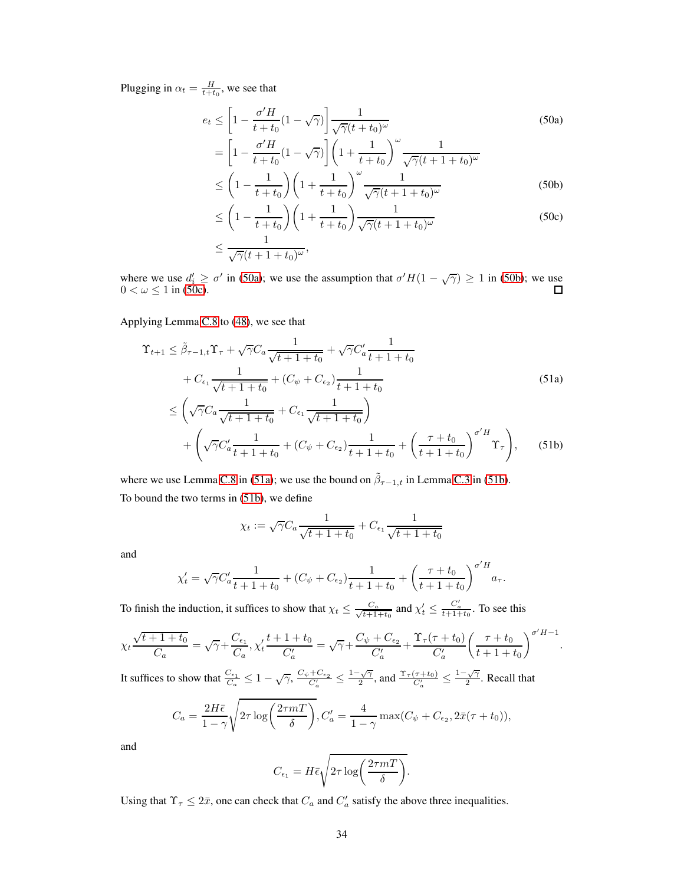Plugging in $\alpha_t = \frac{H}{t+t_0}$, we see that

$$
\begin{aligned}
e_t &\le \left[1 - \frac{\sigma' H}{t+t_0}(1-\sqrt{\gamma})\right] \frac{1}{\sqrt{\gamma}(t+t_0)^\omega} && \text{(50a)} \\
&= \left[1 - \frac{\sigma' H}{t+t_0}(1-\sqrt{\gamma})\right] \left(1 + \frac{1}{t+t_0}\right)^\omega \frac{1}{\sqrt{\gamma}(t+1+t_0)^\omega} \\
&\le \left(1 - \frac{1}{t+t_0}\right)\left(1 + \frac{1}{t+t_0}\right)^\omega \frac{1}{\sqrt{\gamma}(t+1+t_0)^\omega} && \text{(50b)} \\
&\le \left(1 - \frac{1}{t+t_0}\right)\left(1 + \frac{1}{t+t_0}\right) \frac{1}{\sqrt{\gamma}(t+1+t_0)^\omega} && \text{(50c)} \\
&\le \frac{1}{\sqrt{\gamma}(t+1+t_0)^\omega},
\end{aligned}
$$

where we use $d_i' \ge \sigma'$ in (50a); we use the assumption that $\sigma' H(1-\sqrt{\gamma}) \ge 1$ in (50b); we use $0 < \omega \le 1$ in (50c). □

Applying Lemma C.8 to (48), we see that

$$
\begin{aligned}
\Upsilon_{t+1} &\le \tilde{\beta}_{\tau-1,t}\Upsilon_\tau + \sqrt{\gamma} C_a \frac{1}{\sqrt{t+1+t_0}} + \sqrt{\gamma} C_a' \frac{1}{t+1+t_0} \\
&\quad + C_{\epsilon_1}\frac{1}{\sqrt{t+1+t_0}} + (C_\psi + C_{\epsilon_2})\frac{1}{t+1+t_0} && \text{(51a)} \\
&\le \left(\sqrt{\gamma} C_a \frac{1}{\sqrt{t+1+t_0}} + C_{\epsilon_1}\frac{1}{\sqrt{t+1+t_0}}\right) \\
&\quad + \left(\sqrt{\gamma} C_a' \frac{1}{t+1+t_0} + (C_\psi + C_{\epsilon_2})\frac{1}{t+1+t_0} + \left(\frac{\tau+t_0}{t+1+t_0}\right)^{\sigma' H}\Upsilon_\tau\right), && \text{(51b)}
\end{aligned}
$$

where we use Lemma C.8 in (51a); we use the bound on $\tilde{\beta}_{\tau-1,t}$ in Lemma C.3 in (51b).

To bound the two terms in (51b), we define

$$
\chi_t := \sqrt{\gamma} C_a \frac{1}{\sqrt{t+1+t_0}} + C_{\epsilon_1}\frac{1}{\sqrt{t+1+t_0}}
$$

and

$$
\chi_t' = \sqrt{\gamma} C_a' \frac{1}{t+1+t_0} + (C_\psi + C_{\epsilon_2})\frac{1}{t+1+t_0} + \left(\frac{\tau+t_0}{t+1+t_0}\right)^{\sigma' H} a_\tau.
$$

To finish the induction, it suffices to show that $\chi_t \le \frac{C_a}{\sqrt{t+1+t_0}}$ and $\chi_t' \le \frac{C_a'}{t+1+t_0}$. To see this

$$
\chi_t \frac{\sqrt{t+1+t_0}}{C_a} = \sqrt{\gamma} + \frac{C_{\epsilon_1}}{C_a}, \chi_t' \frac{t+1+t_0}{C_a'} = \sqrt{\gamma} + \frac{C_\psi + C_{\epsilon_2}}{C_a'} + \frac{\Upsilon_\tau(\tau+t_0)}{C_a'}\left(\frac{\tau+t_0}{t+1+t_0}\right)^{\sigma' H - 1}.
$$

It suffices to show that $\frac{C_{\epsilon_1}}{C_a} \le 1 - \sqrt{\gamma}$, $\frac{C_\psi + C_{\epsilon_2}}{C_a'} \le \frac{1-\sqrt{\gamma}}{2}$, and $\frac{\Upsilon_\tau(\tau+t_0)}{C_a'} \le \frac{1-\sqrt{\gamma}}{2}$. Recall that

$$
C_a = \frac{2H\bar{\epsilon}}{1-\gamma}\sqrt{2\tau \log\left(\frac{2\tau m T}{\delta}\right)}, C_a' = \frac{4}{1-\gamma}\max(C_\psi + C_{\epsilon_2}, 2\bar{x}(\tau + t_0)),
$$

and

$$
C_{\epsilon_1} = H\bar{\epsilon}\sqrt{2\tau \log\left(\frac{2\tau m T}{\delta}\right)}.
$$

Using that $\Upsilon_\tau \le 2\bar{x}$, one can check that $C_a$ and $C_a'$ satisfy the above three inequalities.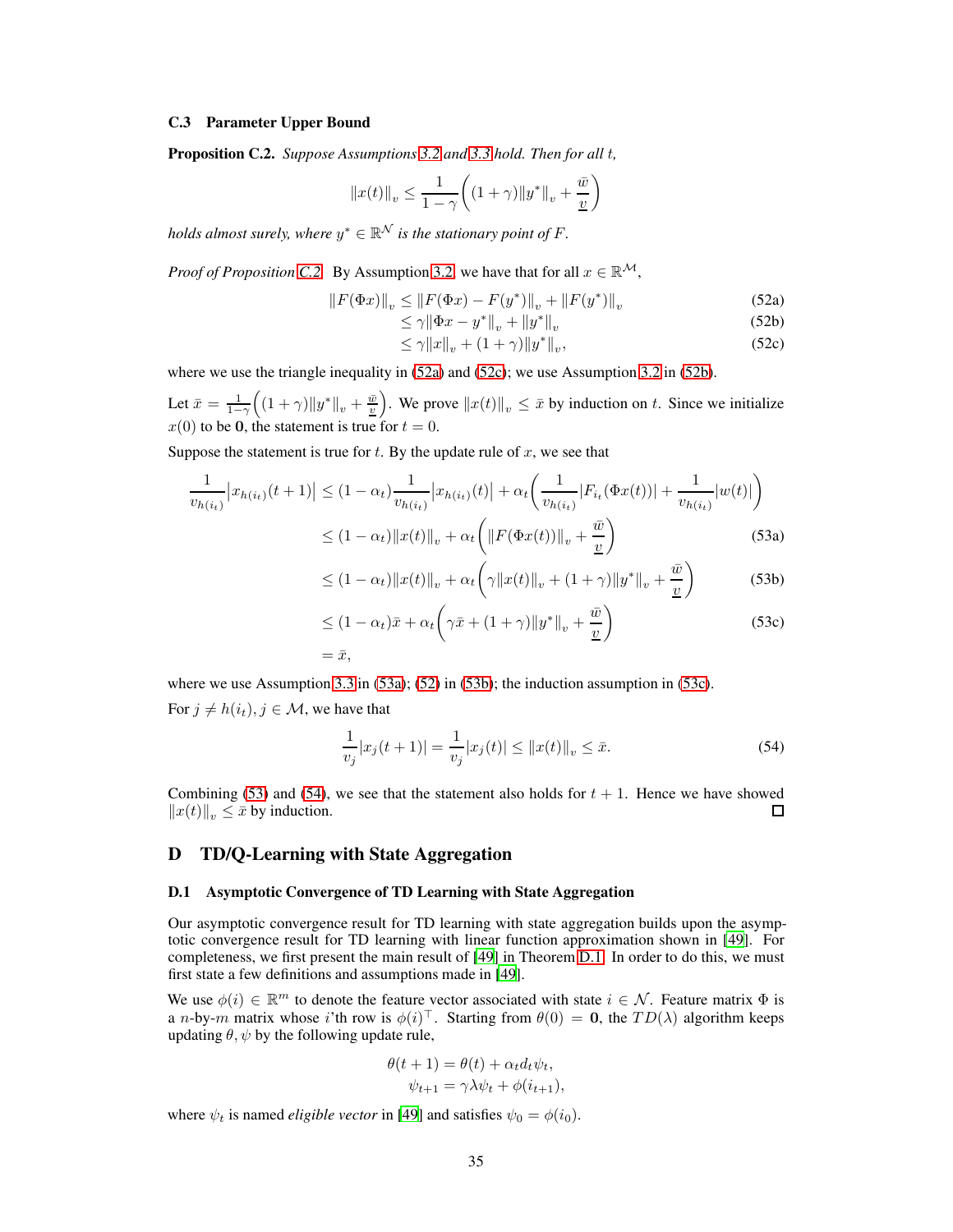### C.3 Parameter Upper Bound

**Proposition C.2.** *Suppose Assumptions 3.2 and 3.3 hold. Then for all $t$,*

$$\|x(t)\|_v \leq \frac{1}{1-\gamma}\left((1+\gamma)\|y^*\|_v + \frac{\bar{w}}{\underline{v}}\right)$$

*holds almost surely, where $y^* \in \mathbb{R}^{\mathcal{N}}$ is the stationary point of $F$.*

*Proof of Proposition C.2.* By Assumption 3.2, we have that for all $x \in \mathbb{R}^{\mathcal{M}}$,

$$\begin{aligned}
\|F(\Phi x)\|_v &\leq \|F(\Phi x) - F(y^*)\|_v + \|F(y^*)\|_v && \text{(52a)}\\
&\leq \gamma\|\Phi x - y^*\|_v + \|y^*\|_v && \text{(52b)}\\
&\leq \gamma\|x\|_v + (1+\gamma)\|y^*\|_v, && \text{(52c)}
\end{aligned}$$

where we use the triangle inequality in (52a) and (52c); we use Assumption 3.2 in (52b).

Let $\bar{x} = \frac{1}{1-\gamma}\left((1+\gamma)\|y^*\|_v + \frac{\bar{w}}{\underline{v}}\right)$. We prove $\|x(t)\|_v \leq \bar{x}$ by induction on $t$. Since we initialize $x(0)$ to be $\mathbf{0}$, the statement is true for $t = 0$.

Suppose the statement is true for $t$. By the update rule of $x$, we see that

$$\begin{aligned}
\frac{1}{v_{h(i_t)}}\left|x_{h(i_t)}(t+1)\right| &\leq (1-\alpha_t)\frac{1}{v_{h(i_t)}}\left|x_{h(i_t)}(t)\right| + \alpha_t\left(\frac{1}{v_{h(i_t)}}|F_{i_t}(\Phi x(t))| + \frac{1}{v_{h(i_t)}}|w(t)|\right)\\
&\leq (1-\alpha_t)\|x(t)\|_v + \alpha_t\left(\|F(\Phi x(t))\|_v + \frac{\bar{w}}{\underline{v}}\right) && \text{(53a)}\\
&\leq (1-\alpha_t)\|x(t)\|_v + \alpha_t\left(\gamma\|x(t)\|_v + (1+\gamma)\|y^*\|_v + \frac{\bar{w}}{\underline{v}}\right) && \text{(53b)}\\
&\leq (1-\alpha_t)\bar{x} + \alpha_t\left(\gamma\bar{x} + (1+\gamma)\|y^*\|_v + \frac{\bar{w}}{\underline{v}}\right) && \text{(53c)}\\
&= \bar{x},
\end{aligned}$$

where we use Assumption 3.3 in (53a); (52) in (53b); the induction assumption in (53c).

For $j \neq h(i_t), j \in \mathcal{M}$, we have that

$$\frac{1}{v_j}|x_j(t+1)| = \frac{1}{v_j}|x_j(t)| \leq \|x(t)\|_v \leq \bar{x}. \tag{54}$$

Combining (53) and (54), we see that the statement also holds for $t+1$. Hence we have showed $\|x(t)\|_v \leq \bar{x}$ by induction. □

## D TD/Q-Learning with State Aggregation

### D.1 Asymptotic Convergence of TD Learning with State Aggregation

Our asymptotic convergence result for TD learning with state aggregation builds upon the asymptotic convergence result for TD learning with linear function approximation shown in [49]. For completeness, we first present the main result of [49] in Theorem D.1. In order to do this, we must first state a few definitions and assumptions made in [49].

We use $\phi(i) \in \mathbb{R}^m$ to denote the feature vector associated with state $i \in \mathcal{N}$. Feature matrix $\Phi$ is a $n$-by-$m$ matrix whose $i$'th row is $\phi(i)^\top$. Starting from $\theta(0) = \mathbf{0}$, the $TD(\lambda)$ algorithm keeps updating $\theta, \psi$ by the following update rule,

$$\begin{aligned}
\theta(t+1) &= \theta(t) + \alpha_t d_t \psi_t,\\
\psi_{t+1} &= \gamma\lambda\psi_t + \phi(i_{t+1}),
\end{aligned}$$

where $\psi_t$ is named *eligible vector* in [49] and satisfies $\psi_0 = \phi(i_0)$.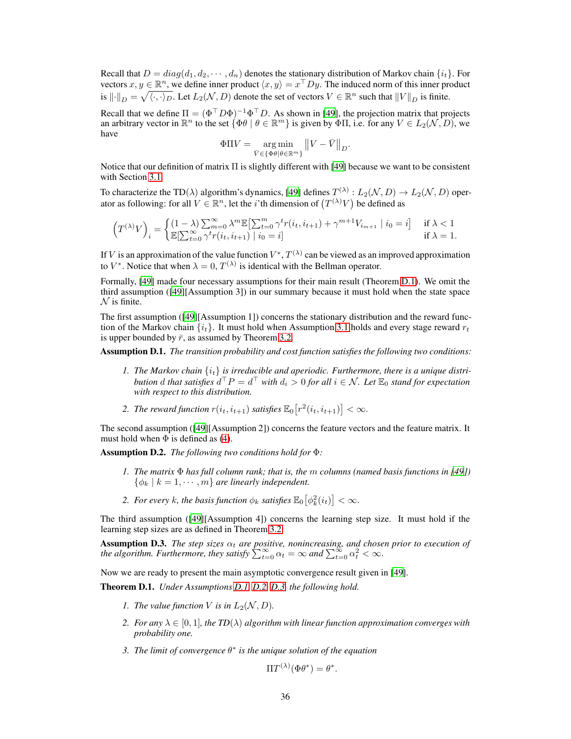Recall that $D = diag(d_1, d_2, \cdots, d_n)$ denotes the stationary distribution of Markov chain $\{i_t\}$. For vectors $x, y \in \mathbb{R}^n$, we define inner product $\langle x, y \rangle = x^\top D y$. The induced norm of this inner product is $\|\cdot\|_D = \sqrt{\langle \cdot, \cdot \rangle_D}$. Let $L_2(\mathcal{N}, D)$ denote the set of vectors $V \in \mathbb{R}^n$ such that $\|V\|_D$ is finite.

Recall that we define $\Pi = (\Phi^\top D \Phi)^{-1} \Phi^\top D$. As shown in [49], the projection matrix that projects an arbitrary vector in $\mathbb{R}^n$ to the set $\{\Phi\theta \mid \theta \in \mathbb{R}^m\}$ is given by $\Phi\Pi$, i.e. for any $V \in L_2(\mathcal{N}, D)$, we have

$$\Phi\Pi V = \underset{\bar{V} \in \{\Phi\theta \mid \theta \in \mathbb{R}^m\}}{\arg\min} \left\| V - \bar{V} \right\|_D.$$

Notice that our definition of matrix $\Pi$ is slightly different with [49] because we want to be consistent with Section 3.1.

To characterize the TD($\lambda$) algorithm's dynamics, [49] defines $T^{(\lambda)} : L_2(\mathcal{N}, D) \to L_2(\mathcal{N}, D)$ operator as following: for all $V \in \mathbb{R}^n$, let the $i$'th dimension of $\left(T^{(\lambda)} V\right)$ be defined as

$$\left(T^{(\lambda)} V\right)_i = \begin{cases} (1-\lambda) \sum_{m=0}^{\infty} \lambda^m \mathbb{E}\left[\sum_{t=0}^{m} \gamma^t r(i_t, i_{t+1}) + \gamma^{m+1} V_{i_{m+1}} \mid i_0 = i\right] & \text{if } \lambda < 1 \\ \mathbb{E}\left[\sum_{t=0}^{\infty} \gamma^t r(i_t, i_{t+1}) \mid i_0 = i\right] & \text{if } \lambda = 1. \end{cases}$$

If $V$ is an approximation of the value function $V^*$, $T^{(\lambda)}$ can be viewed as an improved approximation to $V^*$. Notice that when $\lambda = 0$, $T^{(\lambda)}$ is identical with the Bellman operator.

Formally, [49] made four necessary assumptions for their main result (Theorem D.1). We omit the third assumption ([49][Assumption 3]) in our summary because it must hold when the state space $\mathcal{N}$ is finite.

The first assumption ([49][Assumption 1]) concerns the stationary distribution and the reward function of the Markov chain $\{i_t\}$. It must hold when Assumption 3.1 holds and every stage reward $r_t$ is upper bounded by $\bar{r}$, as assumed by Theorem 3.2.

**Assumption D.1.** *The transition probability and cost function satisfies the following two conditions:*

1. *The Markov chain $\{i_t\}$ is irreducible and aperiodic. Furthermore, there is a unique distribution $d$ that satisfies $d^\top P = d^\top$ with $d_i > 0$ for all $i \in \mathcal{N}$. Let $\mathbb{E}_0$ stand for expectation with respect to this distribution.*
2. *The reward function $r(i_t, i_{t+1})$ satisfies $\mathbb{E}_0\left[r^2(i_t, i_{t+1})\right] < \infty$.*

The second assumption ([49][Assumption 2]) concerns the feature vectors and the feature matrix. It must hold when $\Phi$ is defined as (4).

**Assumption D.2.** *The following two conditions hold for $\Phi$:*

1. *The matrix $\Phi$ has full column rank; that is, the $m$ columns (named basis functions in [49]) $\{\phi_k \mid k = 1, \cdots, m\}$ are linearly independent.*
2. *For every $k$, the basis function $\phi_k$ satisfies $\mathbb{E}_0\left[\phi_k^2(i_t)\right] < \infty$.*

The third assumption ([49][Assumption 4]) concerns the learning step size. It must hold if the learning step sizes are as defined in Theorem 3.2.

**Assumption D.3.** *The step sizes $\alpha_t$ are positive, nonincreasing, and chosen prior to execution of the algorithm. Furthermore, they satisfy $\sum_{t=0}^{\infty} \alpha_t = \infty$ and $\sum_{t=0}^{\infty} \alpha_t^2 < \infty$.*

Now we are ready to present the main asymptotic convergence result given in [49].

**Theorem D.1.** *Under Assumptions D.1, D.2, D.3, the following hold.*

1. *The value function $V$ is in $L_2(\mathcal{N}, D)$.*
2. *For any $\lambda \in [0, 1]$, the TD($\lambda$) algorithm with linear function approximation converges with probability one.*
3. *The limit of convergence $\theta^*$ is the unique solution of the equation*

$$\Pi T^{(\lambda)}(\Phi\theta^*) = \theta^*.$$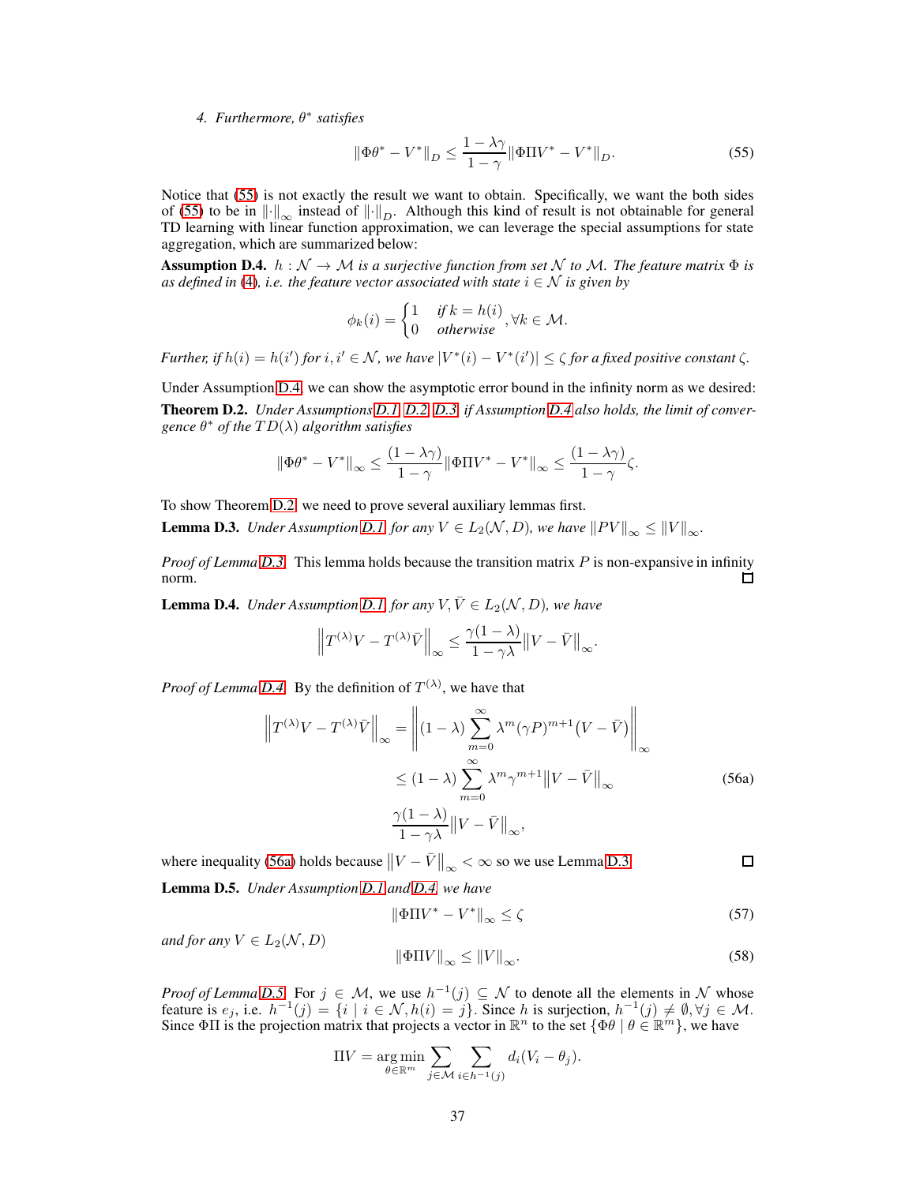4. *Furthermore, $\theta^*$ satisfies*

$$\|\Phi\theta^* - V^*\|_D \leq \frac{1-\lambda\gamma}{1-\gamma}\|\Phi\Pi V^* - V^*\|_D. \tag{55}$$

Notice that (55) is not exactly the result we want to obtain. Specifically, we want the both sides of (55) to be in $\|\cdot\|_\infty$ instead of $\|\cdot\|_D$. Although this kind of result is not obtainable for general TD learning with linear function approximation, we can leverage the special assumptions for state aggregation, which are summarized below:

**Assumption D.4.** *$h : \mathcal{N} \to \mathcal{M}$ is a surjective function from set $\mathcal{N}$ to $\mathcal{M}$. The feature matrix $\Phi$ is as defined in (4), i.e. the feature vector associated with state $i \in \mathcal{N}$ is given by*

$$\phi_k(i) = \begin{cases} 1 & \text{if } k = h(i) \\ 0 & \text{otherwise} \end{cases}, \forall k \in \mathcal{M}.$$

*Further, if $h(i) = h(i')$ for $i, i' \in \mathcal{N}$, we have $|V^*(i) - V^*(i')| \leq \zeta$ for a fixed positive constant $\zeta$.*

Under Assumption D.4, we can show the asymptotic error bound in the infinity norm as we desired:

**Theorem D.2.** *Under Assumptions D.1, D.2, D.3, if Assumption D.4 also holds, the limit of convergence $\theta^*$ of the $TD(\lambda)$ algorithm satisfies*

$$\|\Phi\theta^* - V^*\|_\infty \leq \frac{(1-\lambda\gamma)}{1-\gamma}\|\Phi\Pi V^* - V^*\|_\infty \leq \frac{(1-\lambda\gamma)}{1-\gamma}\zeta.$$

To show Theorem D.2, we need to prove several auxiliary lemmas first.

**Lemma D.3.** *Under Assumption D.1, for any $V \in L_2(\mathcal{N}, D)$, we have $\|PV\|_\infty \leq \|V\|_\infty$.*

*Proof of Lemma D.3.* This lemma holds because the transition matrix $P$ is non-expansive in infinity norm. □

**Lemma D.4.** *Under Assumption D.1, for any $V, \bar{V} \in L_2(\mathcal{N}, D)$, we have*

$$\left\|T^{(\lambda)}V - T^{(\lambda)}\bar{V}\right\|_\infty \leq \frac{\gamma(1-\lambda)}{1-\gamma\lambda}\left\|V - \bar{V}\right\|_\infty.$$

*Proof of Lemma D.4.* By the definition of $T^{(\lambda)}$, we have that

$$\begin{aligned}
\left\|T^{(\lambda)}V - T^{(\lambda)}\bar{V}\right\|_\infty &= \left\|(1-\lambda)\sum_{m=0}^{\infty}\lambda^m(\gamma P)^{m+1}(V - \bar{V})\right\|_\infty \\
&\leq (1-\lambda)\sum_{m=0}^{\infty}\lambda^m\gamma^{m+1}\left\|V - \bar{V}\right\|_\infty \qquad (56a)\\
&\frac{\gamma(1-\lambda)}{1-\gamma\lambda}\left\|V - \bar{V}\right\|_\infty,
\end{aligned}$$

where inequality (56a) holds because $\left\|V - \bar{V}\right\|_\infty < \infty$ so we use Lemma D.3. □

**Lemma D.5.** *Under Assumption D.1 and D.4, we have*

$$\|\Phi\Pi V^* - V^*\|_\infty \leq \zeta \tag{57}$$

*and for any $V \in L_2(\mathcal{N}, D)$*

$$\|\Phi\Pi V\|_\infty \leq \|V\|_\infty. \tag{58}$$

*Proof of Lemma D.5.* For $j \in \mathcal{M}$, we use $h^{-1}(j) \subseteq \mathcal{N}$ to denote all the elements in $\mathcal{N}$ whose feature is $e_j$, i.e. $h^{-1}(j) = \{i \mid i \in \mathcal{N}, h(i) = j\}$. Since $h$ is surjection, $h^{-1}(j) \neq \emptyset, \forall j \in \mathcal{M}$. Since $\Phi\Pi$ is the projection matrix that projects a vector in $\mathbb{R}^n$ to the set $\{\Phi\theta \mid \theta \in \mathbb{R}^m\}$, we have

$$\Pi V = \arg\min_{\theta \in \mathbb{R}^m}\sum_{j \in \mathcal{M}}\sum_{i \in h^{-1}(j)} d_i(V_i - \theta_j).$$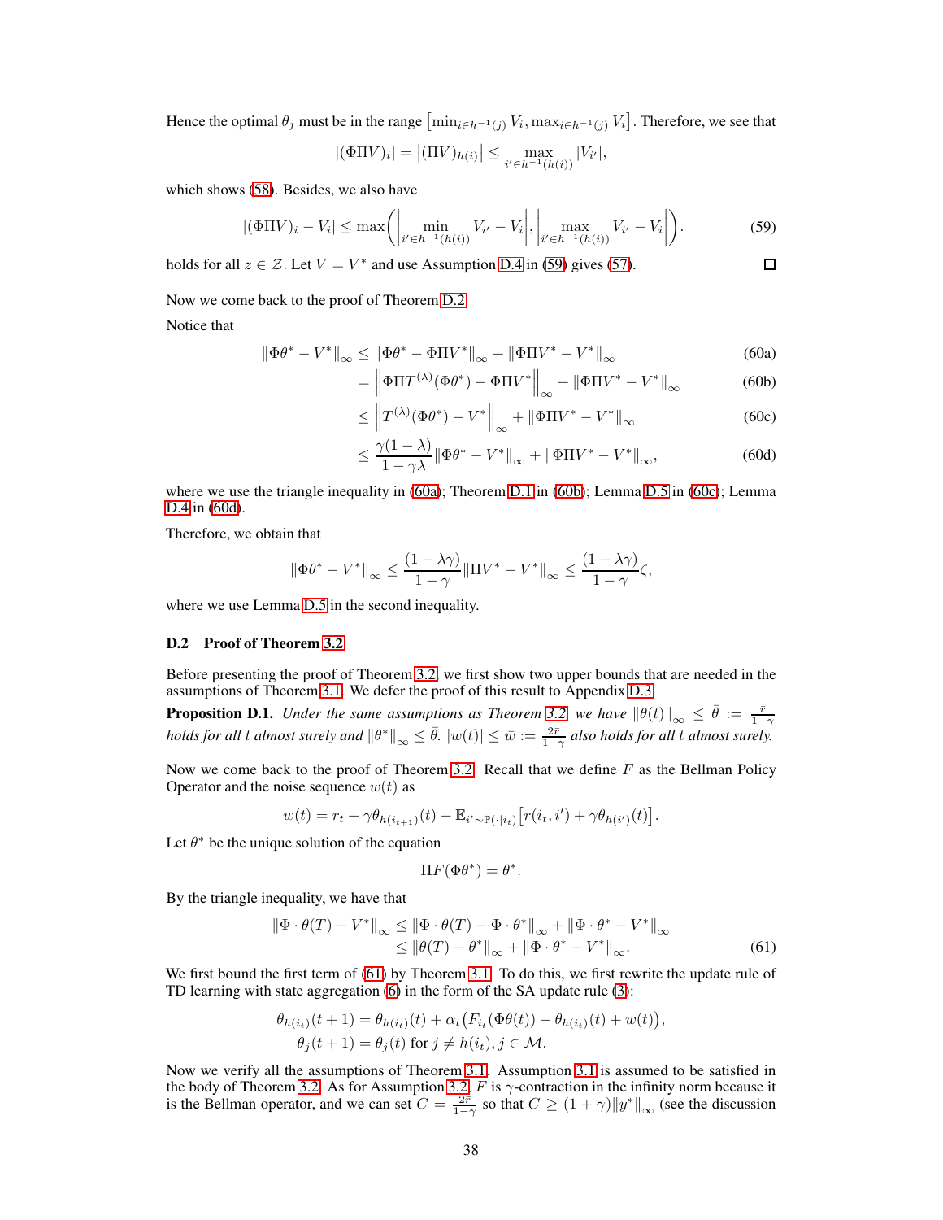Hence the optimal $\theta_j$ must be in the range $\left[\min_{i\in h^{-1}(j)} V_i, \max_{i\in h^{-1}(j)} V_i\right]$. Therefore, we see that

$$|(\Phi\Pi V)_i| = \left|(\Pi V)_{h(i)}\right| \le \max_{i'\in h^{-1}(h(i))} |V_{i'}|,$$

which shows (58). Besides, we also have

$$|(\Phi\Pi V)_i - V_i| \le \max\left(\left|\min_{i'\in h^{-1}(h(i))} V_{i'} - V_i\right|, \left|\max_{i'\in h^{-1}(h(i))} V_{i'} - V_i\right|\right). \tag{59}$$

holds for all $z \in \mathcal{Z}$. Let $V = V^*$ and use Assumption D.4 in (59) gives (57). □

Now we come back to the proof of Theorem D.2.

Notice that

$$\begin{aligned}
\|\Phi\theta^* - V^*\|_\infty &\le \|\Phi\theta^* - \Phi\Pi V^*\|_\infty + \|\Phi\Pi V^* - V^*\|_\infty && \text{(60a)}\\
&= \left\|\Phi\Pi T^{(\lambda)}(\Phi\theta^*) - \Phi\Pi V^*\right\|_\infty + \|\Phi\Pi V^* - V^*\|_\infty && \text{(60b)}\\
&\le \left\|T^{(\lambda)}(\Phi\theta^*) - V^*\right\|_\infty + \|\Phi\Pi V^* - V^*\|_\infty && \text{(60c)}\\
&\le \frac{\gamma(1-\lambda)}{1-\gamma\lambda}\|\Phi\theta^* - V^*\|_\infty + \|\Phi\Pi V^* - V^*\|_\infty, && \text{(60d)}
\end{aligned}$$

where we use the triangle inequality in (60a); Theorem D.1 in (60b); Lemma D.5 in (60c); Lemma D.4 in (60d).

Therefore, we obtain that

$$\|\Phi\theta^* - V^*\|_\infty \le \frac{(1-\lambda\gamma)}{1-\gamma}\|\Pi V^* - V^*\|_\infty \le \frac{(1-\lambda\gamma)}{1-\gamma}\zeta,$$

where we use Lemma D.5 in the second inequality.

## D.2 Proof of Theorem 3.2

Before presenting the proof of Theorem 3.2, we first show two upper bounds that are needed in the assumptions of Theorem 3.1. We defer the proof of this result to Appendix D.3.

**Proposition D.1.** *Under the same assumptions as Theorem 3.2, we have $\|\theta(t)\|_\infty \le \bar{\theta} := \frac{\bar{r}}{1-\gamma}$ holds for all $t$ almost surely and $\|\theta^*\|_\infty \le \bar{\theta}$. $|w(t)| \le \bar{w} := \frac{2\bar{r}}{1-\gamma}$ also holds for all $t$ almost surely.*

Now we come back to the proof of Theorem 3.2. Recall that we define $F$ as the Bellman Policy Operator and the noise sequence $w(t)$ as

$$w(t) = r_t + \gamma\theta_{h(i_{t+1})}(t) - \mathbb{E}_{i'\sim\mathbb{P}(\cdot|i_t)}\left[r(i_t, i') + \gamma\theta_{h(i')}(t)\right].$$

Let $\theta^*$ be the unique solution of the equation

$$\Pi F(\Phi\theta^*) = \theta^*.$$

By the triangle inequality, we have that

$$\begin{aligned}
\|\Phi\cdot\theta(T) - V^*\|_\infty &\le \|\Phi\cdot\theta(T) - \Phi\cdot\theta^*\|_\infty + \|\Phi\cdot\theta^* - V^*\|_\infty\\
&\le \|\theta(T) - \theta^*\|_\infty + \|\Phi\cdot\theta^* - V^*\|_\infty. && \text{(61)}
\end{aligned}$$

We first bound the first term of (61) by Theorem 3.1. To do this, we first rewrite the update rule of TD learning with state aggregation (6) in the form of the SA update rule (3):

$$\begin{aligned}
&\theta_{h(i_t)}(t+1) = \theta_{h(i_t)}(t) + \alpha_t\big(F_{i_t}(\Phi\theta(t)) - \theta_{h(i_t)}(t) + w(t)\big),\\
&\theta_j(t+1) = \theta_j(t) \text{ for } j \ne h(i_t), j\in\mathcal{M}.
\end{aligned}$$

Now we verify all the assumptions of Theorem 3.1. Assumption 3.1 is assumed to be satisfied in the body of Theorem 3.2. As for Assumption 3.2, $F$ is $\gamma$-contraction in the infinity norm because it is the Bellman operator, and we can set $C = \frac{2\bar{r}}{1-\gamma}$ so that $C \ge (1+\gamma)\|y^*\|_\infty$ (see the discussion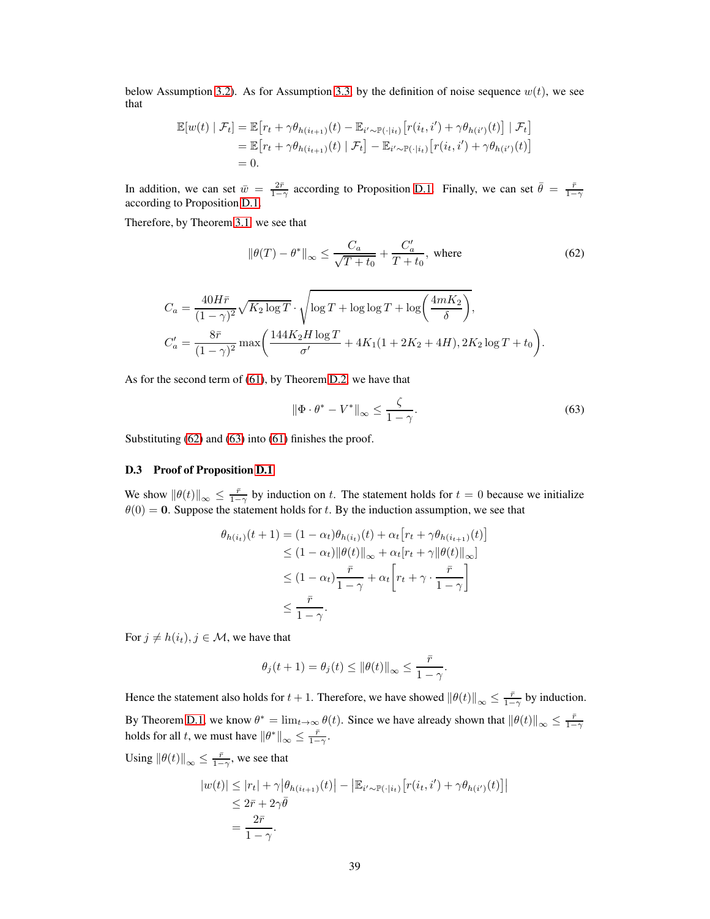below Assumption 3.2). As for Assumption 3.3, by the definition of noise sequence $w(t)$, we see that

$$
\begin{aligned}
\mathbb{E}[w(t) \mid \mathcal{F}_t] &= \mathbb{E}\big[r_t + \gamma\theta_{h(i_{t+1})}(t) - \mathbb{E}_{i'\sim\mathbb{P}(\cdot|i_t)}\big[r(i_t, i') + \gamma\theta_{h(i')}(t)\big] \mid \mathcal{F}_t\big] \\
&= \mathbb{E}\big[r_t + \gamma\theta_{h(i_{t+1})}(t) \mid \mathcal{F}_t\big] - \mathbb{E}_{i'\sim\mathbb{P}(\cdot|i_t)}\big[r(i_t, i') + \gamma\theta_{h(i')}(t)\big] \\
&= 0.
\end{aligned}
$$

In addition, we can set $\bar{w} = \frac{2\bar{r}}{1-\gamma}$ according to Proposition D.1. Finally, we can set $\bar{\theta} = \frac{\bar{r}}{1-\gamma}$ according to Proposition D.1.

Therefore, by Theorem 3.1, we see that

$$
\|\theta(T) - \theta^*\|_\infty \leq \frac{C_a}{\sqrt{T+t_0}} + \frac{C_a'}{T+t_0}, \text{ where} \tag{62}
$$

$$
\begin{aligned}
C_a &= \frac{40H\bar{r}}{(1-\gamma)^2}\sqrt{K_2\log T}\cdot\sqrt{\log T + \log\log T + \log\left(\frac{4mK_2}{\delta}\right)}, \\
C_a' &= \frac{8\bar{r}}{(1-\gamma)^2}\max\left(\frac{144K_2H\log T}{\sigma'} + 4K_1(1+2K_2+4H), 2K_2\log T + t_0\right).
\end{aligned}
$$

As for the second term of (61), by Theorem D.2, we have that

$$
\|\Phi\cdot\theta^* - V^*\|_\infty \leq \frac{\zeta}{1-\gamma}. \tag{63}
$$

Substituting (62) and (63) into (61) finishes the proof.

### D.3 Proof of Proposition D.1

We show $\|\theta(t)\|_\infty \leq \frac{\bar{r}}{1-\gamma}$ by induction on $t$. The statement holds for $t = 0$ because we initialize $\theta(0) = \mathbf{0}$. Suppose the statement holds for $t$. By the induction assumption, we see that

$$
\begin{aligned}
\theta_{h(i_t)}(t+1) &= (1-\alpha_t)\theta_{h(i_t)}(t) + \alpha_t\big[r_t + \gamma\theta_{h(i_{t+1})}(t)\big] \\
&\leq (1-\alpha_t)\|\theta(t)\|_\infty + \alpha_t[r_t + \gamma\|\theta(t)\|_\infty] \\
&\leq (1-\alpha_t)\frac{\bar{r}}{1-\gamma} + \alpha_t\left[r_t + \gamma\cdot\frac{\bar{r}}{1-\gamma}\right] \\
&\leq \frac{\bar{r}}{1-\gamma}.
\end{aligned}
$$

For $j \neq h(i_t), j \in \mathcal{M}$, we have that

$$
\theta_j(t+1) = \theta_j(t) \leq \|\theta(t)\|_\infty \leq \frac{\bar{r}}{1-\gamma}.
$$

Hence the statement also holds for $t+1$. Therefore, we have showed $\|\theta(t)\|_\infty \leq \frac{\bar{r}}{1-\gamma}$ by induction.

By Theorem D.1, we know $\theta^* = \lim_{t\to\infty}\theta(t)$. Since we have already shown that $\|\theta(t)\|_\infty \leq \frac{\bar{r}}{1-\gamma}$ holds for all $t$, we must have $\|\theta^*\|_\infty \leq \frac{\bar{r}}{1-\gamma}$.

Using $\|\theta(t)\|_\infty \leq \frac{\bar{r}}{1-\gamma}$, we see that

$$
\begin{aligned}
|w(t)| &\leq |r_t| + \gamma\big|\theta_{h(i_{t+1})}(t)\big| - \big|\mathbb{E}_{i'\sim\mathbb{P}(\cdot|i_t)}\big[r(i_t, i') + \gamma\theta_{h(i')}(t)\big]\big| \\
&\leq 2\bar{r} + 2\gamma\bar{\theta} \\
&= \frac{2\bar{r}}{1-\gamma}.
\end{aligned}
$$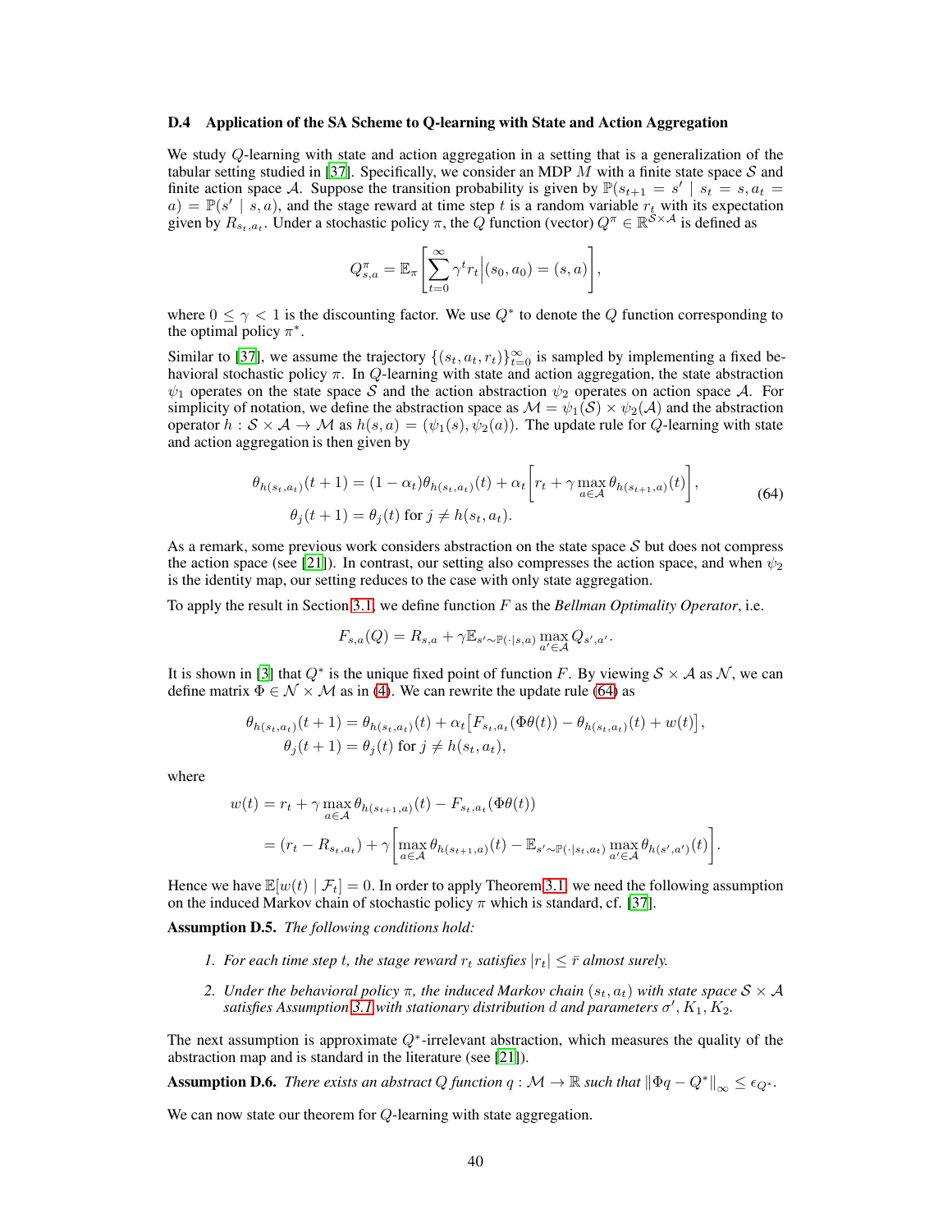### D.4 Application of the SA Scheme to Q-learning with State and Action Aggregation

We study $Q$-learning with state and action aggregation in a setting that is a generalization of the tabular setting studied in [37]. Specifically, we consider an MDP $M$ with a finite state space $\mathcal{S}$ and finite action space $\mathcal{A}$. Suppose the transition probability is given by $\mathbb{P}(s_{t+1} = s' \mid s_t = s, a_t = a) = \mathbb{P}(s' \mid s, a)$, and the stage reward at time step $t$ is a random variable $r_t$ with its expectation given by $R_{s_t,a_t}$. Under a stochastic policy $\pi$, the $Q$ function (vector) $Q^\pi \in \mathbb{R}^{\mathcal{S}\times\mathcal{A}}$ is defined as

$$Q^\pi_{s,a} = \mathbb{E}_\pi\left[\sum_{t=0}^{\infty} \gamma^t r_t \,\middle|\, (s_0, a_0) = (s, a)\right],$$

where $0 \le \gamma < 1$ is the discounting factor. We use $Q^*$ to denote the $Q$ function corresponding to the optimal policy $\pi^*$.

Similar to [37], we assume the trajectory $\{(s_t, a_t, r_t)\}_{t=0}^{\infty}$ is sampled by implementing a fixed behavioral stochastic policy $\pi$. In $Q$-learning with state and action aggregation, the state abstraction $\psi_1$ operates on the state space $\mathcal{S}$ and the action abstraction $\psi_2$ operates on action space $\mathcal{A}$. For simplicity of notation, we define the abstraction space as $\mathcal{M} = \psi_1(\mathcal{S}) \times \psi_2(\mathcal{A})$ and the abstraction operator $h : \mathcal{S} \times \mathcal{A} \to \mathcal{M}$ as $h(s,a) = (\psi_1(s), \psi_2(a))$. The update rule for $Q$-learning with state and action aggregation is then given by

$$\begin{aligned}
\theta_{h(s_t,a_t)}(t+1) &= (1-\alpha_t)\theta_{h(s_t,a_t)}(t) + \alpha_t\left[r_t + \gamma \max_{a\in\mathcal{A}} \theta_{h(s_{t+1},a)}(t)\right], \\
\theta_j(t+1) &= \theta_j(t) \text{ for } j \ne h(s_t, a_t).
\end{aligned} \tag{64}$$

As a remark, some previous work considers abstraction on the state space $\mathcal{S}$ but does not compress the action space (see [21]). In contrast, our setting also compresses the action space, and when $\psi_2$ is the identity map, our setting reduces to the case with only state aggregation.

To apply the result in Section 3.1, we define function $F$ as the *Bellman Optimality Operator*, i.e.

$$F_{s,a}(Q) = R_{s,a} + \gamma \mathbb{E}_{s'\sim\mathbb{P}(\cdot\mid s,a)} \max_{a'\in\mathcal{A}} Q_{s',a'}.$$

It is shown in [3] that $Q^*$ is the unique fixed point of function $F$. By viewing $\mathcal{S}\times\mathcal{A}$ as $\mathcal{N}$, we can define matrix $\Phi \in \mathcal{N}\times\mathcal{M}$ as in (4). We can rewrite the update rule (64) as

$$\begin{aligned}
\theta_{h(s_t,a_t)}(t+1) &= \theta_{h(s_t,a_t)}(t) + \alpha_t\big[F_{s_t,a_t}(\Phi\theta(t)) - \theta_{h(s_t,a_t)}(t) + w(t)\big], \\
\theta_j(t+1) &= \theta_j(t) \text{ for } j \ne h(s_t, a_t),
\end{aligned}$$

where

$$\begin{aligned}
w(t) &= r_t + \gamma \max_{a\in\mathcal{A}} \theta_{h(s_{t+1},a)}(t) - F_{s_t,a_t}(\Phi\theta(t)) \\
&= (r_t - R_{s_t,a_t}) + \gamma\left[\max_{a\in\mathcal{A}} \theta_{h(s_{t+1},a)}(t) - \mathbb{E}_{s'\sim\mathbb{P}(\cdot\mid s_t,a_t)} \max_{a'\in\mathcal{A}} \theta_{h(s',a')}(t)\right].
\end{aligned}$$

Hence we have $\mathbb{E}[w(t) \mid \mathcal{F}_t] = 0$. In order to apply Theorem 3.1, we need the following assumption on the induced Markov chain of stochastic policy $\pi$ which is standard, cf. [37].

**Assumption D.5.** *The following conditions hold:*

1. *For each time step $t$, the stage reward $r_t$ satisfies $|r_t| \le \bar{r}$ almost surely.*
2. *Under the behavioral policy $\pi$, the induced Markov chain $(s_t, a_t)$ with state space $\mathcal{S}\times\mathcal{A}$ satisfies Assumption 3.1 with stationary distribution $d$ and parameters $\sigma', K_1, K_2$.*

The next assumption is approximate $Q^*$-irrelevant abstraction, which measures the quality of the abstraction map and is standard in the literature (see [21]).

**Assumption D.6.** *There exists an abstract $Q$ function $q : \mathcal{M} \to \mathbb{R}$ such that $\|\Phi q - Q^*\|_\infty \le \epsilon_{Q^*}$.*

We can now state our theorem for $Q$-learning with state aggregation.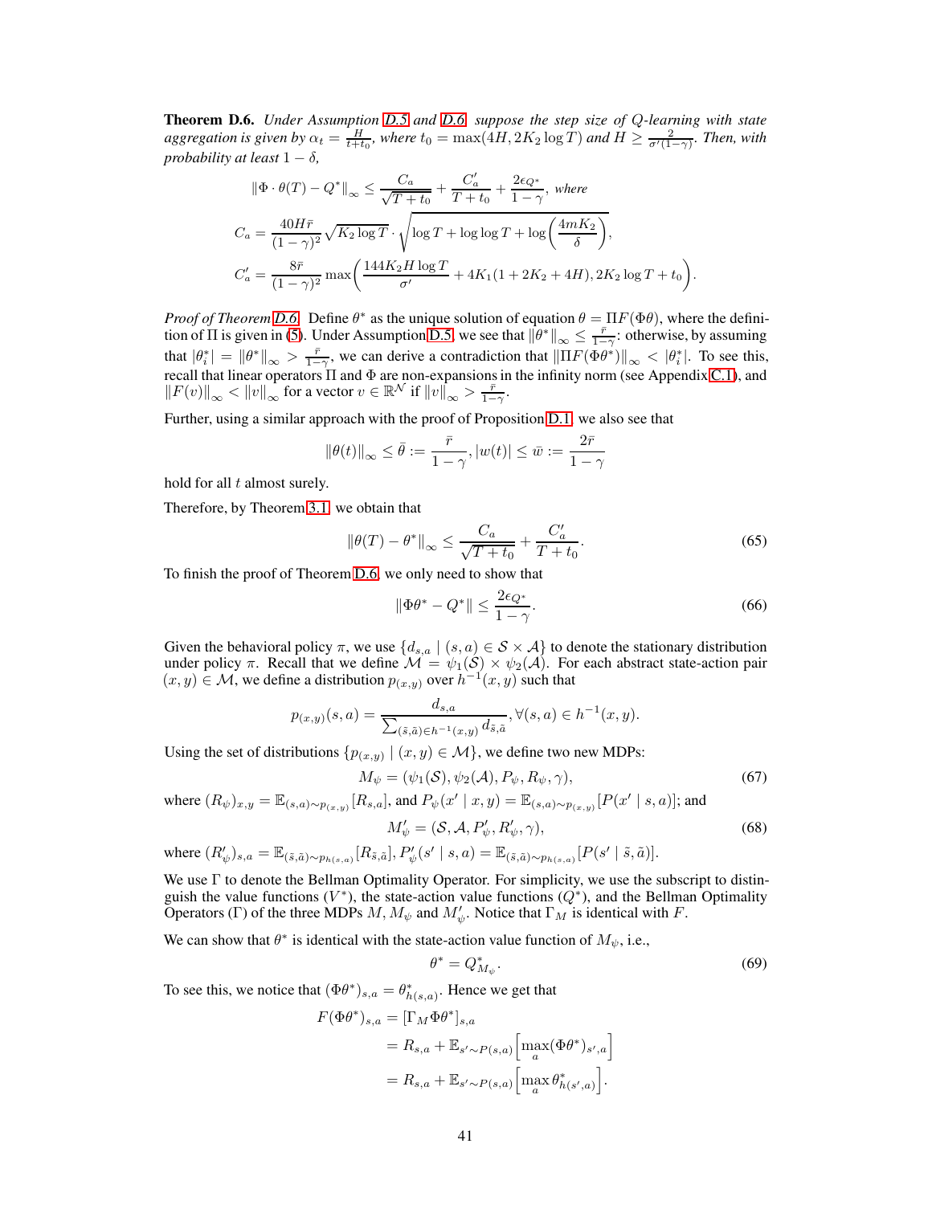**Theorem D.6.** *Under Assumption D.5 and D.6, suppose the step size of Q-learning with state aggregation is given by $\alpha_t = \frac{H}{t+t_0}$, where $t_0 = \max(4H, 2K_2 \log T)$ and $H \geq \frac{2}{\sigma'(1-\gamma)}$. Then, with probability at least $1-\delta$,*

$$\|\Phi \cdot \theta(T) - Q^*\|_\infty \leq \frac{C_a}{\sqrt{T+t_0}} + \frac{C_a'}{T+t_0} + \frac{2\epsilon_{Q^*}}{1-\gamma}, \text{ where}$$

$$C_a = \frac{40H\bar{r}}{(1-\gamma)^2}\sqrt{K_2 \log T} \cdot \sqrt{\log T + \log\log T + \log\left(\frac{4mK_2}{\delta}\right)},$$

$$C_a' = \frac{8\bar{r}}{(1-\gamma)^2}\max\left(\frac{144K_2 H \log T}{\sigma'} + 4K_1(1 + 2K_2 + 4H), 2K_2\log T + t_0\right).$$

*Proof of Theorem D.6.* Define $\theta^*$ as the unique solution of equation $\theta = \Pi F(\Phi\theta)$, where the definition of $\Pi$ is given in (5). Under Assumption D.5, we see that $\|\theta^*\|_\infty \leq \frac{\bar{r}}{1-\gamma}$: otherwise, by assuming that $|\theta_i^*| = \|\theta^*\|_\infty > \frac{\bar{r}}{1-\gamma}$, we can derive a contradiction that $\|\Pi F(\Phi\theta^*)\|_\infty < |\theta_i^*|$. To see this, recall that linear operators $\Pi$ and $\Phi$ are non-expansions in the infinity norm (see Appendix C.1), and $\|F(v)\|_\infty < \|v\|_\infty$ for a vector $v \in \mathbb{R}^{\mathcal{N}}$ if $\|v\|_\infty > \frac{\bar{r}}{1-\gamma}$.

Further, using a similar approach with the proof of Proposition D.1, we also see that

$$\|\theta(t)\|_\infty \leq \bar{\theta} := \frac{\bar{r}}{1-\gamma}, |w(t)| \leq \bar{w} := \frac{2\bar{r}}{1-\gamma}$$

hold for all $t$ almost surely.

Therefore, by Theorem 3.1, we obtain that

$$\|\theta(T) - \theta^*\|_\infty \leq \frac{C_a}{\sqrt{T+t_0}} + \frac{C_a'}{T+t_0}. \tag{65}$$

To finish the proof of Theorem D.6, we only need to show that

$$\|\Phi\theta^* - Q^*\| \leq \frac{2\epsilon_{Q^*}}{1-\gamma}. \tag{66}$$

Given the behavioral policy $\pi$, we use $\{d_{s,a} \mid (s,a) \in \mathcal{S}\times\mathcal{A}\}$ to denote the stationary distribution under policy $\pi$. Recall that we define $\mathcal{M} = \psi_1(\mathcal{S}) \times \psi_2(\mathcal{A})$. For each abstract state-action pair $(x,y) \in \mathcal{M}$, we define a distribution $p_{(x,y)}$ over $h^{-1}(x,y)$ such that

$$p_{(x,y)}(s,a) = \frac{d_{s,a}}{\sum_{(\tilde{s},\tilde{a})\in h^{-1}(x,y)} d_{\tilde{s},\tilde{a}}}, \forall (s,a) \in h^{-1}(x,y).$$

Using the set of distributions $\{p_{(x,y)} \mid (x,y) \in \mathcal{M}\}$, we define two new MDPs:

$$M_\psi = (\psi_1(\mathcal{S}), \psi_2(\mathcal{A}), P_\psi, R_\psi, \gamma), \tag{67}$$

where $(R_\psi)_{x,y} = \mathbb{E}_{(s,a)\sim p_{(x,y)}}[R_{s,a}]$, and $P_\psi(x' \mid x, y) = \mathbb{E}_{(s,a)\sim p_{(x,y)}}[P(x' \mid s,a)]$; and

$$M_\psi' = (\mathcal{S}, \mathcal{A}, P_\psi', R_\psi', \gamma), \tag{68}$$

where $(R_\psi')_{s,a} = \mathbb{E}_{(\tilde{s},\tilde{a})\sim p_{h(s,a)}}[R_{\tilde{s},\tilde{a}}]$, $P_\psi'(s' \mid s,a) = \mathbb{E}_{(\tilde{s},\tilde{a})\sim p_{h(s,a)}}[P(s' \mid \tilde{s},\tilde{a})]$.

We use $\Gamma$ to denote the Bellman Optimality Operator. For simplicity, we use the subscript to distinguish the value functions ($V^*$), the state-action value functions ($Q^*$), and the Bellman Optimality Operators ($\Gamma$) of the three MDPs $M$, $M_\psi$ and $M_\psi'$. Notice that $\Gamma_M$ is identical with $F$.

We can show that $\theta^*$ is identical with the state-action value function of $M_\psi$, i.e.,

$$\theta^* = Q^*_{M_\psi}. \tag{69}$$

To see this, we notice that $(\Phi\theta^*)_{s,a} = \theta^*_{h(s,a)}$. Hence we get that

$$\begin{aligned}
F(\Phi\theta^*)_{s,a} &= [\Gamma_M \Phi\theta^*]_{s,a} \\
&= R_{s,a} + \mathbb{E}_{s'\sim P(s,a)}\Big[\max_a (\Phi\theta^*)_{s',a}\Big] \\
&= R_{s,a} + \mathbb{E}_{s'\sim P(s,a)}\Big[\max_a \theta^*_{h(s',a)}\Big].
\end{aligned}$$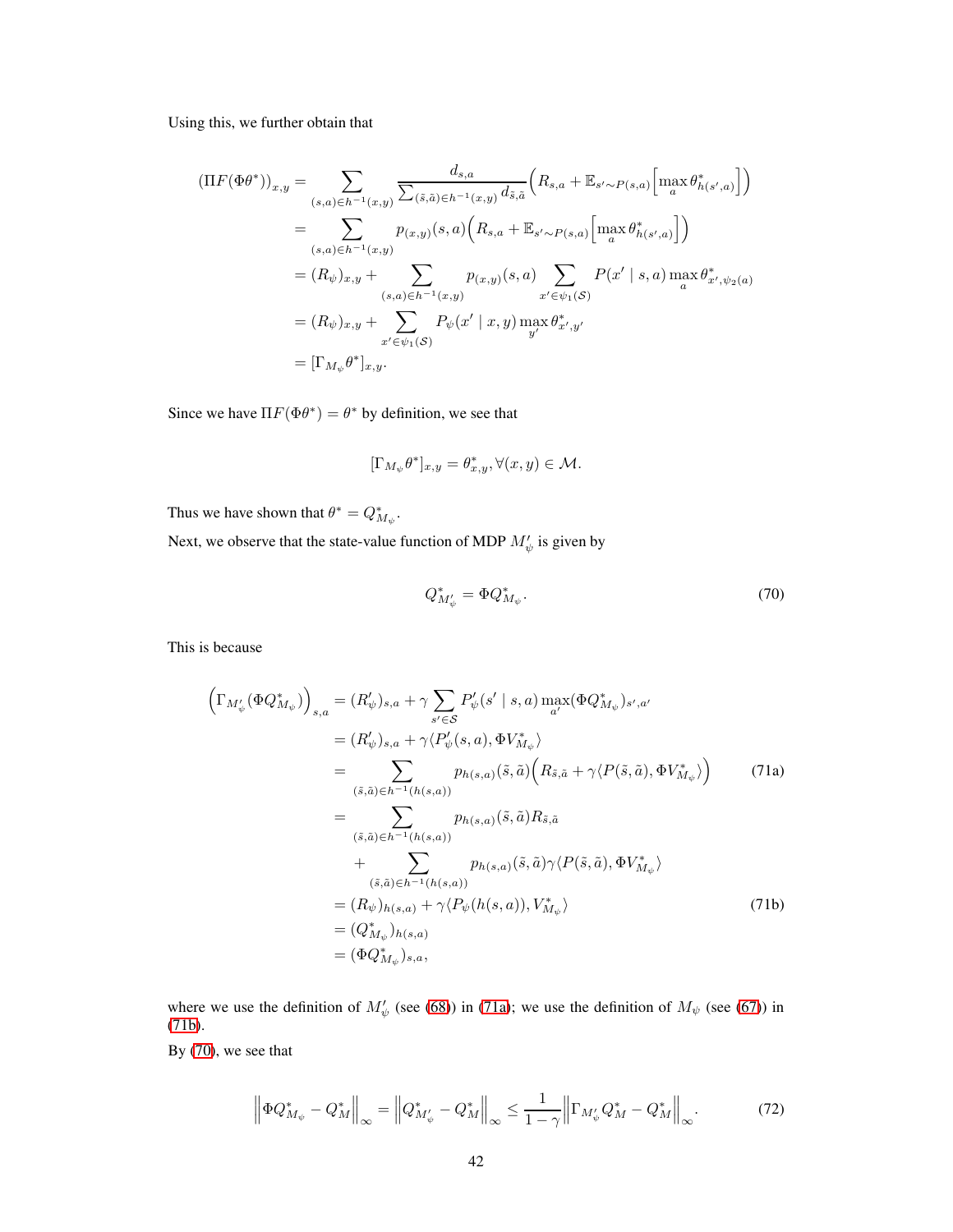Using this, we further obtain that

$$
\begin{aligned}
(\Pi F(\Phi\theta^*))_{x,y} &= \sum_{(s,a)\in h^{-1}(x,y)} \frac{d_{s,a}}{\sum_{(\tilde{s},\tilde{a})\in h^{-1}(x,y)} d_{\tilde{s},\tilde{a}}} \Big( R_{s,a} + \mathbb{E}_{s'\sim P(s,a)}\Big[\max_a \theta^*_{h(s',a)}\Big]\Big) \\
&= \sum_{(s,a)\in h^{-1}(x,y)} p_{(x,y)}(s,a)\Big( R_{s,a} + \mathbb{E}_{s'\sim P(s,a)}\Big[\max_a \theta^*_{h(s',a)}\Big]\Big) \\
&= (R_\psi)_{x,y} + \sum_{(s,a)\in h^{-1}(x,y)} p_{(x,y)}(s,a) \sum_{x'\in\psi_1(\mathcal{S})} P(x' \mid s,a) \max_a \theta^*_{x',\psi_2(a)} \\
&= (R_\psi)_{x,y} + \sum_{x'\in\psi_1(\mathcal{S})} P_\psi(x' \mid x,y) \max_{y'} \theta^*_{x',y'} \\
&= [\Gamma_{M_\psi}\theta^*]_{x,y}.
\end{aligned}
$$

Since we have $\Pi F(\Phi\theta^*) = \theta^*$ by definition, we see that

$$
[\Gamma_{M_\psi}\theta^*]_{x,y} = \theta^*_{x,y}, \forall (x,y) \in \mathcal{M}.
$$

Thus we have shown that $\theta^* = Q^*_{M_\psi}$.

Next, we observe that the state-value function of MDP $M'_\psi$ is given by

$$
Q^*_{M'_\psi} = \Phi Q^*_{M_\psi}. \tag{70}
$$

This is because

$$
\begin{aligned}
\Big(\Gamma_{M'_\psi}(\Phi Q^*_{M_\psi})\Big)_{s,a} &= (R'_\psi)_{s,a} + \gamma \sum_{s'\in\mathcal{S}} P'_\psi(s' \mid s,a) \max_{a'} (\Phi Q^*_{M_\psi})_{s',a'} \\
&= (R'_\psi)_{s,a} + \gamma \langle P'_\psi(s,a), \Phi V^*_{M_\psi}\rangle \\
&= \sum_{(\tilde{s},\tilde{a})\in h^{-1}(h(s,a))} p_{h(s,a)}(\tilde{s},\tilde{a}) \Big( R_{\tilde{s},\tilde{a}} + \gamma\langle P(\tilde{s},\tilde{a}), \Phi V^*_{M_\psi}\rangle\Big) \qquad \text{(71a)} \\
&= \sum_{(\tilde{s},\tilde{a})\in h^{-1}(h(s,a))} p_{h(s,a)}(\tilde{s},\tilde{a}) R_{\tilde{s},\tilde{a}} \\
&\quad + \sum_{(\tilde{s},\tilde{a})\in h^{-1}(h(s,a))} p_{h(s,a)}(\tilde{s},\tilde{a}) \gamma \langle P(\tilde{s},\tilde{a}), \Phi V^*_{M_\psi}\rangle \\
&= (R_\psi)_{h(s,a)} + \gamma \langle P_\psi(h(s,a)), V^*_{M_\psi}\rangle \qquad \text{(71b)} \\
&= (Q^*_{M_\psi})_{h(s,a)} \\
&= (\Phi Q^*_{M_\psi})_{s,a},
\end{aligned}
$$

where we use the definition of $M'_\psi$ (see (68)) in (71a); we use the definition of $M_\psi$ (see (67)) in (71b).

By (70), we see that

$$
\Big\| \Phi Q^*_{M_\psi} - Q^*_M \Big\|_\infty = \Big\| Q^*_{M'_\psi} - Q^*_M \Big\|_\infty \le \frac{1}{1-\gamma} \Big\| \Gamma_{M'_\psi} Q^*_M - Q^*_M \Big\|_\infty. \tag{72}
$$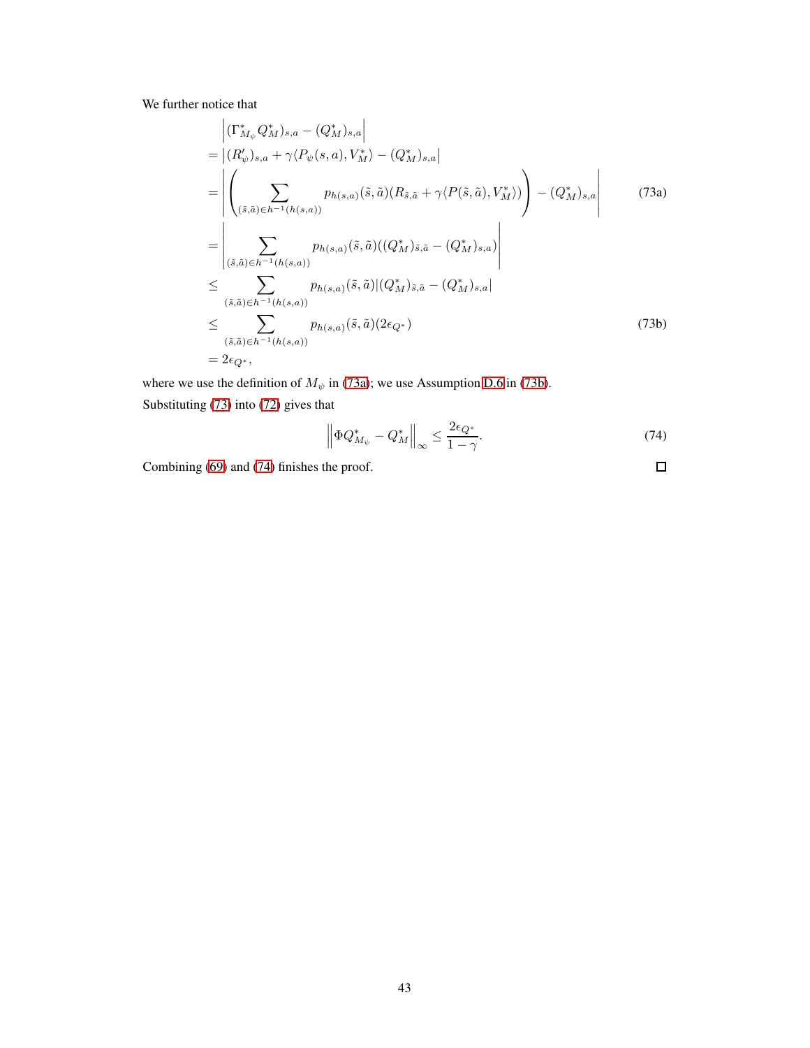We further notice that

$$
\begin{aligned}
& \left|(\Gamma^*_{M_\psi} Q^*_M)_{s,a} - (Q^*_M)_{s,a}\right| \\
&= \left|(R'_\psi)_{s,a} + \gamma\langle P_\psi(s,a), V^*_M\rangle - (Q^*_M)_{s,a}\right| \\
&= \left|\left(\sum_{(\tilde{s},\tilde{a})\in h^{-1}(h(s,a))} p_{h(s,a)}(\tilde{s},\tilde{a})(R_{\tilde{s},\tilde{a}} + \gamma\langle P(\tilde{s},\tilde{a}), V^*_M\rangle)\right) - (Q^*_M)_{s,a}\right| \qquad (73a) \\
&= \left|\sum_{(\tilde{s},\tilde{a})\in h^{-1}(h(s,a))} p_{h(s,a)}(\tilde{s},\tilde{a})((Q^*_M)_{\tilde{s},\tilde{a}} - (Q^*_M)_{s,a})\right| \\
&\le \sum_{(\tilde{s},\tilde{a})\in h^{-1}(h(s,a))} p_{h(s,a)}(\tilde{s},\tilde{a})\left|(Q^*_M)_{\tilde{s},\tilde{a}} - (Q^*_M)_{s,a}\right| \\
&\le \sum_{(\tilde{s},\tilde{a})\in h^{-1}(h(s,a))} p_{h(s,a)}(\tilde{s},\tilde{a})(2\epsilon_{Q^*}) \qquad (73b) \\
&= 2\epsilon_{Q^*},
\end{aligned}
$$

where we use the definition of $M_\psi$ in (73a); we use Assumption D.6 in (73b).
Substituting (73) into (72) gives that

$$
\left\|\Phi Q^*_{M_\psi} - Q^*_M\right\|_\infty \le \frac{2\epsilon_{Q^*}}{1-\gamma}. \qquad (74)
$$

Combining (69) and (74) finishes the proof. □